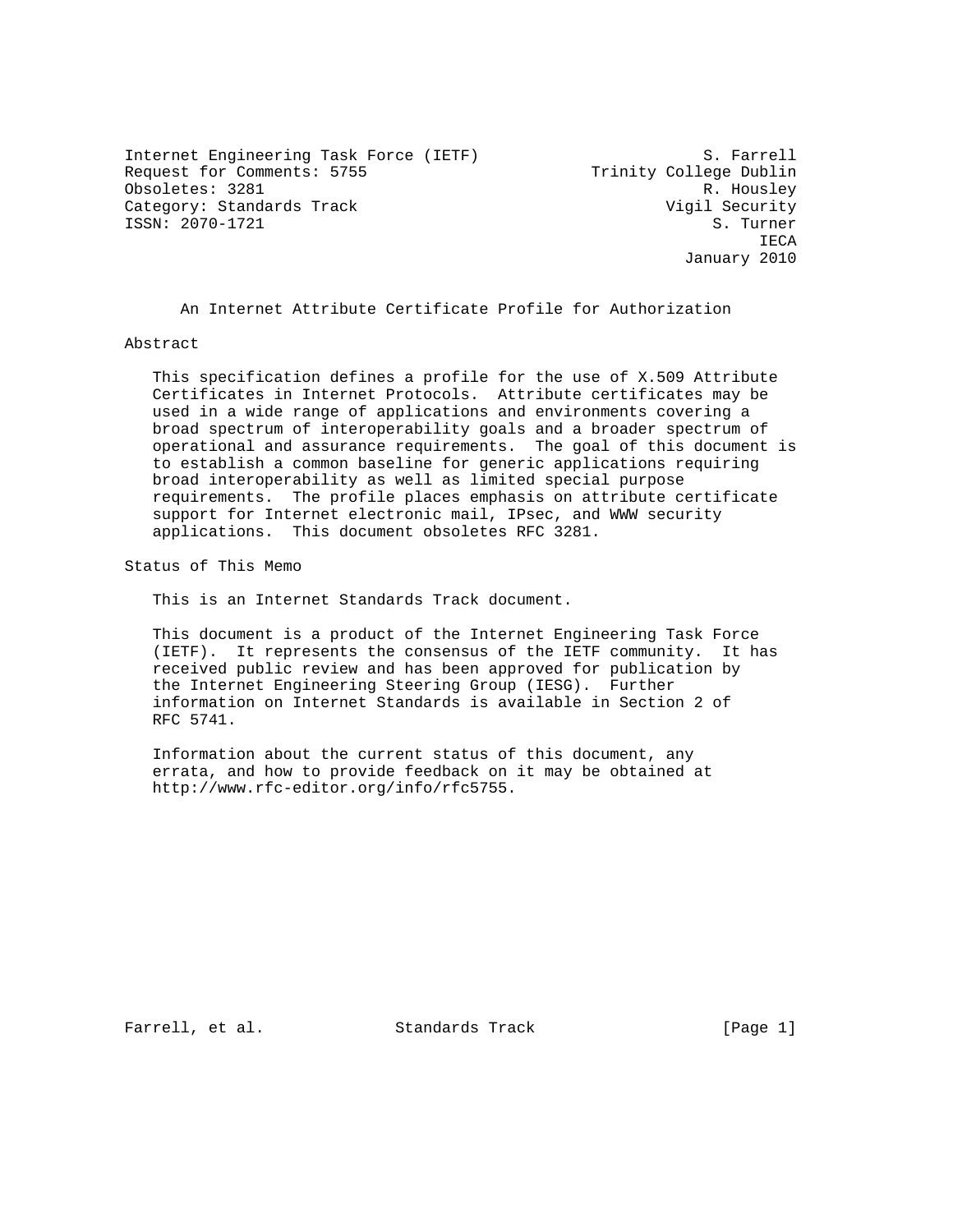Internet Engineering Task Force (IETF) S. Farrell
Request for Comments: 5755 Trinity College Dublin
Obsoletes: 3281 R. Housley
Category: Standards Track Vigil Security
ISSN: 2070-1721 S. Turner
IECA
January 2010

# An Internet Attribute Certificate Profile for Authorization

## Abstract

This specification defines a profile for the use of X.509 Attribute Certificates in Internet Protocols. Attribute certificates may be used in a wide range of applications and environments covering a broad spectrum of interoperability goals and a broader spectrum of operational and assurance requirements. The goal of this document is to establish a common baseline for generic applications requiring broad interoperability as well as limited special purpose requirements. The profile places emphasis on attribute certificate support for Internet electronic mail, IPsec, and WWW security applications. This document obsoletes RFC 3281.

## Status of This Memo

This is an Internet Standards Track document.

This document is a product of the Internet Engineering Task Force (IETF). It represents the consensus of the IETF community. It has received public review and has been approved for publication by the Internet Engineering Steering Group (IESG). Further information on Internet Standards is available in Section 2 of RFC 5741.

Information about the current status of this document, any errata, and how to provide feedback on it may be obtained at http://www.rfc-editor.org/info/rfc5755.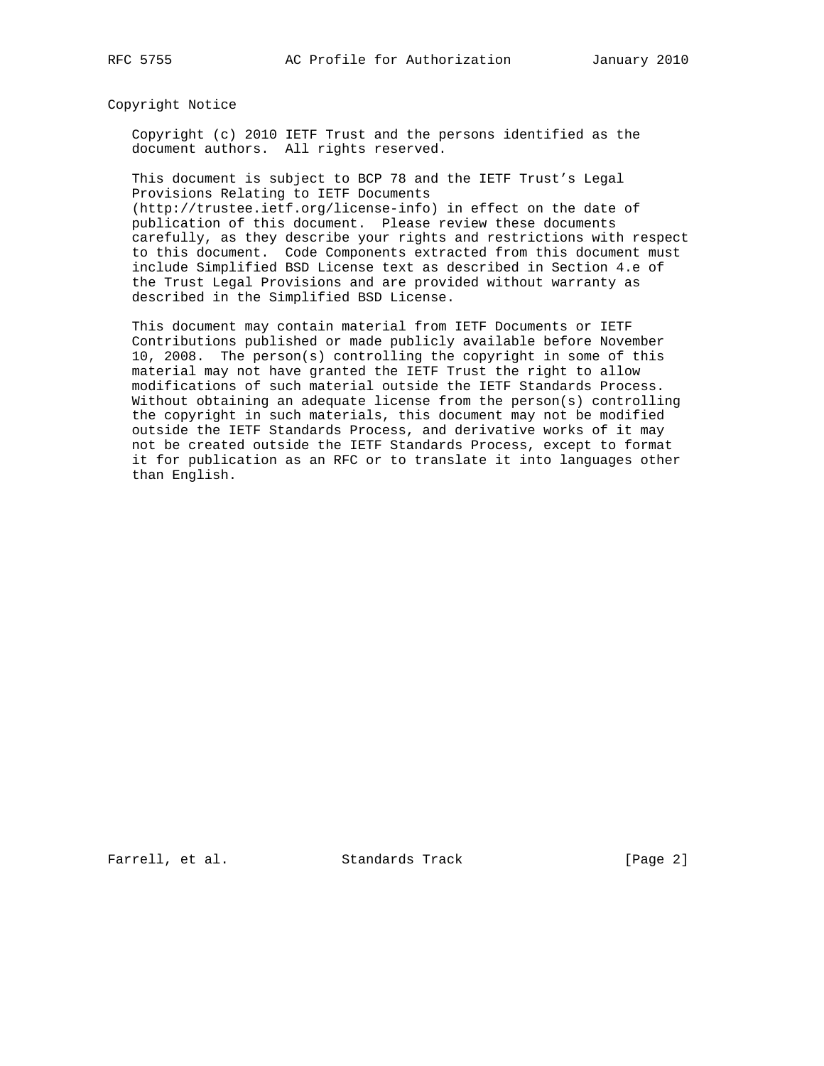## Copyright Notice

Copyright (c) 2010 IETF Trust and the persons identified as the document authors. All rights reserved.

This document is subject to BCP 78 and the IETF Trust's Legal Provisions Relating to IETF Documents (http://trustee.ietf.org/license-info) in effect on the date of publication of this document. Please review these documents carefully, as they describe your rights and restrictions with respect to this document. Code Components extracted from this document must include Simplified BSD License text as described in Section 4.e of the Trust Legal Provisions and are provided without warranty as described in the Simplified BSD License.

This document may contain material from IETF Documents or IETF Contributions published or made publicly available before November 10, 2008. The person(s) controlling the copyright in some of this material may not have granted the IETF Trust the right to allow modifications of such material outside the IETF Standards Process. Without obtaining an adequate license from the person(s) controlling the copyright in such materials, this document may not be modified outside the IETF Standards Process, and derivative works of it may not be created outside the IETF Standards Process, except to format it for publication as an RFC or to translate it into languages other than English.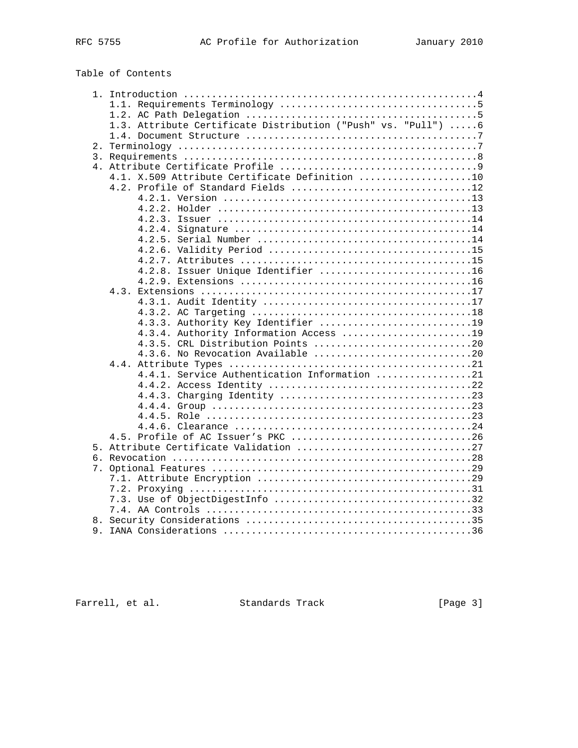Table of Contents

```
   1. Introduction ....................................................4
      1.1. Requirements Terminology ...................................5
      1.2. AC Path Delegation .........................................5
      1.3. Attribute Certificate Distribution ("Push" vs. "Pull") .....6
      1.4. Document Structure .........................................7
   2. Terminology .....................................................7
   3. Requirements ....................................................8
   4. Attribute Certificate Profile ...................................9
      4.1. X.509 Attribute Certificate Definition ....................10
      4.2. Profile of Standard Fields ................................12
           4.2.1. Version ............................................13
           4.2.2. Holder .............................................13
           4.2.3. Issuer .............................................14
           4.2.4. Signature ..........................................14
           4.2.5. Serial Number ......................................14
           4.2.6. Validity Period ....................................15
           4.2.7. Attributes .........................................15
           4.2.8. Issuer Unique Identifier ...........................16
           4.2.9. Extensions .........................................16
      4.3. Extensions ................................................17
           4.3.1. Audit Identity .....................................17
           4.3.2. AC Targeting .......................................18
           4.3.3. Authority Key Identifier ...........................19
           4.3.4. Authority Information Access .......................19
           4.3.5. CRL Distribution Points ............................20
           4.3.6. No Revocation Available ............................20
      4.4. Attribute Types ...........................................21
           4.4.1. Service Authentication Information .................21
           4.4.2. Access Identity ....................................22
           4.4.3. Charging Identity ..................................23
           4.4.4. Group ..............................................23
           4.4.5. Role ...............................................23
           4.4.6. Clearance ..........................................24
      4.5. Profile of AC Issuer's PKC ................................26
   5. Attribute Certificate Validation ...............................27
   6. Revocation .....................................................28
   7. Optional Features ..............................................29
      7.1. Attribute Encryption ......................................29
      7.2. Proxying ..................................................31
      7.3. Use of ObjectDigestInfo ...................................32
      7.4. AA Controls ...............................................33
   8. Security Considerations ........................................35
   9. IANA Considerations ............................................36
```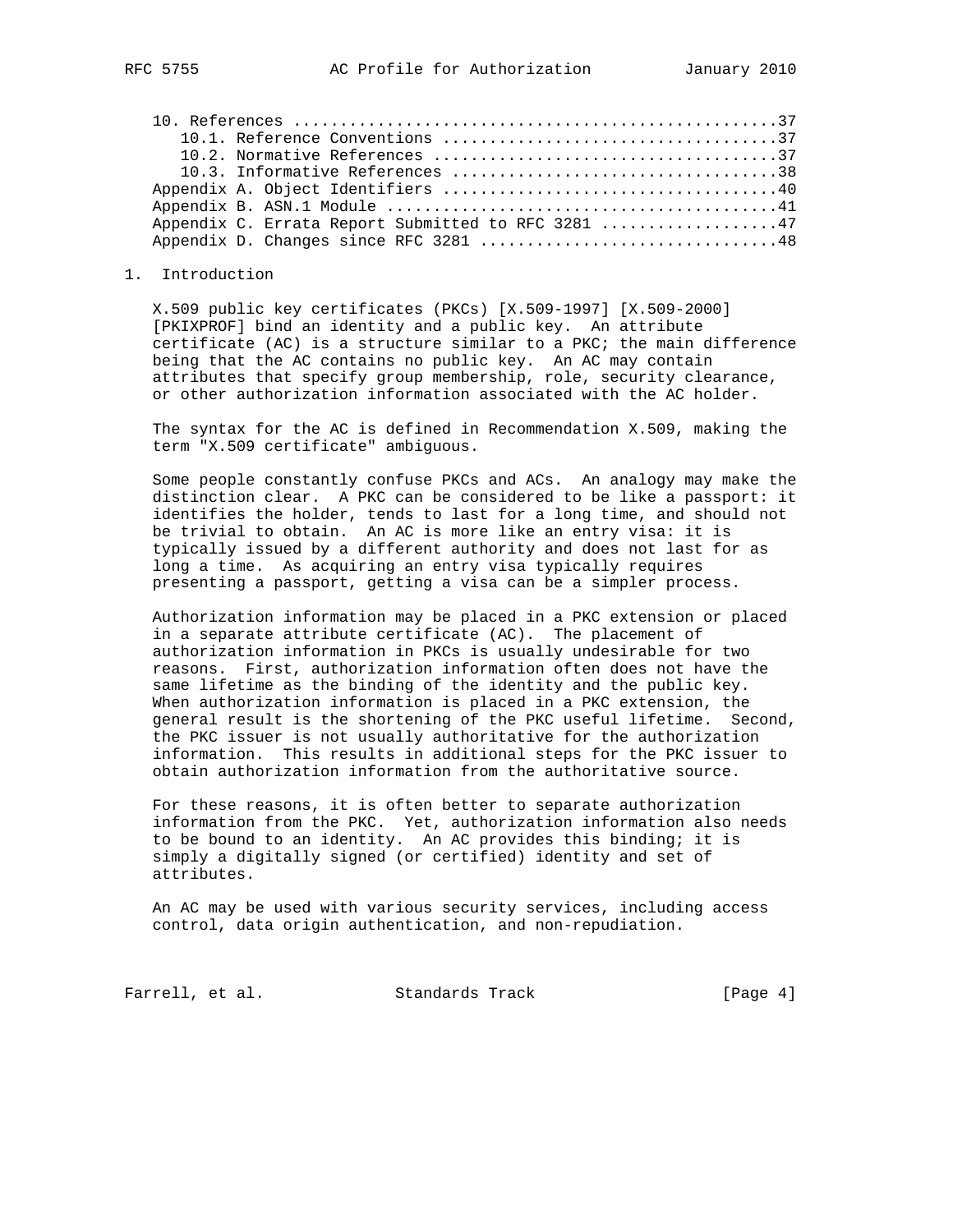```
   10. References ...................................................37
      10.1. Reference Conventions ...................................37
      10.2. Normative References ....................................37
      10.3. Informative References ..................................38
   Appendix A. Object Identifiers ...................................40
   Appendix B. ASN.1 Module .........................................41
   Appendix C. Errata Report Submitted to RFC 3281 ..................47
   Appendix D. Changes since RFC 3281 ...............................48
```

## 1. Introduction

X.509 public key certificates (PKCs) [X.509-1997] [X.509-2000] [PKIXPROF] bind an identity and a public key. An attribute certificate (AC) is a structure similar to a PKC; the main difference being that the AC contains no public key. An AC may contain attributes that specify group membership, role, security clearance, or other authorization information associated with the AC holder.

The syntax for the AC is defined in Recommendation X.509, making the term "X.509 certificate" ambiguous.

Some people constantly confuse PKCs and ACs. An analogy may make the distinction clear. A PKC can be considered to be like a passport: it identifies the holder, tends to last for a long time, and should not be trivial to obtain. An AC is more like an entry visa: it is typically issued by a different authority and does not last for as long a time. As acquiring an entry visa typically requires presenting a passport, getting a visa can be a simpler process.

Authorization information may be placed in a PKC extension or placed in a separate attribute certificate (AC). The placement of authorization information in PKCs is usually undesirable for two reasons. First, authorization information often does not have the same lifetime as the binding of the identity and the public key. When authorization information is placed in a PKC extension, the general result is the shortening of the PKC useful lifetime. Second, the PKC issuer is not usually authoritative for the authorization information. This results in additional steps for the PKC issuer to obtain authorization information from the authoritative source.

For these reasons, it is often better to separate authorization information from the PKC. Yet, authorization information also needs to be bound to an identity. An AC provides this binding; it is simply a digitally signed (or certified) identity and set of attributes.

An AC may be used with various security services, including access control, data origin authentication, and non-repudiation.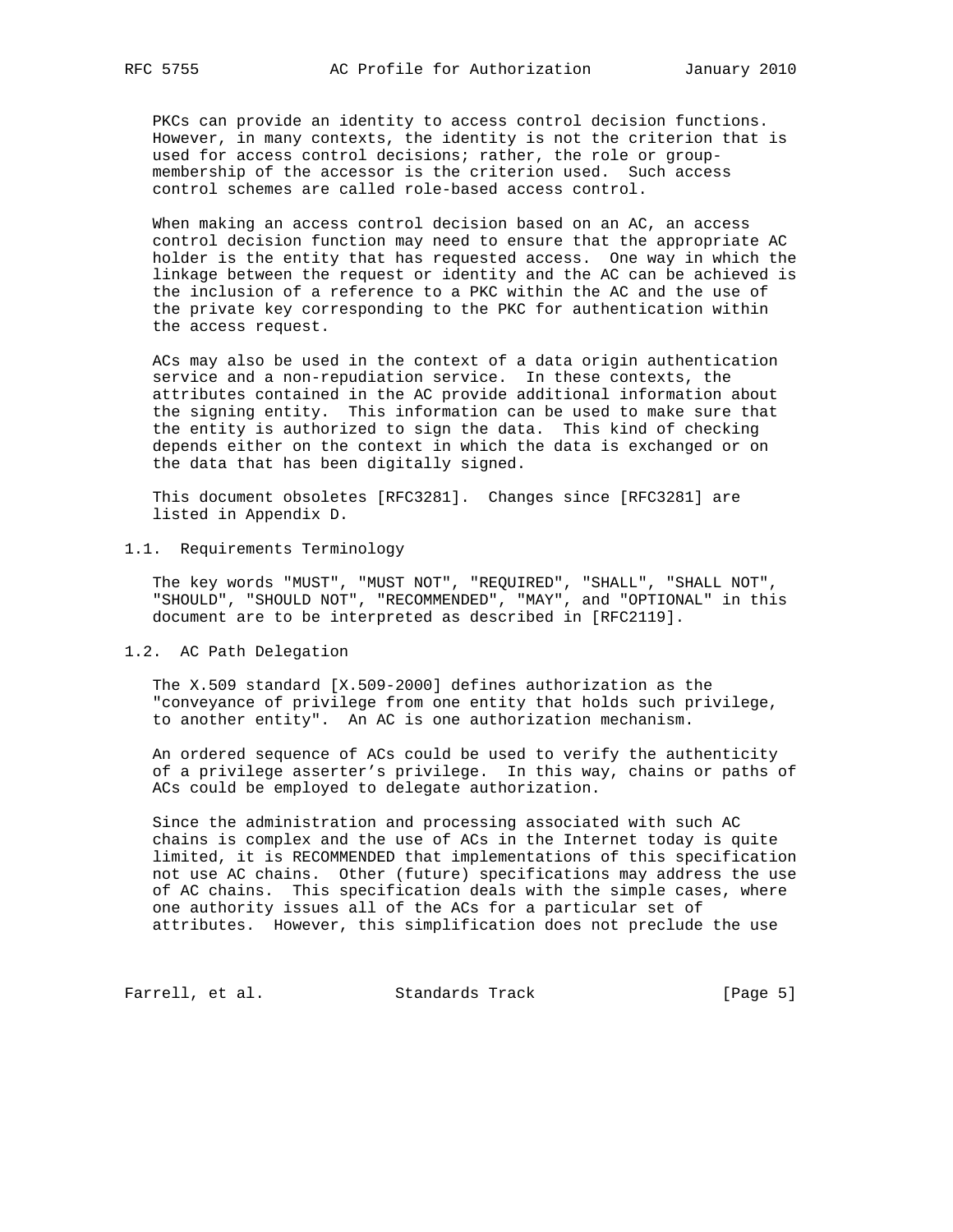PKCs can provide an identity to access control decision functions. However, in many contexts, the identity is not the criterion that is used for access control decisions; rather, the role or group-membership of the accessor is the criterion used. Such access control schemes are called role-based access control.

When making an access control decision based on an AC, an access control decision function may need to ensure that the appropriate AC holder is the entity that has requested access. One way in which the linkage between the request or identity and the AC can be achieved is the inclusion of a reference to a PKC within the AC and the use of the private key corresponding to the PKC for authentication within the access request.

ACs may also be used in the context of a data origin authentication service and a non-repudiation service. In these contexts, the attributes contained in the AC provide additional information about the signing entity. This information can be used to make sure that the entity is authorized to sign the data. This kind of checking depends either on the context in which the data is exchanged or on the data that has been digitally signed.

This document obsoletes [RFC3281]. Changes since [RFC3281] are listed in Appendix D.

## 1.1. Requirements Terminology

The key words "MUST", "MUST NOT", "REQUIRED", "SHALL", "SHALL NOT", "SHOULD", "SHOULD NOT", "RECOMMENDED", "MAY", and "OPTIONAL" in this document are to be interpreted as described in [RFC2119].

## 1.2. AC Path Delegation

The X.509 standard [X.509-2000] defines authorization as the "conveyance of privilege from one entity that holds such privilege, to another entity". An AC is one authorization mechanism.

An ordered sequence of ACs could be used to verify the authenticity of a privilege asserter's privilege. In this way, chains or paths of ACs could be employed to delegate authorization.

Since the administration and processing associated with such AC chains is complex and the use of ACs in the Internet today is quite limited, it is RECOMMENDED that implementations of this specification not use AC chains. Other (future) specifications may address the use of AC chains. This specification deals with the simple cases, where one authority issues all of the ACs for a particular set of attributes. However, this simplification does not preclude the use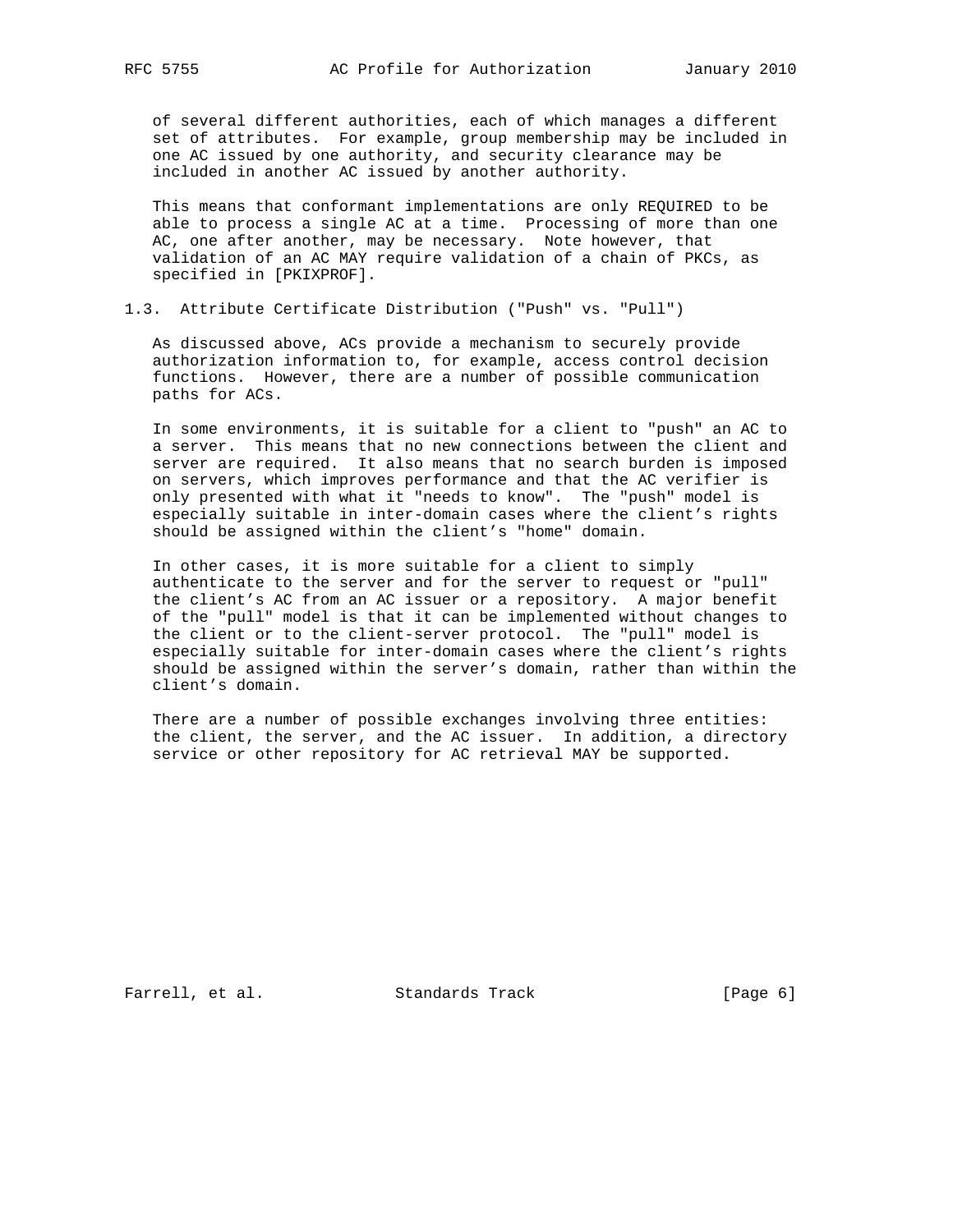of several different authorities, each of which manages a different set of attributes. For example, group membership may be included in one AC issued by one authority, and security clearance may be included in another AC issued by another authority.

This means that conformant implementations are only REQUIRED to be able to process a single AC at a time. Processing of more than one AC, one after another, may be necessary. Note however, that validation of an AC MAY require validation of a chain of PKCs, as specified in [PKIXPROF].

### 1.3. Attribute Certificate Distribution ("Push" vs. "Pull")

As discussed above, ACs provide a mechanism to securely provide authorization information to, for example, access control decision functions. However, there are a number of possible communication paths for ACs.

In some environments, it is suitable for a client to "push" an AC to a server. This means that no new connections between the client and server are required. It also means that no search burden is imposed on servers, which improves performance and that the AC verifier is only presented with what it "needs to know". The "push" model is especially suitable in inter-domain cases where the client's rights should be assigned within the client's "home" domain.

In other cases, it is more suitable for a client to simply authenticate to the server and for the server to request or "pull" the client's AC from an AC issuer or a repository. A major benefit of the "pull" model is that it can be implemented without changes to the client or to the client-server protocol. The "pull" model is especially suitable for inter-domain cases where the client's rights should be assigned within the server's domain, rather than within the client's domain.

There are a number of possible exchanges involving three entities: the client, the server, and the AC issuer. In addition, a directory service or other repository for AC retrieval MAY be supported.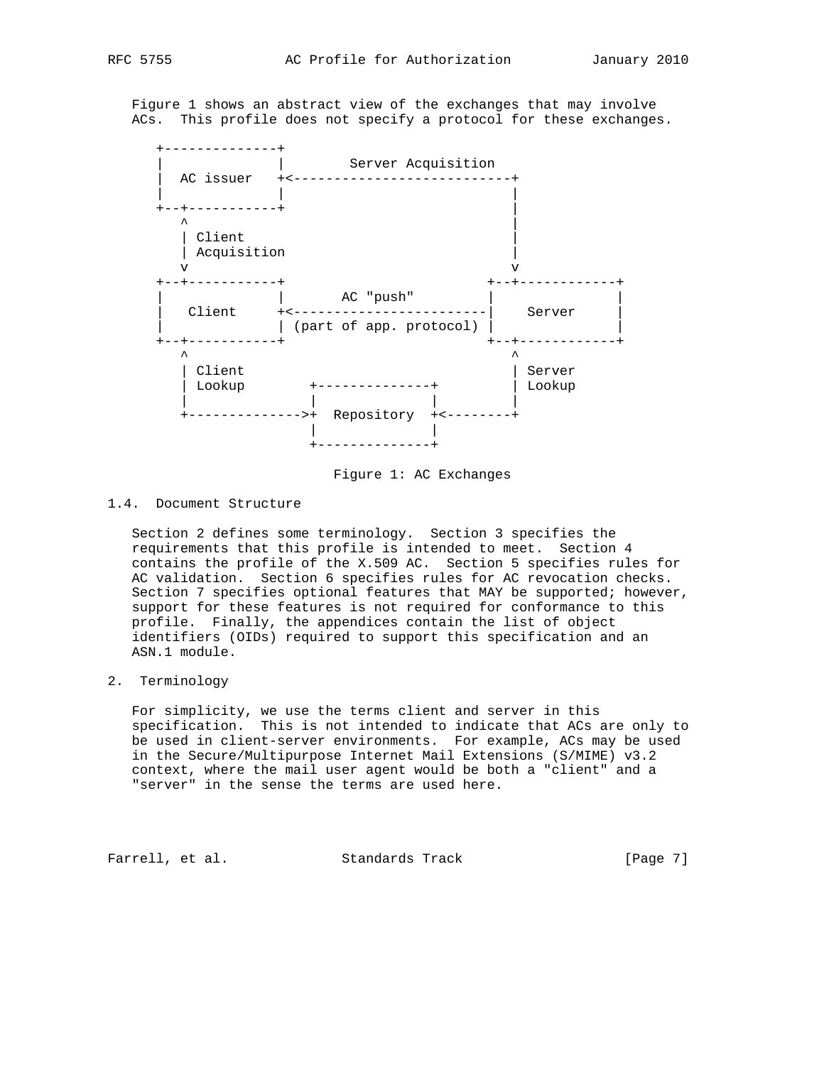Figure 1 shows an abstract view of the exchanges that may involve ACs. This profile does not specify a protocol for these exchanges.

```
 +--------------+
 |              |        Server Acquisition
 |  AC issuer   +<---------------------------+
 |              |                            |
 +--+-----------+                            |
    ^                                        |
    | Client                                 |
    | Acquisition                            |
    v                                        v
 +--+-----------+                         +--+------------+
 |              |       AC "push"         |               |
 |   Client     +<------------------------|    Server     |
 |              | (part of app. protocol) |               |
 +--+-----------+                         +--+------------+
    ^                                        ^
    | Client                                 | Server
    | Lookup        +--------------+         | Lookup
    |               |              |         |
    +-------------->+  Repository  +<--------+
                    |              |
                    +--------------+
```

Figure 1: AC Exchanges

## 1.4. Document Structure

Section 2 defines some terminology. Section 3 specifies the requirements that this profile is intended to meet. Section 4 contains the profile of the X.509 AC. Section 5 specifies rules for AC validation. Section 6 specifies rules for AC revocation checks. Section 7 specifies optional features that MAY be supported; however, support for these features is not required for conformance to this profile. Finally, the appendices contain the list of object identifiers (OIDs) required to support this specification and an ASN.1 module.

# 2. Terminology

For simplicity, we use the terms client and server in this specification. This is not intended to indicate that ACs are only to be used in client-server environments. For example, ACs may be used in the Secure/Multipurpose Internet Mail Extensions (S/MIME) v3.2 context, where the mail user agent would be both a "client" and a "server" in the sense the terms are used here.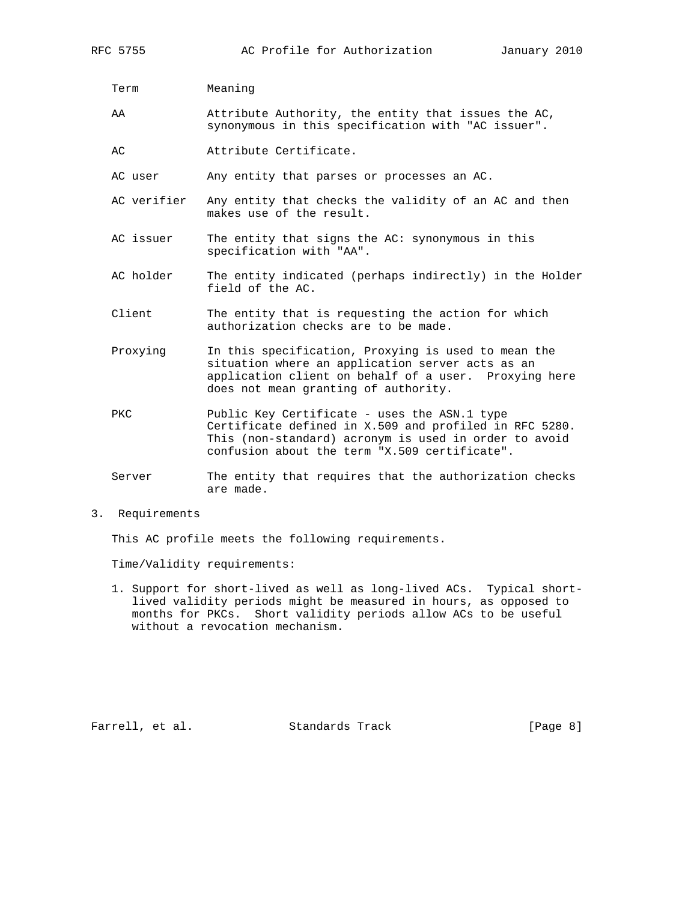| Term | Meaning |
| --- | --- |
| AA | Attribute Authority, the entity that issues the AC, synonymous in this specification with "AC issuer". |
| AC | Attribute Certificate. |
| AC user | Any entity that parses or processes an AC. |
| AC verifier | Any entity that checks the validity of an AC and then makes use of the result. |
| AC issuer | The entity that signs the AC: synonymous in this specification with "AA". |
| AC holder | The entity indicated (perhaps indirectly) in the Holder field of the AC. |
| Client | The entity that is requesting the action for which authorization checks are to be made. |
| Proxying | In this specification, Proxying is used to mean the situation where an application server acts as an application client on behalf of a user. Proxying here does not mean granting of authority. |
| PKC | Public Key Certificate - uses the ASN.1 type Certificate defined in X.509 and profiled in RFC 5280. This (non-standard) acronym is used in order to avoid confusion about the term "X.509 certificate". |
| Server | The entity that requires that the authorization checks are made. |

## 3. Requirements

This AC profile meets the following requirements.

Time/Validity requirements:

1. Support for short-lived as well as long-lived ACs. Typical short-lived validity periods might be measured in hours, as opposed to months for PKCs. Short validity periods allow ACs to be useful without a revocation mechanism.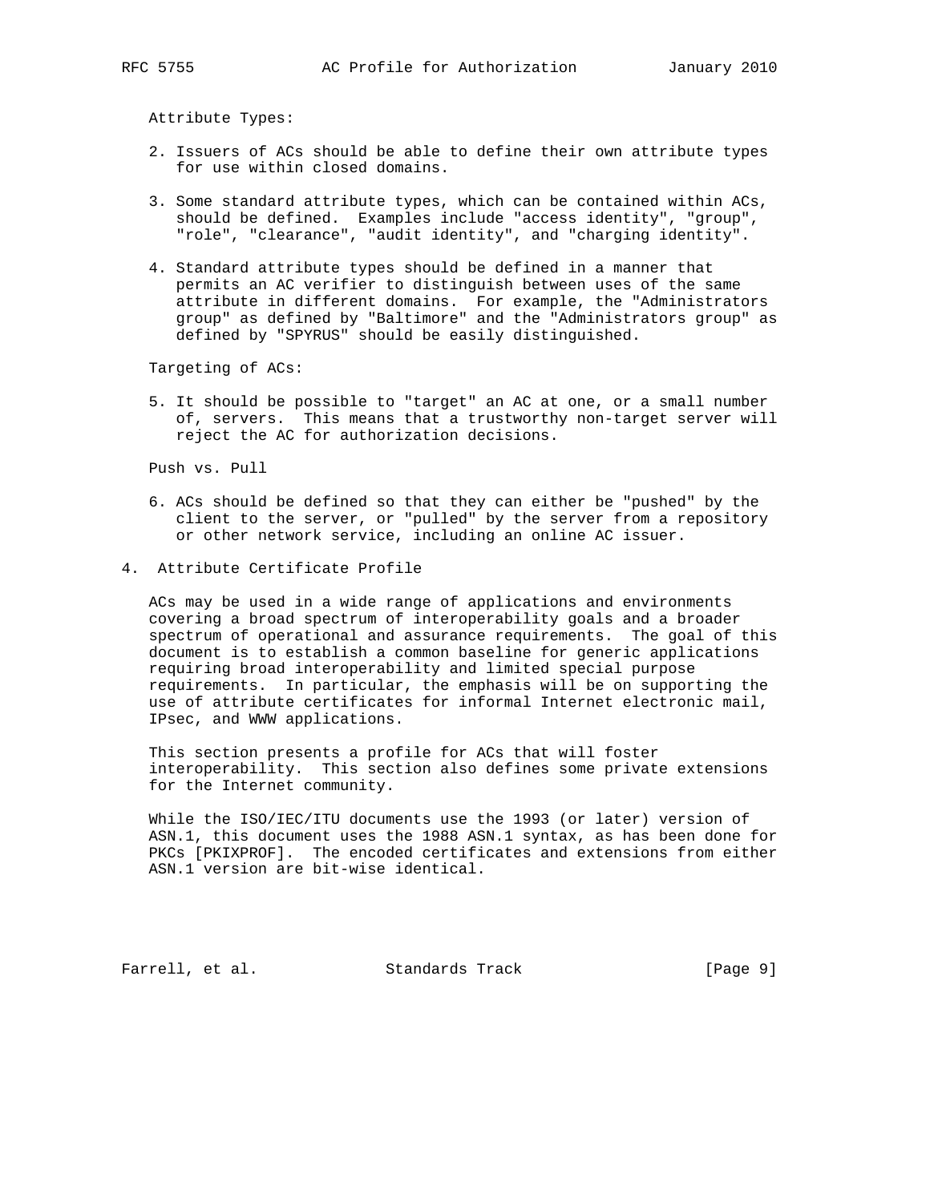Attribute Types:

2. Issuers of ACs should be able to define their own attribute types for use within closed domains.

3. Some standard attribute types, which can be contained within ACs, should be defined. Examples include "access identity", "group", "role", "clearance", "audit identity", and "charging identity".

4. Standard attribute types should be defined in a manner that permits an AC verifier to distinguish between uses of the same attribute in different domains. For example, the "Administrators group" as defined by "Baltimore" and the "Administrators group" as defined by "SPYRUS" should be easily distinguished.

Targeting of ACs:

5. It should be possible to "target" an AC at one, or a small number of, servers. This means that a trustworthy non-target server will reject the AC for authorization decisions.

Push vs. Pull

6. ACs should be defined so that they can either be "pushed" by the client to the server, or "pulled" by the server from a repository or other network service, including an online AC issuer.

## 4. Attribute Certificate Profile

ACs may be used in a wide range of applications and environments covering a broad spectrum of interoperability goals and a broader spectrum of operational and assurance requirements. The goal of this document is to establish a common baseline for generic applications requiring broad interoperability and limited special purpose requirements. In particular, the emphasis will be on supporting the use of attribute certificates for informal Internet electronic mail, IPsec, and WWW applications.

This section presents a profile for ACs that will foster interoperability. This section also defines some private extensions for the Internet community.

While the ISO/IEC/ITU documents use the 1993 (or later) version of ASN.1, this document uses the 1988 ASN.1 syntax, as has been done for PKCs [PKIXPROF]. The encoded certificates and extensions from either ASN.1 version are bit-wise identical.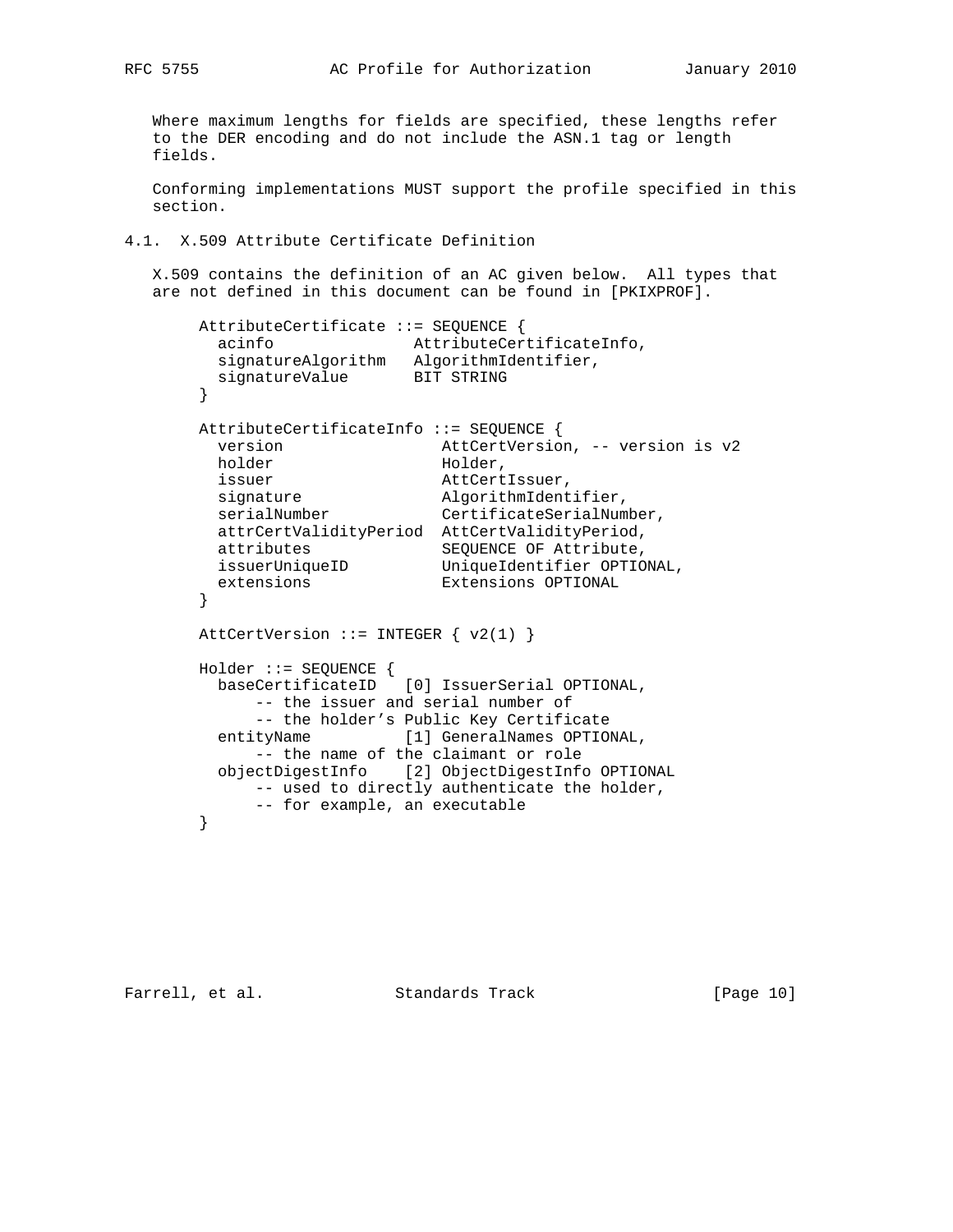Where maximum lengths for fields are specified, these lengths refer to the DER encoding and do not include the ASN.1 tag or length fields.

Conforming implementations MUST support the profile specified in this section.

## 4.1. X.509 Attribute Certificate Definition

X.509 contains the definition of an AC given below. All types that are not defined in this document can be found in [PKIXPROF].

```
AttributeCertificate ::= SEQUENCE {
  acinfo               AttributeCertificateInfo,
  signatureAlgorithm   AlgorithmIdentifier,
  signatureValue       BIT STRING
}

AttributeCertificateInfo ::= SEQUENCE {
  version                 AttCertVersion, -- version is v2
  holder                  Holder,
  issuer                  AttCertIssuer,
  signature               AlgorithmIdentifier,
  serialNumber            CertificateSerialNumber,
  attrCertValidityPeriod  AttCertValidityPeriod,
  attributes              SEQUENCE OF Attribute,
  issuerUniqueID          UniqueIdentifier OPTIONAL,
  extensions              Extensions OPTIONAL
}

AttCertVersion ::= INTEGER { v2(1) }

Holder ::= SEQUENCE {
  baseCertificateID   [0] IssuerSerial OPTIONAL,
      -- the issuer and serial number of
      -- the holder's Public Key Certificate
  entityName          [1] GeneralNames OPTIONAL,
      -- the name of the claimant or role
  objectDigestInfo    [2] ObjectDigestInfo OPTIONAL
      -- used to directly authenticate the holder,
      -- for example, an executable
}
```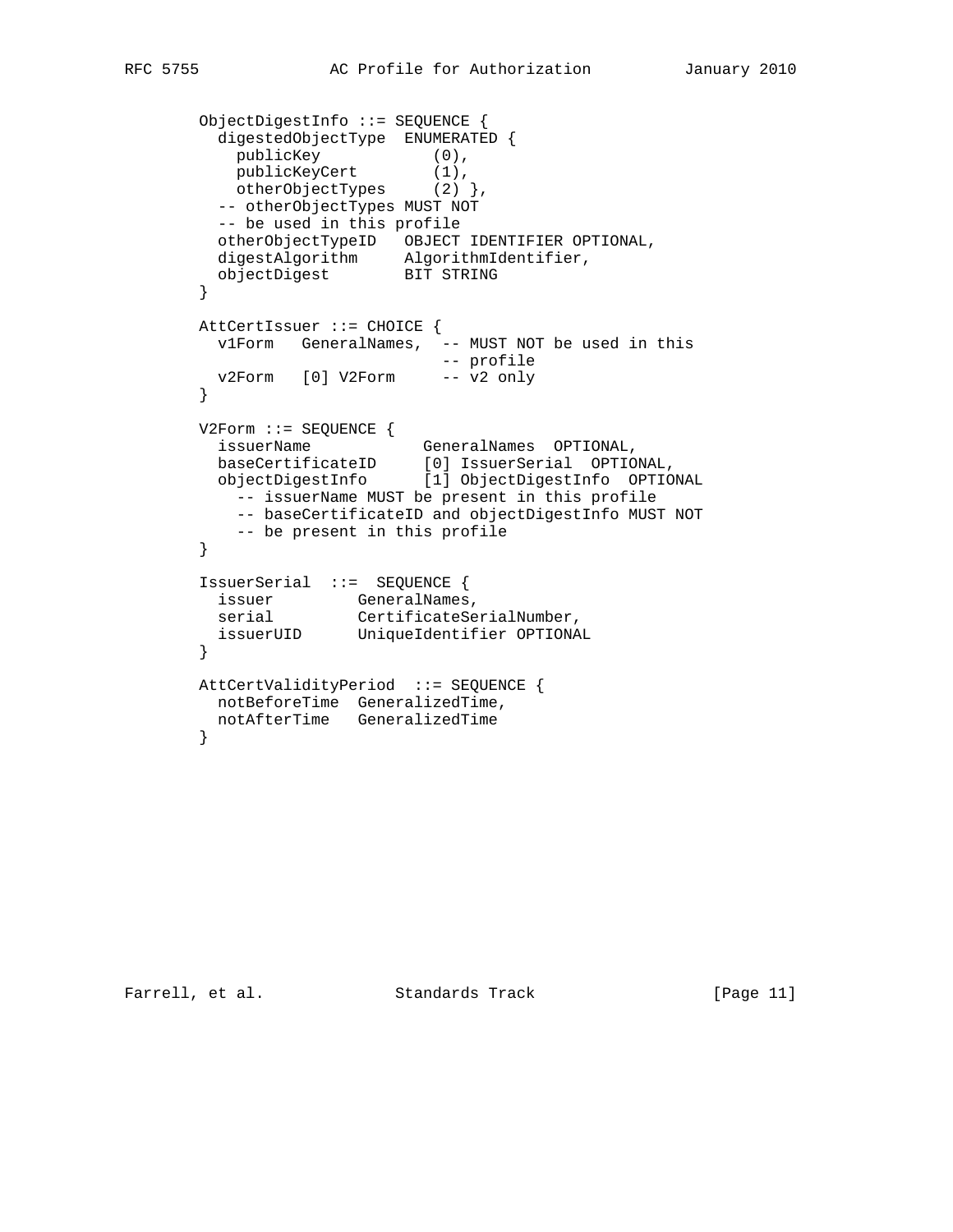```
ObjectDigestInfo ::= SEQUENCE {
  digestedObjectType  ENUMERATED {
    publicKey            (0),
    publicKeyCert        (1),
    otherObjectTypes     (2) },
  -- otherObjectTypes MUST NOT
  -- be used in this profile
  otherObjectTypeID   OBJECT IDENTIFIER OPTIONAL,
  digestAlgorithm     AlgorithmIdentifier,
  objectDigest        BIT STRING
}

AttCertIssuer ::= CHOICE {
  v1Form   GeneralNames,  -- MUST NOT be used in this
                          -- profile
  v2Form   [0] V2Form     -- v2 only
}

V2Form ::= SEQUENCE {
  issuerName            GeneralNames  OPTIONAL,
  baseCertificateID     [0] IssuerSerial  OPTIONAL,
  objectDigestInfo      [1] ObjectDigestInfo  OPTIONAL
    -- issuerName MUST be present in this profile
    -- baseCertificateID and objectDigestInfo MUST NOT
    -- be present in this profile
}

IssuerSerial  ::=  SEQUENCE {
  issuer         GeneralNames,
  serial         CertificateSerialNumber,
  issuerUID      UniqueIdentifier OPTIONAL
}

AttCertValidityPeriod  ::= SEQUENCE {
  notBeforeTime  GeneralizedTime,
  notAfterTime   GeneralizedTime
}
```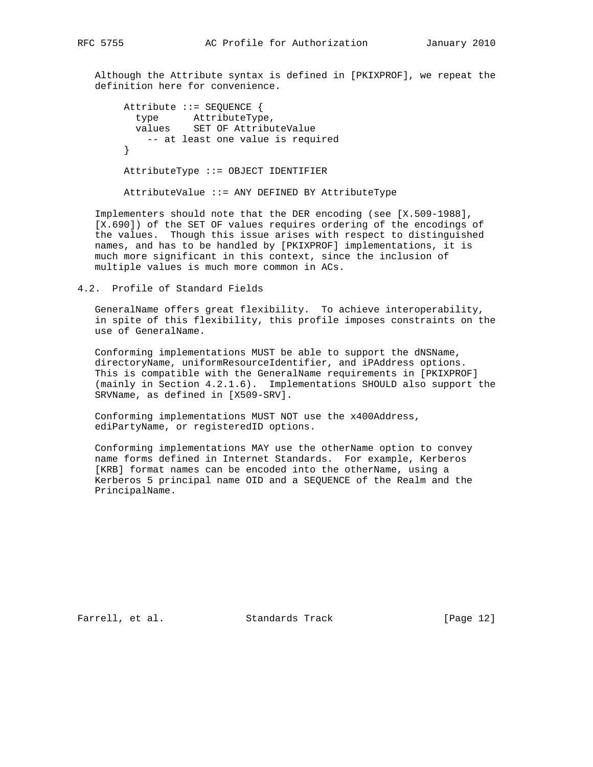Although the Attribute syntax is defined in [PKIXPROF], we repeat the definition here for convenience.

```
Attribute ::= SEQUENCE {
  type      AttributeType,
  values    SET OF AttributeValue
    -- at least one value is required
}

AttributeType ::= OBJECT IDENTIFIER

AttributeValue ::= ANY DEFINED BY AttributeType
```

Implementers should note that the DER encoding (see [X.509-1988], [X.690]) of the SET OF values requires ordering of the encodings of the values. Though this issue arises with respect to distinguished names, and has to be handled by [PKIXPROF] implementations, it is much more significant in this context, since the inclusion of multiple values is much more common in ACs.

## 4.2. Profile of Standard Fields

GeneralName offers great flexibility. To achieve interoperability, in spite of this flexibility, this profile imposes constraints on the use of GeneralName.

Conforming implementations MUST be able to support the dNSName, directoryName, uniformResourceIdentifier, and iPAddress options. This is compatible with the GeneralName requirements in [PKIXPROF] (mainly in Section 4.2.1.6). Implementations SHOULD also support the SRVName, as defined in [X509-SRV].

Conforming implementations MUST NOT use the x400Address, ediPartyName, or registeredID options.

Conforming implementations MAY use the otherName option to convey name forms defined in Internet Standards. For example, Kerberos [KRB] format names can be encoded into the otherName, using a Kerberos 5 principal name OID and a SEQUENCE of the Realm and the PrincipalName.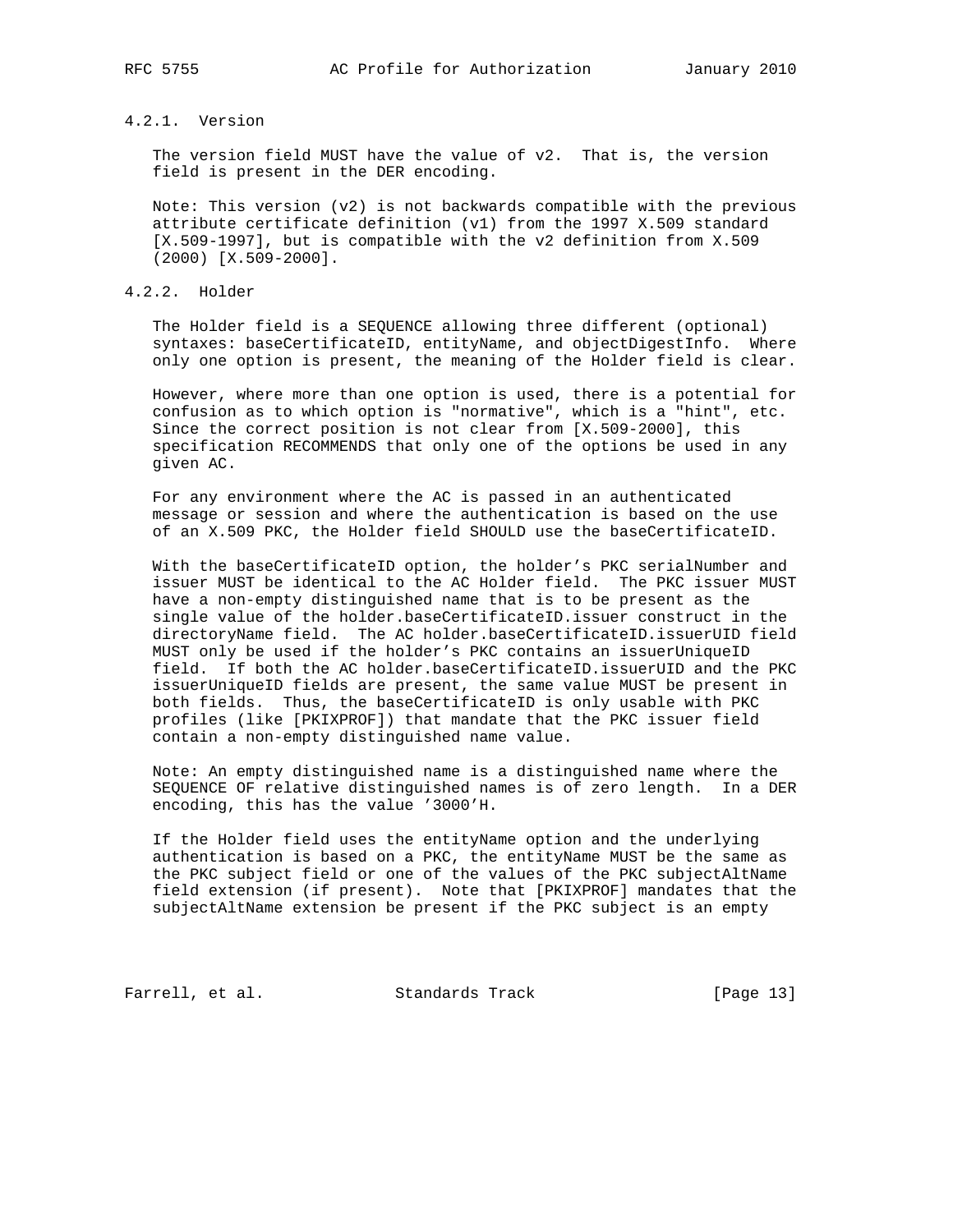#### 4.2.1. Version

The version field MUST have the value of v2. That is, the version field is present in the DER encoding.

Note: This version (v2) is not backwards compatible with the previous attribute certificate definition (v1) from the 1997 X.509 standard [X.509-1997], but is compatible with the v2 definition from X.509 (2000) [X.509-2000].

#### 4.2.2. Holder

The Holder field is a SEQUENCE allowing three different (optional) syntaxes: baseCertificateID, entityName, and objectDigestInfo. Where only one option is present, the meaning of the Holder field is clear.

However, where more than one option is used, there is a potential for confusion as to which option is "normative", which is a "hint", etc. Since the correct position is not clear from [X.509-2000], this specification RECOMMENDS that only one of the options be used in any given AC.

For any environment where the AC is passed in an authenticated message or session and where the authentication is based on the use of an X.509 PKC, the Holder field SHOULD use the baseCertificateID.

With the baseCertificateID option, the holder's PKC serialNumber and issuer MUST be identical to the AC Holder field. The PKC issuer MUST have a non-empty distinguished name that is to be present as the single value of the holder.baseCertificateID.issuer construct in the directoryName field. The AC holder.baseCertificateID.issuerUID field MUST only be used if the holder's PKC contains an issuerUniqueID field. If both the AC holder.baseCertificateID.issuerUID and the PKC issuerUniqueID fields are present, the same value MUST be present in both fields. Thus, the baseCertificateID is only usable with PKC profiles (like [PKIXPROF]) that mandate that the PKC issuer field contain a non-empty distinguished name value.

Note: An empty distinguished name is a distinguished name where the SEQUENCE OF relative distinguished names is of zero length. In a DER encoding, this has the value '3000'H.

If the Holder field uses the entityName option and the underlying authentication is based on a PKC, the entityName MUST be the same as the PKC subject field or one of the values of the PKC subjectAltName field extension (if present). Note that [PKIXPROF] mandates that the subjectAltName extension be present if the PKC subject is an empty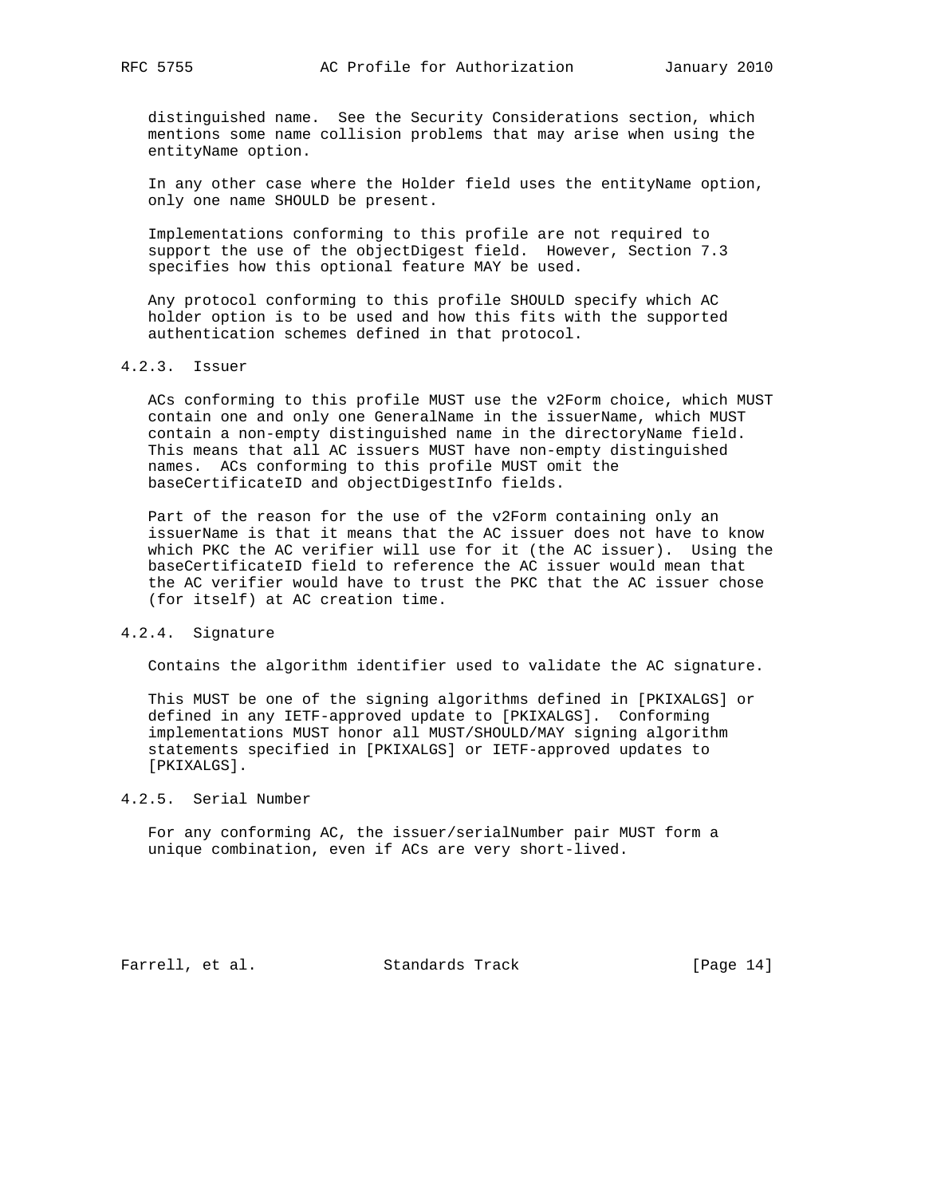distinguished name. See the Security Considerations section, which mentions some name collision problems that may arise when using the entityName option.

In any other case where the Holder field uses the entityName option, only one name SHOULD be present.

Implementations conforming to this profile are not required to support the use of the objectDigest field. However, Section 7.3 specifies how this optional feature MAY be used.

Any protocol conforming to this profile SHOULD specify which AC holder option is to be used and how this fits with the supported authentication schemes defined in that protocol.

#### 4.2.3. Issuer

ACs conforming to this profile MUST use the v2Form choice, which MUST contain one and only one GeneralName in the issuerName, which MUST contain a non-empty distinguished name in the directoryName field. This means that all AC issuers MUST have non-empty distinguished names. ACs conforming to this profile MUST omit the baseCertificateID and objectDigestInfo fields.

Part of the reason for the use of the v2Form containing only an issuerName is that it means that the AC issuer does not have to know which PKC the AC verifier will use for it (the AC issuer). Using the baseCertificateID field to reference the AC issuer would mean that the AC verifier would have to trust the PKC that the AC issuer chose (for itself) at AC creation time.

#### 4.2.4. Signature

Contains the algorithm identifier used to validate the AC signature.

This MUST be one of the signing algorithms defined in [PKIXALGS] or defined in any IETF-approved update to [PKIXALGS]. Conforming implementations MUST honor all MUST/SHOULD/MAY signing algorithm statements specified in [PKIXALGS] or IETF-approved updates to [PKIXALGS].

#### 4.2.5. Serial Number

For any conforming AC, the issuer/serialNumber pair MUST form a unique combination, even if ACs are very short-lived.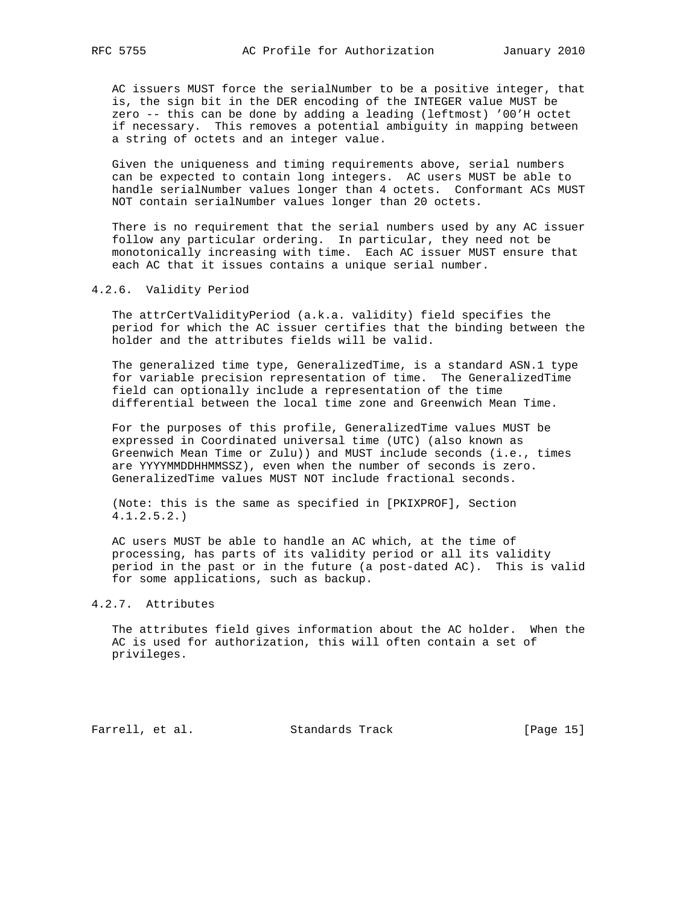AC issuers MUST force the serialNumber to be a positive integer, that is, the sign bit in the DER encoding of the INTEGER value MUST be zero -- this can be done by adding a leading (leftmost) '00'H octet if necessary. This removes a potential ambiguity in mapping between a string of octets and an integer value.

Given the uniqueness and timing requirements above, serial numbers can be expected to contain long integers. AC users MUST be able to handle serialNumber values longer than 4 octets. Conformant ACs MUST NOT contain serialNumber values longer than 20 octets.

There is no requirement that the serial numbers used by any AC issuer follow any particular ordering. In particular, they need not be monotonically increasing with time. Each AC issuer MUST ensure that each AC that it issues contains a unique serial number.

### 4.2.6. Validity Period

The attrCertValidityPeriod (a.k.a. validity) field specifies the period for which the AC issuer certifies that the binding between the holder and the attributes fields will be valid.

The generalized time type, GeneralizedTime, is a standard ASN.1 type for variable precision representation of time. The GeneralizedTime field can optionally include a representation of the time differential between the local time zone and Greenwich Mean Time.

For the purposes of this profile, GeneralizedTime values MUST be expressed in Coordinated universal time (UTC) (also known as Greenwich Mean Time or Zulu)) and MUST include seconds (i.e., times are YYYYMMDDHHMMSSZ), even when the number of seconds is zero. GeneralizedTime values MUST NOT include fractional seconds.

(Note: this is the same as specified in [PKIXPROF], Section 4.1.2.5.2.)

AC users MUST be able to handle an AC which, at the time of processing, has parts of its validity period or all its validity period in the past or in the future (a post-dated AC). This is valid for some applications, such as backup.

### 4.2.7. Attributes

The attributes field gives information about the AC holder. When the AC is used for authorization, this will often contain a set of privileges.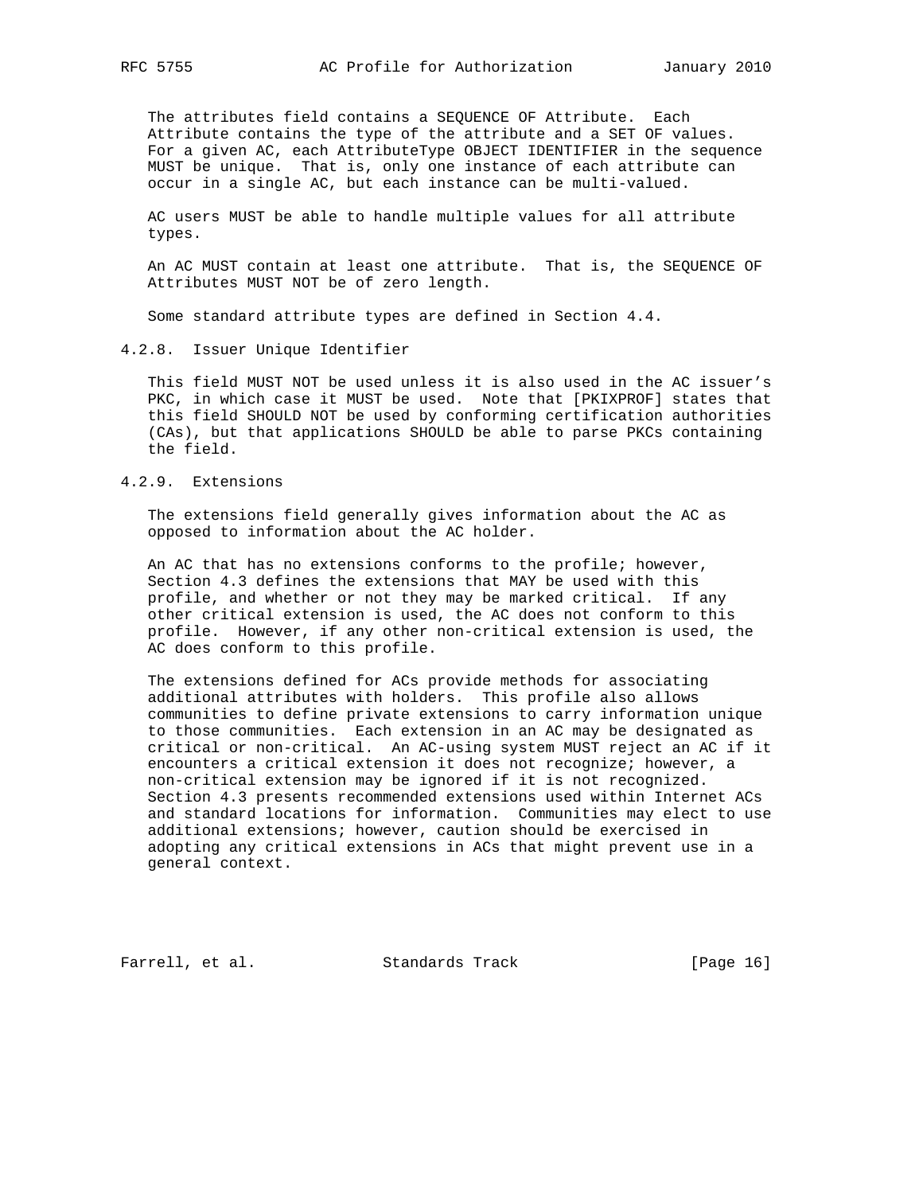The attributes field contains a SEQUENCE OF Attribute. Each Attribute contains the type of the attribute and a SET OF values. For a given AC, each AttributeType OBJECT IDENTIFIER in the sequence MUST be unique. That is, only one instance of each attribute can occur in a single AC, but each instance can be multi-valued.

AC users MUST be able to handle multiple values for all attribute types.

An AC MUST contain at least one attribute. That is, the SEQUENCE OF Attributes MUST NOT be of zero length.

Some standard attribute types are defined in Section 4.4.

### 4.2.8. Issuer Unique Identifier

This field MUST NOT be used unless it is also used in the AC issuer's PKC, in which case it MUST be used. Note that [PKIXPROF] states that this field SHOULD NOT be used by conforming certification authorities (CAs), but that applications SHOULD be able to parse PKCs containing the field.

### 4.2.9. Extensions

The extensions field generally gives information about the AC as opposed to information about the AC holder.

An AC that has no extensions conforms to the profile; however, Section 4.3 defines the extensions that MAY be used with this profile, and whether or not they may be marked critical. If any other critical extension is used, the AC does not conform to this profile. However, if any other non-critical extension is used, the AC does conform to this profile.

The extensions defined for ACs provide methods for associating additional attributes with holders. This profile also allows communities to define private extensions to carry information unique to those communities. Each extension in an AC may be designated as critical or non-critical. An AC-using system MUST reject an AC if it encounters a critical extension it does not recognize; however, a non-critical extension may be ignored if it is not recognized. Section 4.3 presents recommended extensions used within Internet ACs and standard locations for information. Communities may elect to use additional extensions; however, caution should be exercised in adopting any critical extensions in ACs that might prevent use in a general context.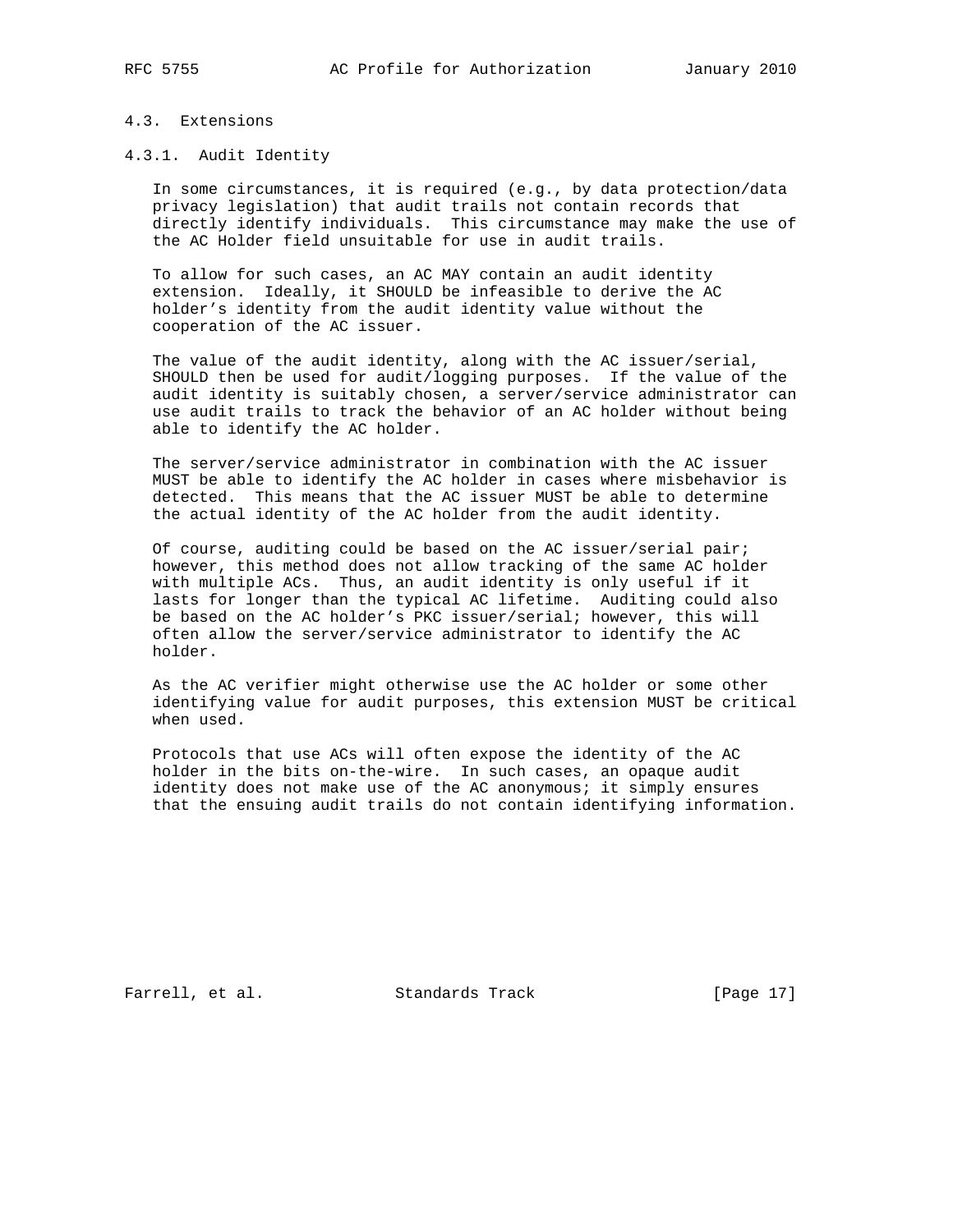### 4.3. Extensions

#### 4.3.1. Audit Identity

In some circumstances, it is required (e.g., by data protection/data privacy legislation) that audit trails not contain records that directly identify individuals. This circumstance may make the use of the AC Holder field unsuitable for use in audit trails.

To allow for such cases, an AC MAY contain an audit identity extension. Ideally, it SHOULD be infeasible to derive the AC holder's identity from the audit identity value without the cooperation of the AC issuer.

The value of the audit identity, along with the AC issuer/serial, SHOULD then be used for audit/logging purposes. If the value of the audit identity is suitably chosen, a server/service administrator can use audit trails to track the behavior of an AC holder without being able to identify the AC holder.

The server/service administrator in combination with the AC issuer MUST be able to identify the AC holder in cases where misbehavior is detected. This means that the AC issuer MUST be able to determine the actual identity of the AC holder from the audit identity.

Of course, auditing could be based on the AC issuer/serial pair; however, this method does not allow tracking of the same AC holder with multiple ACs. Thus, an audit identity is only useful if it lasts for longer than the typical AC lifetime. Auditing could also be based on the AC holder's PKC issuer/serial; however, this will often allow the server/service administrator to identify the AC holder.

As the AC verifier might otherwise use the AC holder or some other identifying value for audit purposes, this extension MUST be critical when used.

Protocols that use ACs will often expose the identity of the AC holder in the bits on-the-wire. In such cases, an opaque audit identity does not make use of the AC anonymous; it simply ensures that the ensuing audit trails do not contain identifying information.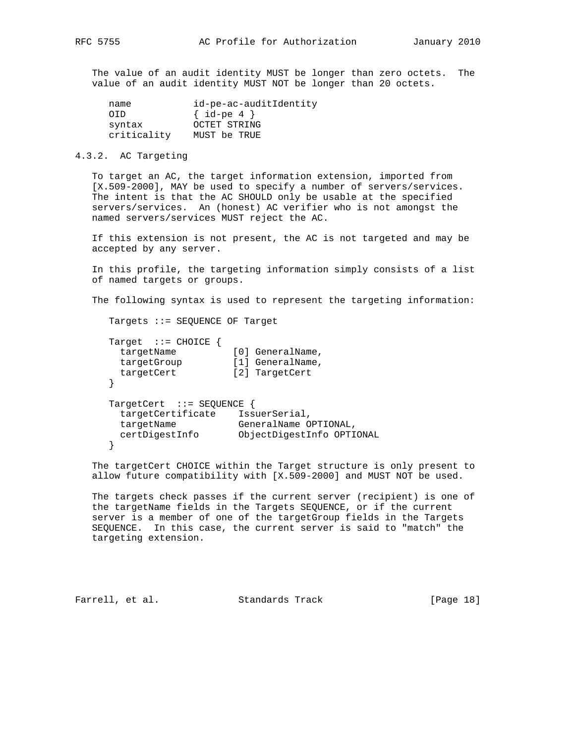The value of an audit identity MUST be longer than zero octets. The value of an audit identity MUST NOT be longer than 20 octets.

```
name           id-pe-ac-auditIdentity
OID            { id-pe 4 }
syntax         OCTET STRING
criticality    MUST be TRUE
```

### 4.3.2. AC Targeting

To target an AC, the target information extension, imported from [X.509-2000], MAY be used to specify a number of servers/services. The intent is that the AC SHOULD only be usable at the specified servers/services. An (honest) AC verifier who is not amongst the named servers/services MUST reject the AC.

If this extension is not present, the AC is not targeted and may be accepted by any server.

In this profile, the targeting information simply consists of a list of named targets or groups.

The following syntax is used to represent the targeting information:

```
Targets ::= SEQUENCE OF Target

Target  ::= CHOICE {
  targetName          [0] GeneralName,
  targetGroup         [1] GeneralName,
  targetCert          [2] TargetCert
}

TargetCert  ::= SEQUENCE {
  targetCertificate    IssuerSerial,
  targetName           GeneralName OPTIONAL,
  certDigestInfo       ObjectDigestInfo OPTIONAL
}
```

The targetCert CHOICE within the Target structure is only present to allow future compatibility with [X.509-2000] and MUST NOT be used.

The targets check passes if the current server (recipient) is one of the targetName fields in the Targets SEQUENCE, or if the current server is a member of one of the targetGroup fields in the Targets SEQUENCE. In this case, the current server is said to "match" the targeting extension.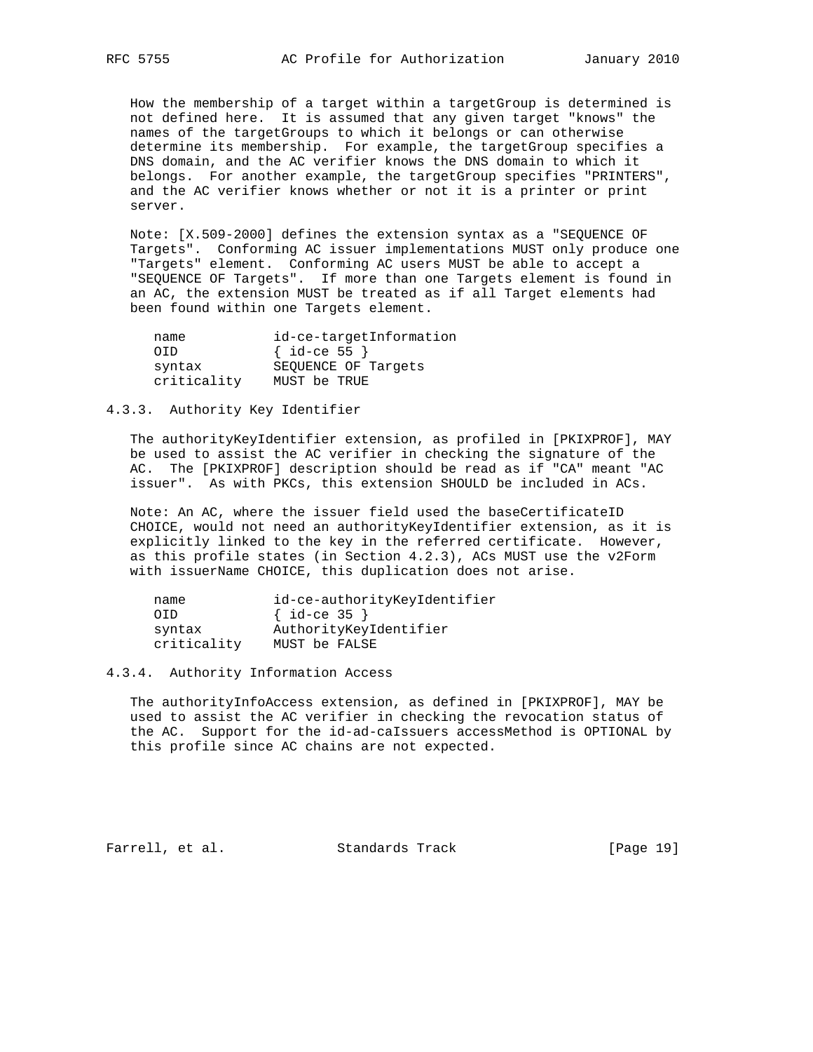How the membership of a target within a targetGroup is determined is not defined here. It is assumed that any given target "knows" the names of the targetGroups to which it belongs or can otherwise determine its membership. For example, the targetGroup specifies a DNS domain, and the AC verifier knows the DNS domain to which it belongs. For another example, the targetGroup specifies "PRINTERS", and the AC verifier knows whether or not it is a printer or print server.

Note: [X.509-2000] defines the extension syntax as a "SEQUENCE OF Targets". Conforming AC issuer implementations MUST only produce one "Targets" element. Conforming AC users MUST be able to accept a "SEQUENCE OF Targets". If more than one Targets element is found in an AC, the extension MUST be treated as if all Target elements had been found within one Targets element.

```
name           id-ce-targetInformation
OID            { id-ce 55 }
syntax         SEQUENCE OF Targets
criticality    MUST be TRUE
```

### 4.3.3. Authority Key Identifier

The authorityKeyIdentifier extension, as profiled in [PKIXPROF], MAY be used to assist the AC verifier in checking the signature of the AC. The [PKIXPROF] description should be read as if "CA" meant "AC issuer". As with PKCs, this extension SHOULD be included in ACs.

Note: An AC, where the issuer field used the baseCertificateID CHOICE, would not need an authorityKeyIdentifier extension, as it is explicitly linked to the key in the referred certificate. However, as this profile states (in Section 4.2.3), ACs MUST use the v2Form with issuerName CHOICE, this duplication does not arise.

```
name           id-ce-authorityKeyIdentifier
OID            { id-ce 35 }
syntax         AuthorityKeyIdentifier
criticality    MUST be FALSE
```

### 4.3.4. Authority Information Access

The authorityInfoAccess extension, as defined in [PKIXPROF], MAY be used to assist the AC verifier in checking the revocation status of the AC. Support for the id-ad-caIssuers accessMethod is OPTIONAL by this profile since AC chains are not expected.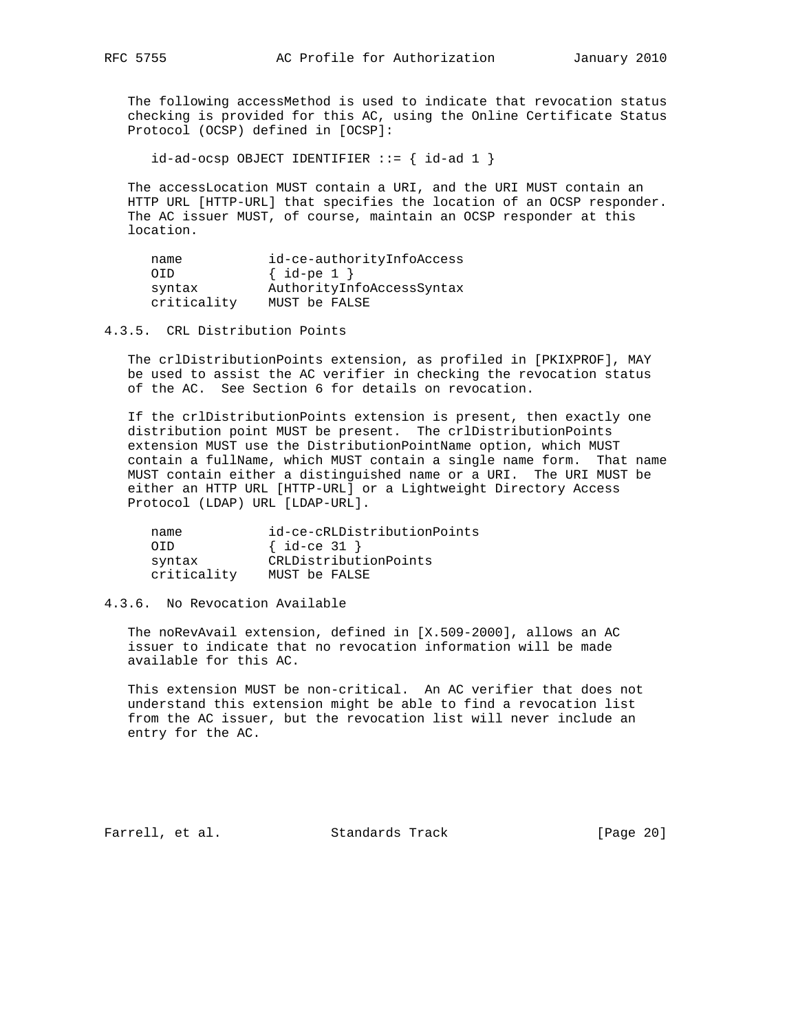The following accessMethod is used to indicate that revocation status checking is provided for this AC, using the Online Certificate Status Protocol (OCSP) defined in [OCSP]:

```
id-ad-ocsp OBJECT IDENTIFIER ::= { id-ad 1 }
```

The accessLocation MUST contain a URI, and the URI MUST contain an HTTP URL [HTTP-URL] that specifies the location of an OCSP responder. The AC issuer MUST, of course, maintain an OCSP responder at this location.

```
name           id-ce-authorityInfoAccess
OID            { id-pe 1 }
syntax         AuthorityInfoAccessSyntax
criticality    MUST be FALSE
```

### 4.3.5. CRL Distribution Points

The crlDistributionPoints extension, as profiled in [PKIXPROF], MAY be used to assist the AC verifier in checking the revocation status of the AC. See Section 6 for details on revocation.

If the crlDistributionPoints extension is present, then exactly one distribution point MUST be present. The crlDistributionPoints extension MUST use the DistributionPointName option, which MUST contain a fullName, which MUST contain a single name form. That name MUST contain either a distinguished name or a URI. The URI MUST be either an HTTP URL [HTTP-URL] or a Lightweight Directory Access Protocol (LDAP) URL [LDAP-URL].

```
name           id-ce-cRLDistributionPoints
OID            { id-ce 31 }
syntax         CRLDistributionPoints
criticality    MUST be FALSE
```

### 4.3.6. No Revocation Available

The noRevAvail extension, defined in [X.509-2000], allows an AC issuer to indicate that no revocation information will be made available for this AC.

This extension MUST be non-critical. An AC verifier that does not understand this extension might be able to find a revocation list from the AC issuer, but the revocation list will never include an entry for the AC.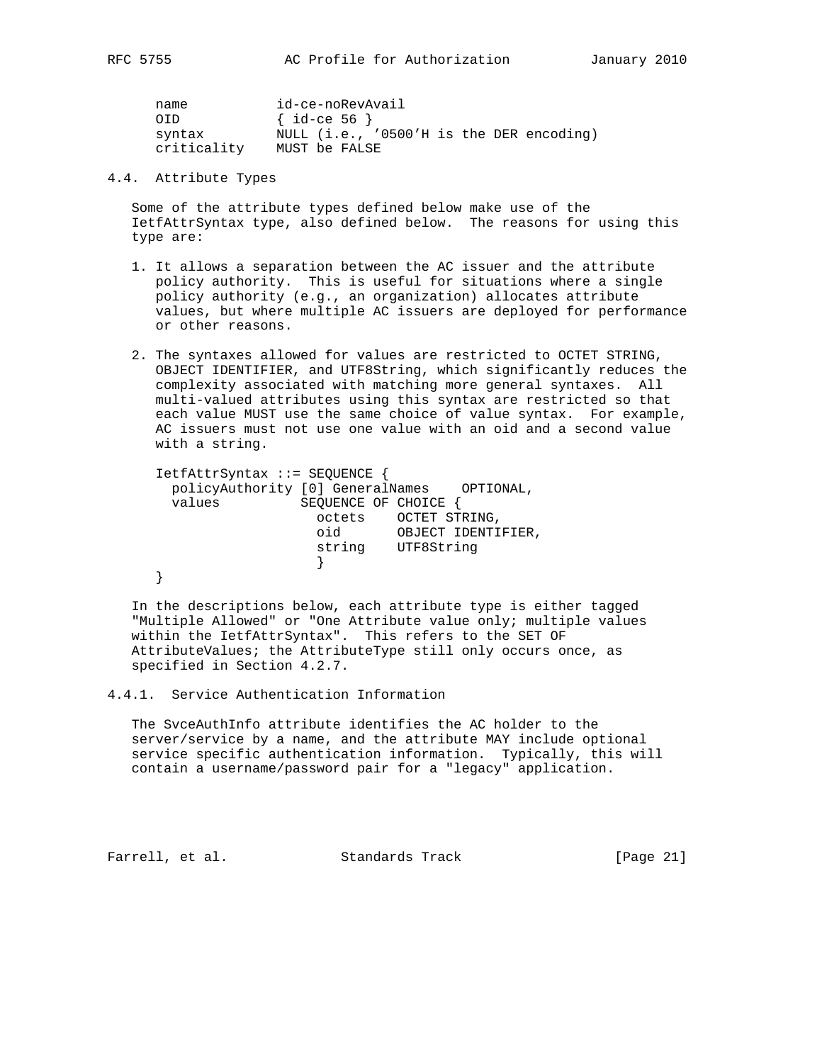```
name           id-ce-noRevAvail
OID            { id-ce 56 }
syntax         NULL (i.e., '0500'H is the DER encoding)
criticality    MUST be FALSE
```

### 4.4. Attribute Types

Some of the attribute types defined below make use of the IetfAttrSyntax type, also defined below. The reasons for using this type are:

1. It allows a separation between the AC issuer and the attribute policy authority. This is useful for situations where a single policy authority (e.g., an organization) allocates attribute values, but where multiple AC issuers are deployed for performance or other reasons.

2. The syntaxes allowed for values are restricted to OCTET STRING, OBJECT IDENTIFIER, and UTF8String, which significantly reduces the complexity associated with matching more general syntaxes. All multi-valued attributes using this syntax are restricted so that each value MUST use the same choice of value syntax. For example, AC issuers must not use one value with an oid and a second value with a string.

```
IetfAttrSyntax ::= SEQUENCE {
  policyAuthority [0] GeneralNames    OPTIONAL,
  values          SEQUENCE OF CHOICE {
                    octets    OCTET STRING,
                    oid       OBJECT IDENTIFIER,
                    string    UTF8String
                    }
}
```

In the descriptions below, each attribute type is either tagged "Multiple Allowed" or "One Attribute value only; multiple values within the IetfAttrSyntax". This refers to the SET OF AttributeValues; the AttributeType still only occurs once, as specified in Section 4.2.7.

#### 4.4.1. Service Authentication Information

The SvceAuthInfo attribute identifies the AC holder to the server/service by a name, and the attribute MAY include optional service specific authentication information. Typically, this will contain a username/password pair for a "legacy" application.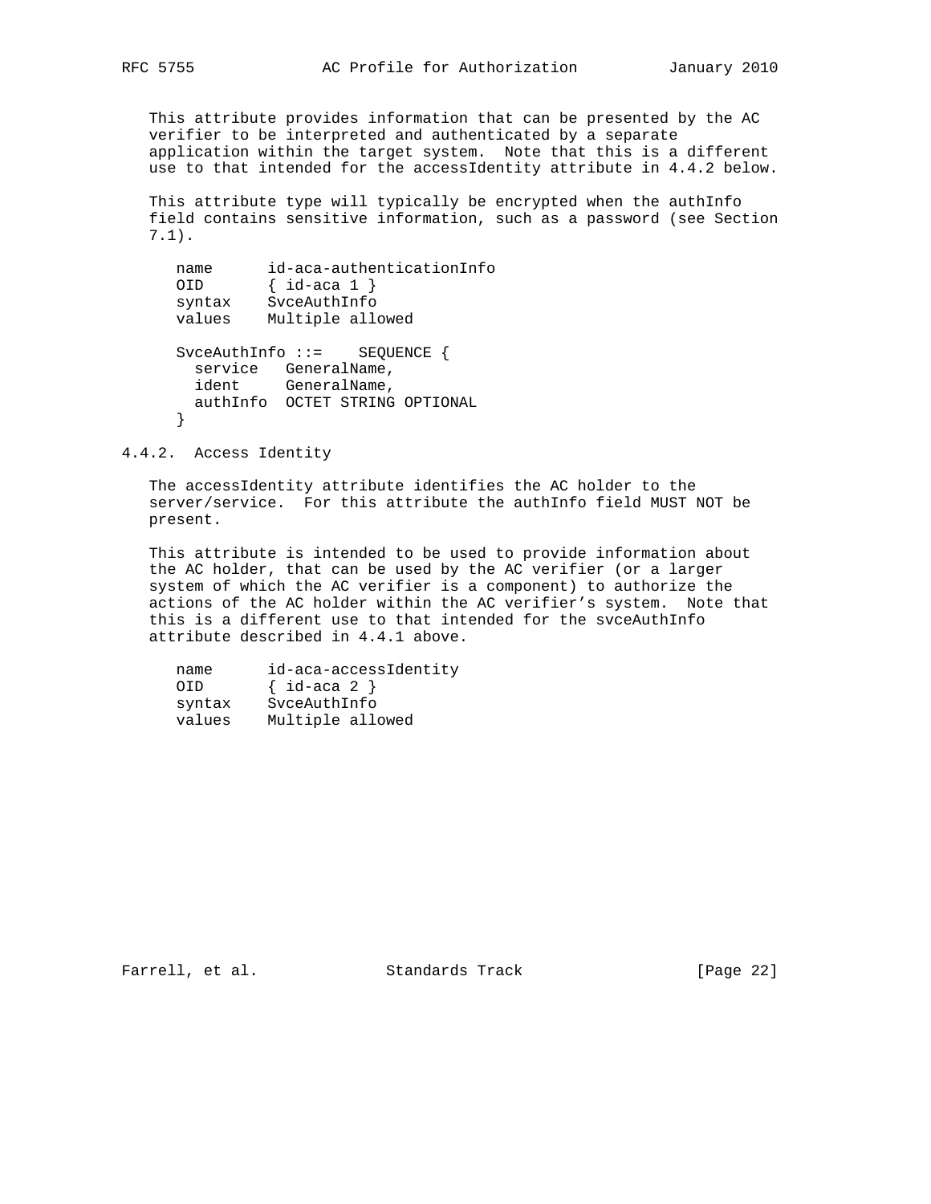This attribute provides information that can be presented by the AC verifier to be interpreted and authenticated by a separate application within the target system. Note that this is a different use to that intended for the accessIdentity attribute in 4.4.2 below.

This attribute type will typically be encrypted when the authInfo field contains sensitive information, such as a password (see Section 7.1).

```
name      id-aca-authenticationInfo
OID       { id-aca 1 }
syntax    SvceAuthInfo
values    Multiple allowed

SvceAuthInfo ::=    SEQUENCE {
  service   GeneralName,
  ident     GeneralName,
  authInfo  OCTET STRING OPTIONAL
}
```

### 4.4.2. Access Identity

The accessIdentity attribute identifies the AC holder to the server/service. For this attribute the authInfo field MUST NOT be present.

This attribute is intended to be used to provide information about the AC holder, that can be used by the AC verifier (or a larger system of which the AC verifier is a component) to authorize the actions of the AC holder within the AC verifier's system. Note that this is a different use to that intended for the svceAuthInfo attribute described in 4.4.1 above.

```
name      id-aca-accessIdentity
OID       { id-aca 2 }
syntax    SvceAuthInfo
values    Multiple allowed
```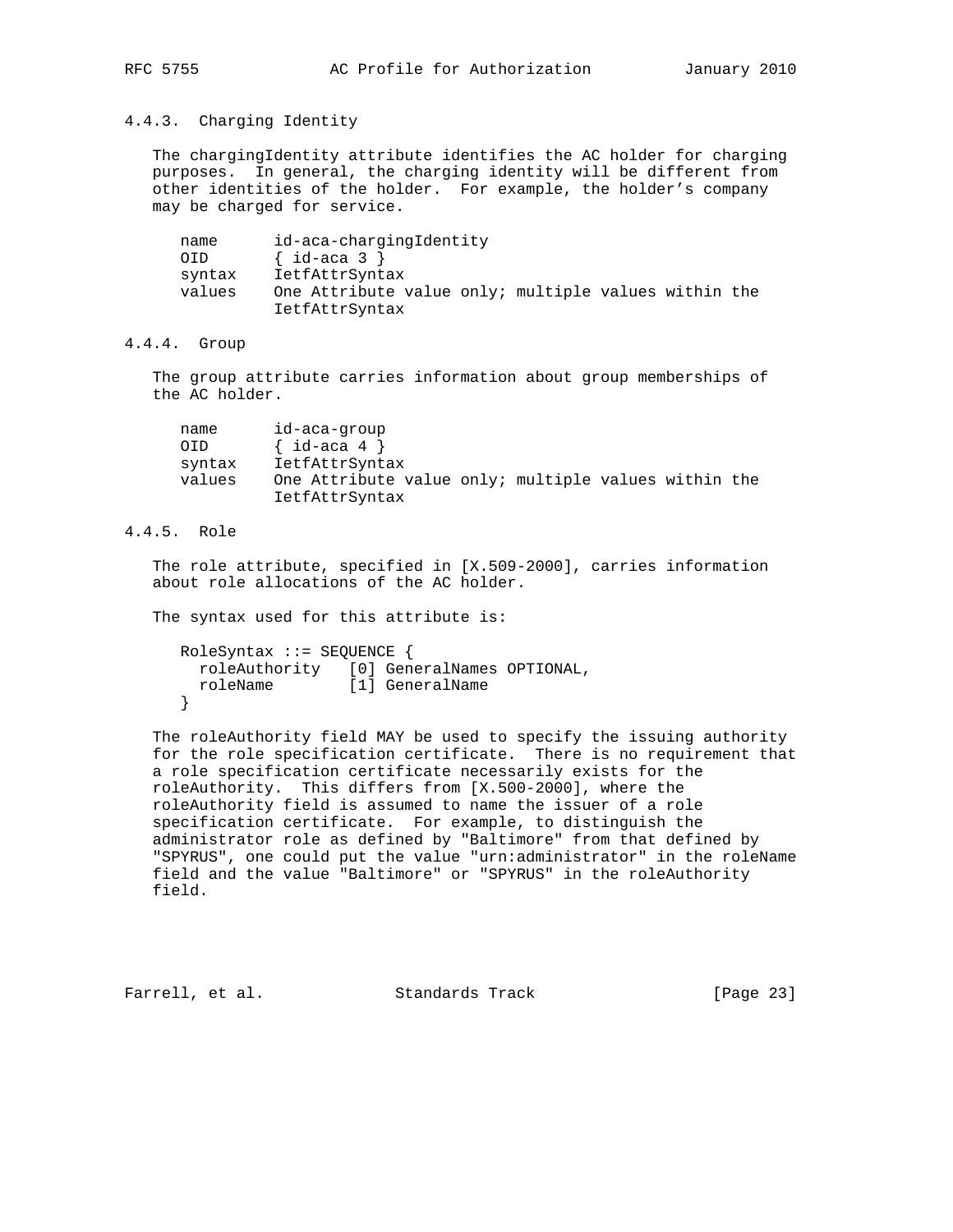#### 4.4.3. Charging Identity

The chargingIdentity attribute identifies the AC holder for charging purposes. In general, the charging identity will be different from other identities of the holder. For example, the holder's company may be charged for service.

```
name      id-aca-chargingIdentity
OID       { id-aca 3 }
syntax    IetfAttrSyntax
values    One Attribute value only; multiple values within the
          IetfAttrSyntax
```

#### 4.4.4. Group

The group attribute carries information about group memberships of the AC holder.

```
name      id-aca-group
OID       { id-aca 4 }
syntax    IetfAttrSyntax
values    One Attribute value only; multiple values within the
          IetfAttrSyntax
```

#### 4.4.5. Role

The role attribute, specified in [X.509-2000], carries information about role allocations of the AC holder.

The syntax used for this attribute is:

```
RoleSyntax ::= SEQUENCE {
  roleAuthority   [0] GeneralNames OPTIONAL,
  roleName        [1] GeneralName
}
```

The roleAuthority field MAY be used to specify the issuing authority for the role specification certificate. There is no requirement that a role specification certificate necessarily exists for the roleAuthority. This differs from [X.500-2000], where the roleAuthority field is assumed to name the issuer of a role specification certificate. For example, to distinguish the administrator role as defined by "Baltimore" from that defined by "SPYRUS", one could put the value "urn:administrator" in the roleName field and the value "Baltimore" or "SPYRUS" in the roleAuthority field.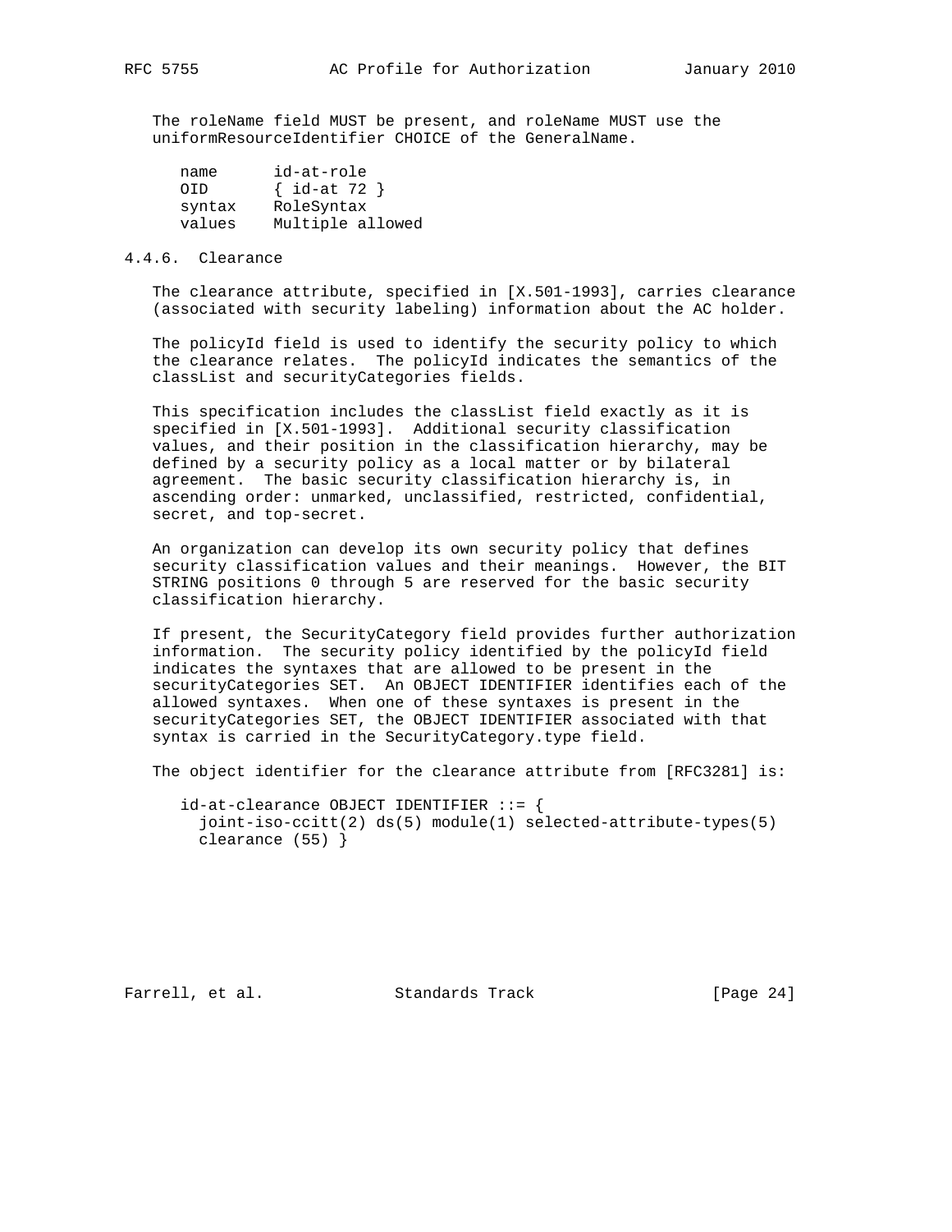The roleName field MUST be present, and roleName MUST use the uniformResourceIdentifier CHOICE of the GeneralName.

```
name      id-at-role
OID       { id-at 72 }
syntax    RoleSyntax
values    Multiple allowed
```

#### 4.4.6. Clearance

The clearance attribute, specified in [X.501-1993], carries clearance (associated with security labeling) information about the AC holder.

The policyId field is used to identify the security policy to which the clearance relates. The policyId indicates the semantics of the classList and securityCategories fields.

This specification includes the classList field exactly as it is specified in [X.501-1993]. Additional security classification values, and their position in the classification hierarchy, may be defined by a security policy as a local matter or by bilateral agreement. The basic security classification hierarchy is, in ascending order: unmarked, unclassified, restricted, confidential, secret, and top-secret.

An organization can develop its own security policy that defines security classification values and their meanings. However, the BIT STRING positions 0 through 5 are reserved for the basic security classification hierarchy.

If present, the SecurityCategory field provides further authorization information. The security policy identified by the policyId field indicates the syntaxes that are allowed to be present in the securityCategories SET. An OBJECT IDENTIFIER identifies each of the allowed syntaxes. When one of these syntaxes is present in the securityCategories SET, the OBJECT IDENTIFIER associated with that syntax is carried in the SecurityCategory.type field.

The object identifier for the clearance attribute from [RFC3281] is:

```
id-at-clearance OBJECT IDENTIFIER ::= {
  joint-iso-ccitt(2) ds(5) module(1) selected-attribute-types(5)
  clearance (55) }
```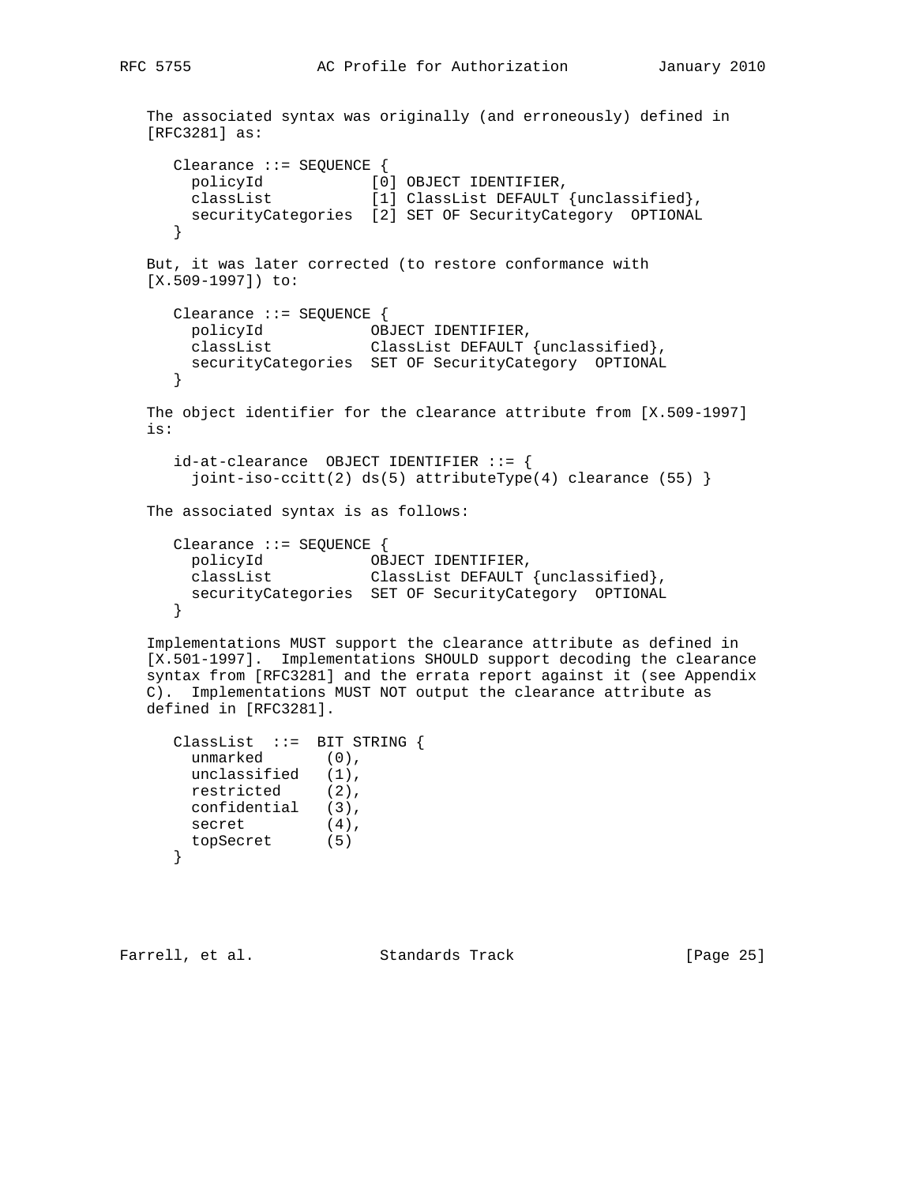The associated syntax was originally (and erroneously) defined in [RFC3281] as:

```
Clearance ::= SEQUENCE {
  policyId            [0] OBJECT IDENTIFIER,
  classList           [1] ClassList DEFAULT {unclassified},
  securityCategories  [2] SET OF SecurityCategory  OPTIONAL
}
```

But, it was later corrected (to restore conformance with [X.509-1997]) to:

```
Clearance ::= SEQUENCE {
  policyId            OBJECT IDENTIFIER,
  classList           ClassList DEFAULT {unclassified},
  securityCategories  SET OF SecurityCategory  OPTIONAL
}
```

The object identifier for the clearance attribute from [X.509-1997] is:

```
id-at-clearance  OBJECT IDENTIFIER ::= {
  joint-iso-ccitt(2) ds(5) attributeType(4) clearance (55) }
```

The associated syntax is as follows:

```
Clearance ::= SEQUENCE {
  policyId            OBJECT IDENTIFIER,
  classList           ClassList DEFAULT {unclassified},
  securityCategories  SET OF SecurityCategory  OPTIONAL
}
```

Implementations MUST support the clearance attribute as defined in [X.501-1997]. Implementations SHOULD support decoding the clearance syntax from [RFC3281] and the errata report against it (see Appendix C). Implementations MUST NOT output the clearance attribute as defined in [RFC3281].

```
ClassList  ::=  BIT STRING {
  unmarked       (0),
  unclassified   (1),
  restricted     (2),
  confidential   (3),
  secret         (4),
  topSecret      (5)
}
```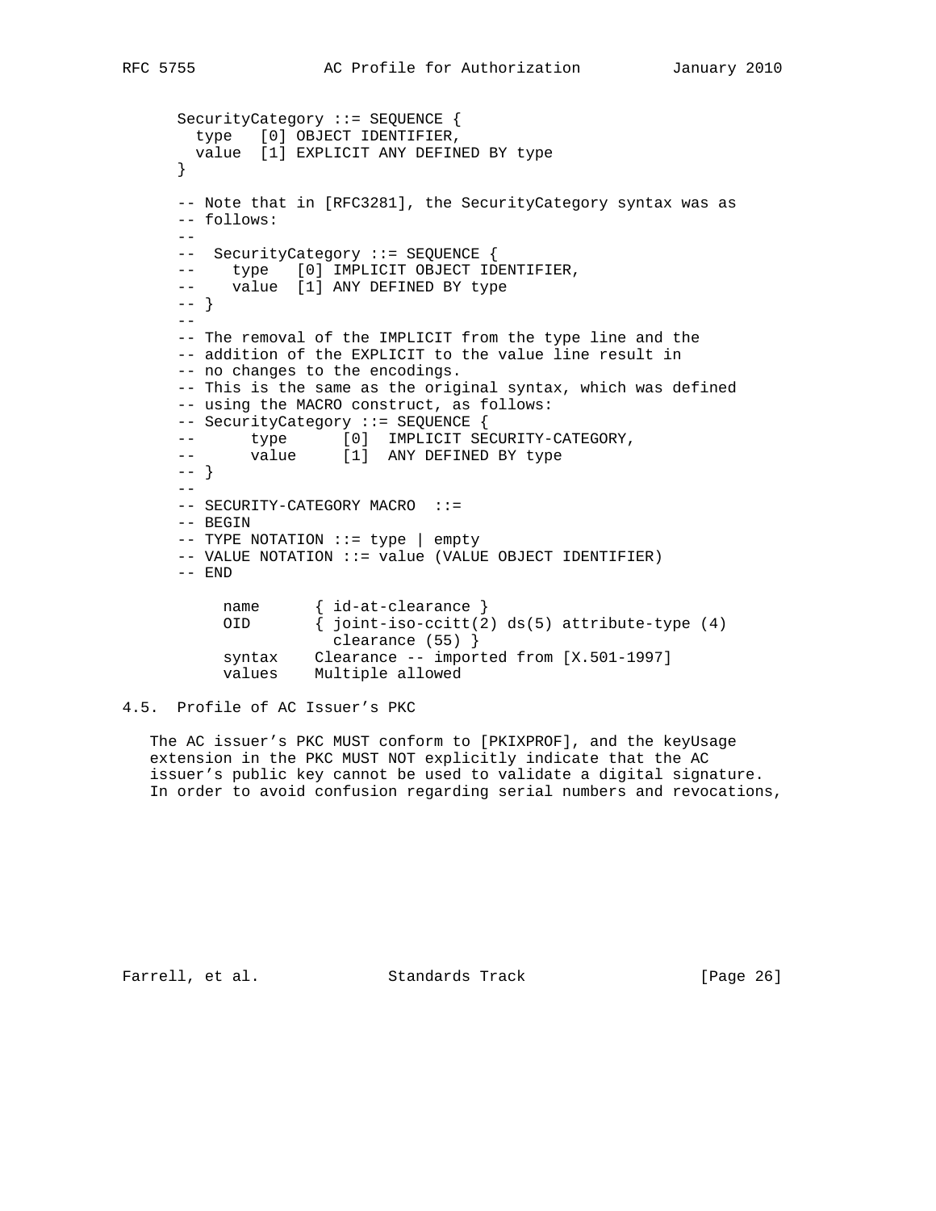```
      SecurityCategory ::= SEQUENCE {
        type   [0] OBJECT IDENTIFIER,
        value  [1] EXPLICIT ANY DEFINED BY type
      }

      -- Note that in [RFC3281], the SecurityCategory syntax was as
      -- follows:
      --
      --  SecurityCategory ::= SEQUENCE {
      --     type   [0] IMPLICIT OBJECT IDENTIFIER,
      --     value  [1] ANY DEFINED BY type
      -- }
      --
      -- The removal of the IMPLICIT from the type line and the
      -- addition of the EXPLICIT to the value line result in
      -- no changes to the encodings.
      -- This is the same as the original syntax, which was defined
      -- using the MACRO construct, as follows:
      -- SecurityCategory ::= SEQUENCE {
      --      type      [0]  IMPLICIT SECURITY-CATEGORY,
      --      value     [1]  ANY DEFINED BY type
      -- }
      --
      -- SECURITY-CATEGORY MACRO  ::=
      -- BEGIN
      -- TYPE NOTATION ::= type | empty
      -- VALUE NOTATION ::= value (VALUE OBJECT IDENTIFIER)
      -- END

         name      { id-at-clearance }
         OID       { joint-iso-ccitt(2) ds(5) attribute-type (4)
                     clearance (55) }
         syntax    Clearance -- imported from [X.501-1997]
         values    Multiple allowed
```

### 4.5. Profile of AC Issuer's PKC

The AC issuer's PKC MUST conform to [PKIXPROF], and the keyUsage extension in the PKC MUST NOT explicitly indicate that the AC issuer's public key cannot be used to validate a digital signature. In order to avoid confusion regarding serial numbers and revocations,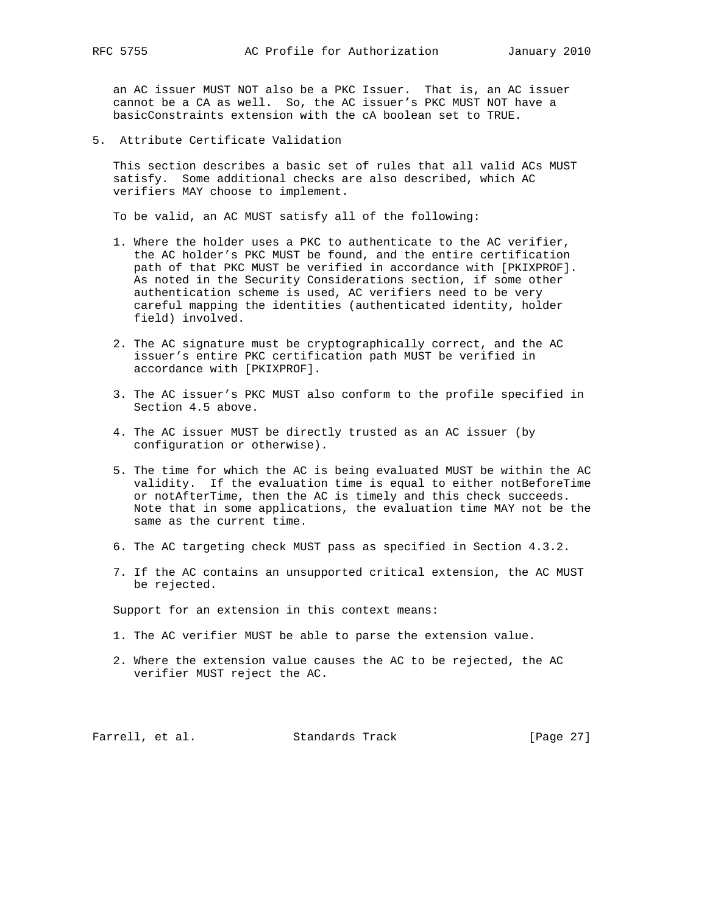an AC issuer MUST NOT also be a PKC Issuer. That is, an AC issuer cannot be a CA as well. So, the AC issuer's PKC MUST NOT have a basicConstraints extension with the cA boolean set to TRUE.

## 5. Attribute Certificate Validation

This section describes a basic set of rules that all valid ACs MUST satisfy. Some additional checks are also described, which AC verifiers MAY choose to implement.

To be valid, an AC MUST satisfy all of the following:

1. Where the holder uses a PKC to authenticate to the AC verifier, the AC holder's PKC MUST be found, and the entire certification path of that PKC MUST be verified in accordance with [PKIXPROF]. As noted in the Security Considerations section, if some other authentication scheme is used, AC verifiers need to be very careful mapping the identities (authenticated identity, holder field) involved.

2. The AC signature must be cryptographically correct, and the AC issuer's entire PKC certification path MUST be verified in accordance with [PKIXPROF].

3. The AC issuer's PKC MUST also conform to the profile specified in Section 4.5 above.

4. The AC issuer MUST be directly trusted as an AC issuer (by configuration or otherwise).

5. The time for which the AC is being evaluated MUST be within the AC validity. If the evaluation time is equal to either notBeforeTime or notAfterTime, then the AC is timely and this check succeeds. Note that in some applications, the evaluation time MAY not be the same as the current time.

6. The AC targeting check MUST pass as specified in Section 4.3.2.

7. If the AC contains an unsupported critical extension, the AC MUST be rejected.

Support for an extension in this context means:

1. The AC verifier MUST be able to parse the extension value.

2. Where the extension value causes the AC to be rejected, the AC verifier MUST reject the AC.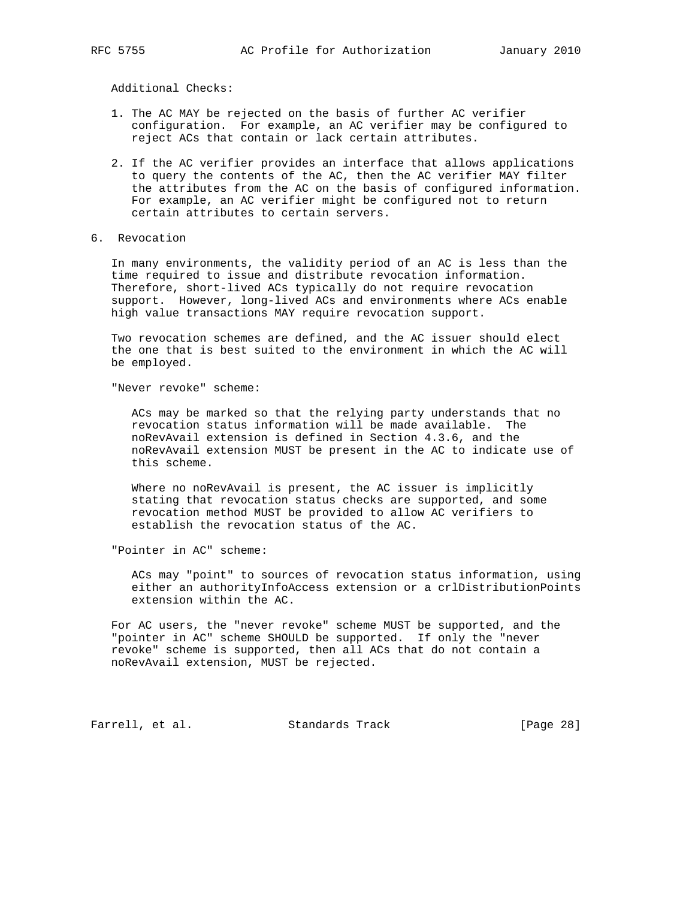Additional Checks:

1. The AC MAY be rejected on the basis of further AC verifier configuration. For example, an AC verifier may be configured to reject ACs that contain or lack certain attributes.

2. If the AC verifier provides an interface that allows applications to query the contents of the AC, then the AC verifier MAY filter the attributes from the AC on the basis of configured information. For example, an AC verifier might be configured not to return certain attributes to certain servers.

## 6. Revocation

In many environments, the validity period of an AC is less than the time required to issue and distribute revocation information. Therefore, short-lived ACs typically do not require revocation support. However, long-lived ACs and environments where ACs enable high value transactions MAY require revocation support.

Two revocation schemes are defined, and the AC issuer should elect the one that is best suited to the environment in which the AC will be employed.

"Never revoke" scheme:

ACs may be marked so that the relying party understands that no revocation status information will be made available. The noRevAvail extension is defined in Section 4.3.6, and the noRevAvail extension MUST be present in the AC to indicate use of this scheme.

Where no noRevAvail is present, the AC issuer is implicitly stating that revocation status checks are supported, and some revocation method MUST be provided to allow AC verifiers to establish the revocation status of the AC.

"Pointer in AC" scheme:

ACs may "point" to sources of revocation status information, using either an authorityInfoAccess extension or a crlDistributionPoints extension within the AC.

For AC users, the "never revoke" scheme MUST be supported, and the "pointer in AC" scheme SHOULD be supported. If only the "never revoke" scheme is supported, then all ACs that do not contain a noRevAvail extension, MUST be rejected.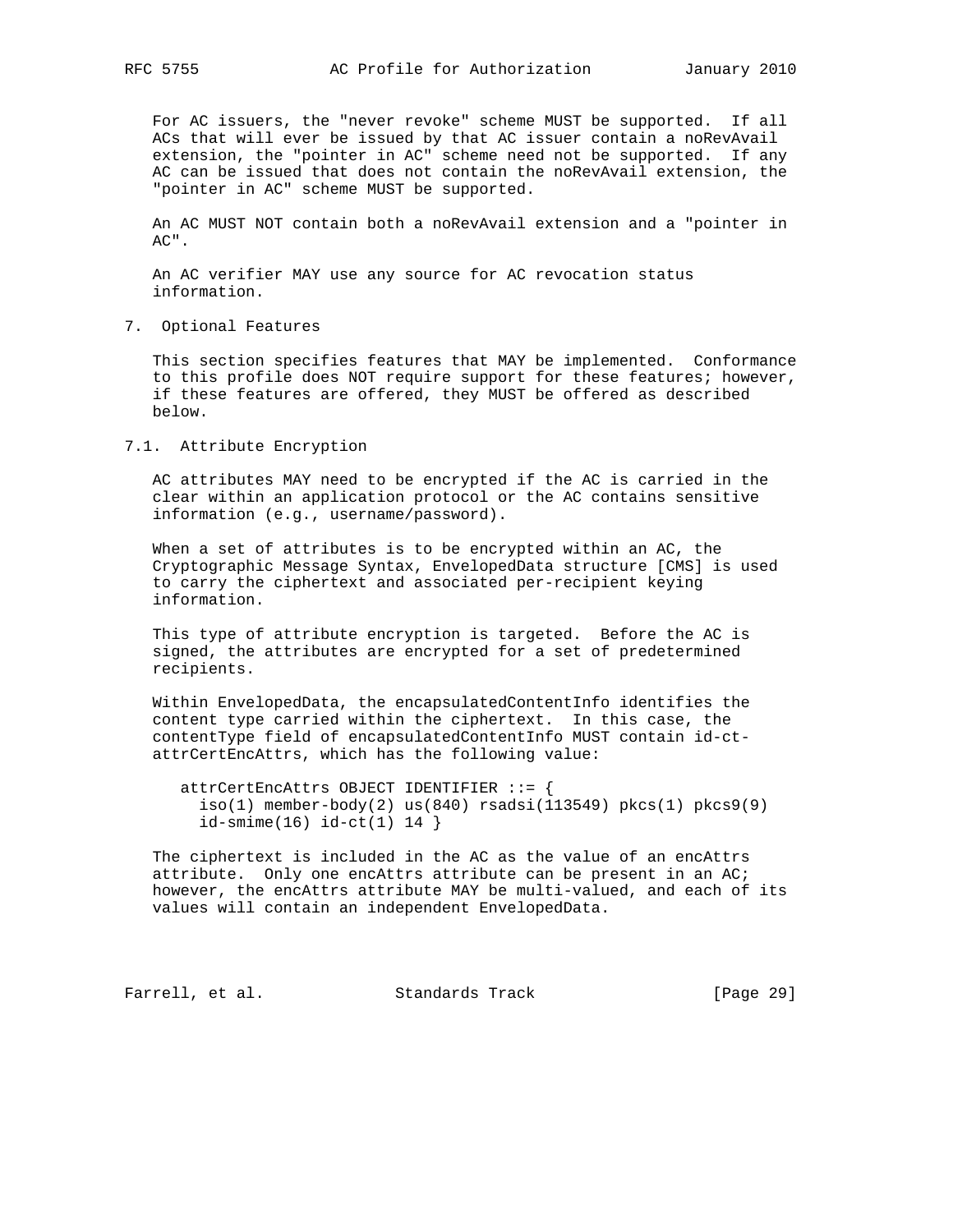For AC issuers, the "never revoke" scheme MUST be supported. If all ACs that will ever be issued by that AC issuer contain a noRevAvail extension, the "pointer in AC" scheme need not be supported. If any AC can be issued that does not contain the noRevAvail extension, the "pointer in AC" scheme MUST be supported.

An AC MUST NOT contain both a noRevAvail extension and a "pointer in AC".

An AC verifier MAY use any source for AC revocation status information.

## 7. Optional Features

This section specifies features that MAY be implemented. Conformance to this profile does NOT require support for these features; however, if these features are offered, they MUST be offered as described below.

### 7.1. Attribute Encryption

AC attributes MAY need to be encrypted if the AC is carried in the clear within an application protocol or the AC contains sensitive information (e.g., username/password).

When a set of attributes is to be encrypted within an AC, the Cryptographic Message Syntax, EnvelopedData structure [CMS] is used to carry the ciphertext and associated per-recipient keying information.

This type of attribute encryption is targeted. Before the AC is signed, the attributes are encrypted for a set of predetermined recipients.

Within EnvelopedData, the encapsulatedContentInfo identifies the content type carried within the ciphertext. In this case, the contentType field of encapsulatedContentInfo MUST contain id-ct-attrCertEncAttrs, which has the following value:

```
attrCertEncAttrs OBJECT IDENTIFIER ::= {
  iso(1) member-body(2) us(840) rsadsi(113549) pkcs(1) pkcs9(9)
  id-smime(16) id-ct(1) 14 }
```

The ciphertext is included in the AC as the value of an encAttrs attribute. Only one encAttrs attribute can be present in an AC; however, the encAttrs attribute MAY be multi-valued, and each of its values will contain an independent EnvelopedData.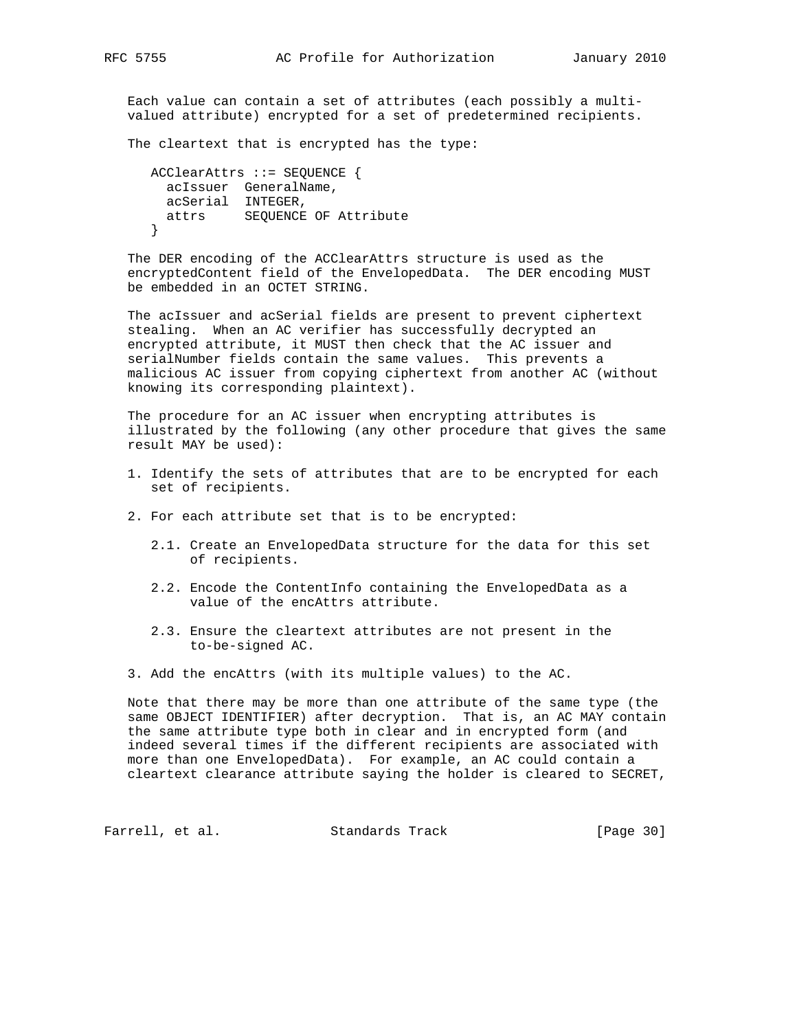Each value can contain a set of attributes (each possibly a multi-valued attribute) encrypted for a set of predetermined recipients.

The cleartext that is encrypted has the type:

```
ACClearAttrs ::= SEQUENCE {
  acIssuer  GeneralName,
  acSerial  INTEGER,
  attrs     SEQUENCE OF Attribute
}
```

The DER encoding of the ACClearAttrs structure is used as the encryptedContent field of the EnvelopedData. The DER encoding MUST be embedded in an OCTET STRING.

The acIssuer and acSerial fields are present to prevent ciphertext stealing. When an AC verifier has successfully decrypted an encrypted attribute, it MUST then check that the AC issuer and serialNumber fields contain the same values. This prevents a malicious AC issuer from copying ciphertext from another AC (without knowing its corresponding plaintext).

The procedure for an AC issuer when encrypting attributes is illustrated by the following (any other procedure that gives the same result MAY be used):

1. Identify the sets of attributes that are to be encrypted for each set of recipients.

2. For each attribute set that is to be encrypted:

   2.1. Create an EnvelopedData structure for the data for this set of recipients.

   2.2. Encode the ContentInfo containing the EnvelopedData as a value of the encAttrs attribute.

   2.3. Ensure the cleartext attributes are not present in the to-be-signed AC.

3. Add the encAttrs (with its multiple values) to the AC.

Note that there may be more than one attribute of the same type (the same OBJECT IDENTIFIER) after decryption. That is, an AC MAY contain the same attribute type both in clear and in encrypted form (and indeed several times if the different recipients are associated with more than one EnvelopedData). For example, an AC could contain a cleartext clearance attribute saying the holder is cleared to SECRET,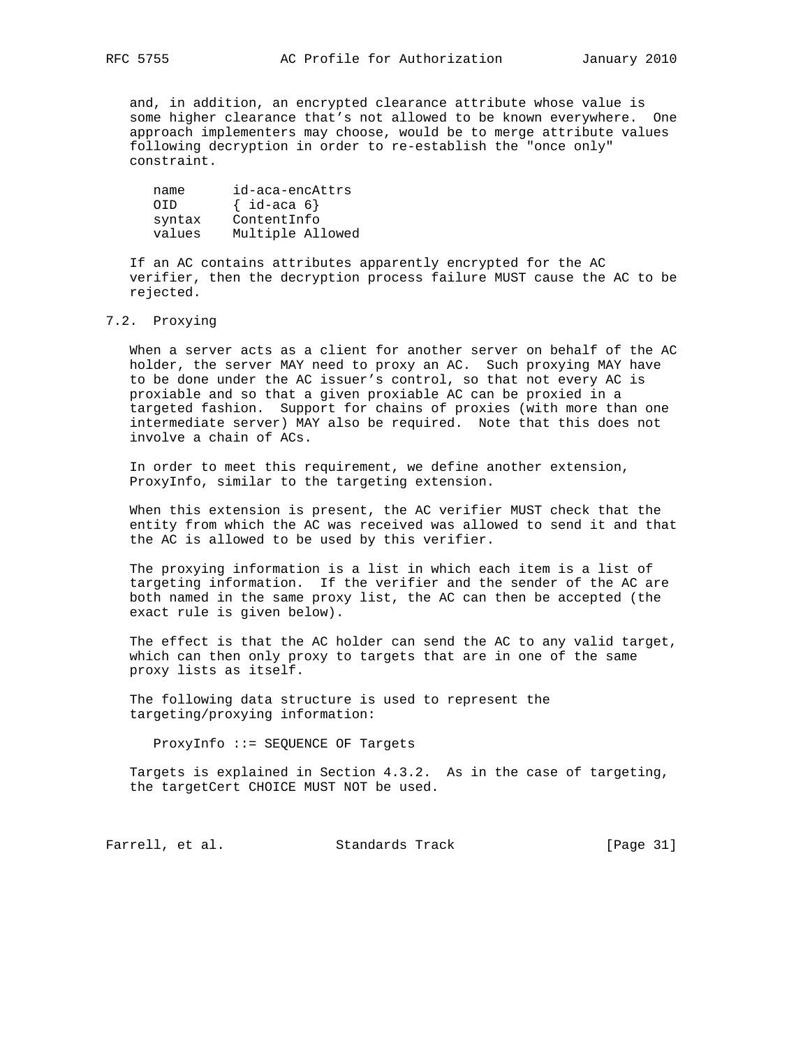and, in addition, an encrypted clearance attribute whose value is some higher clearance that's not allowed to be known everywhere. One approach implementers may choose, would be to merge attribute values following decryption in order to re-establish the "once only" constraint.

```
name      id-aca-encAttrs
OID       { id-aca 6}
syntax    ContentInfo
values    Multiple Allowed
```

If an AC contains attributes apparently encrypted for the AC verifier, then the decryption process failure MUST cause the AC to be rejected.

## 7.2. Proxying

When a server acts as a client for another server on behalf of the AC holder, the server MAY need to proxy an AC. Such proxying MAY have to be done under the AC issuer's control, so that not every AC is proxiable and so that a given proxiable AC can be proxied in a targeted fashion. Support for chains of proxies (with more than one intermediate server) MAY also be required. Note that this does not involve a chain of ACs.

In order to meet this requirement, we define another extension, ProxyInfo, similar to the targeting extension.

When this extension is present, the AC verifier MUST check that the entity from which the AC was received was allowed to send it and that the AC is allowed to be used by this verifier.

The proxying information is a list in which each item is a list of targeting information. If the verifier and the sender of the AC are both named in the same proxy list, the AC can then be accepted (the exact rule is given below).

The effect is that the AC holder can send the AC to any valid target, which can then only proxy to targets that are in one of the same proxy lists as itself.

The following data structure is used to represent the targeting/proxying information:

```
ProxyInfo ::= SEQUENCE OF Targets
```

Targets is explained in Section 4.3.2. As in the case of targeting, the targetCert CHOICE MUST NOT be used.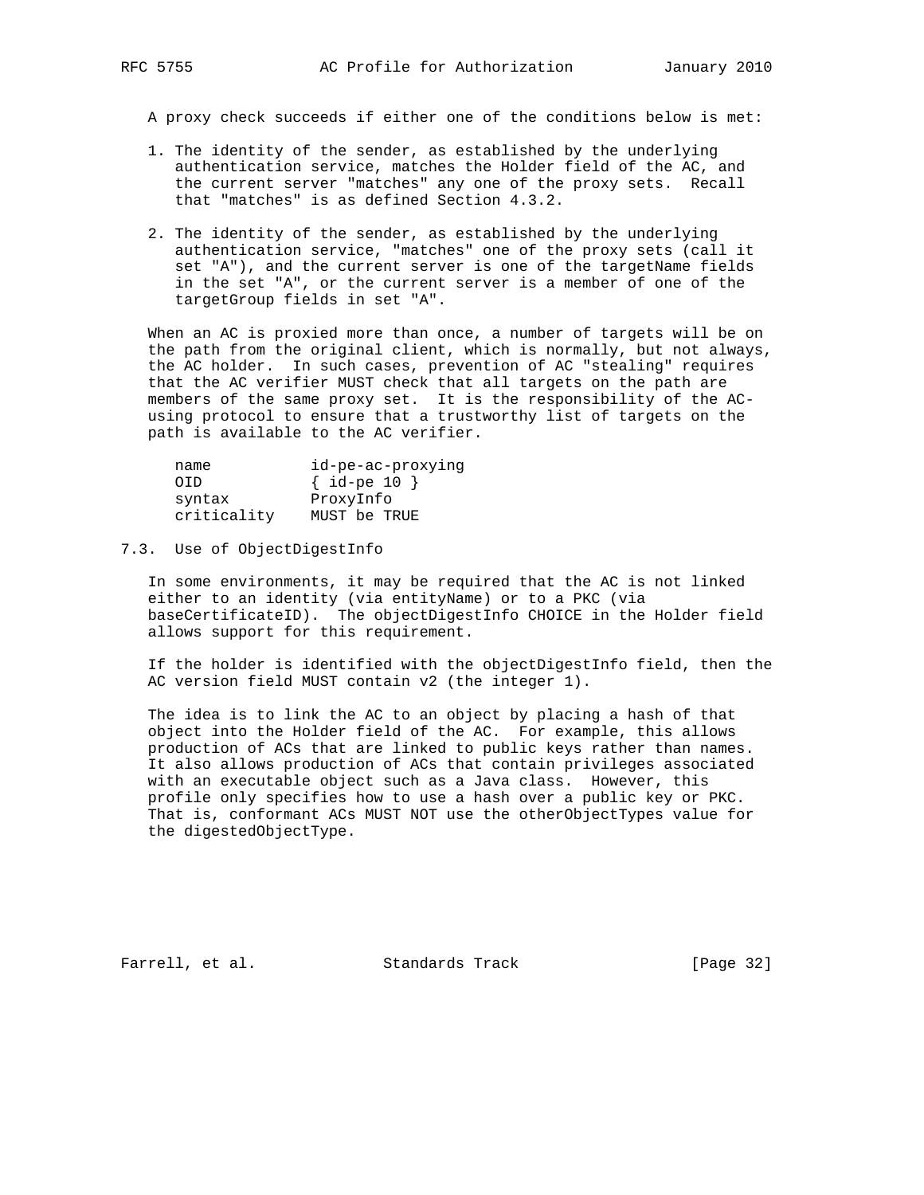A proxy check succeeds if either one of the conditions below is met:

1. The identity of the sender, as established by the underlying authentication service, matches the Holder field of the AC, and the current server "matches" any one of the proxy sets. Recall that "matches" is as defined Section 4.3.2.

2. The identity of the sender, as established by the underlying authentication service, "matches" one of the proxy sets (call it set "A"), and the current server is one of the targetName fields in the set "A", or the current server is a member of one of the targetGroup fields in set "A".

When an AC is proxied more than once, a number of targets will be on the path from the original client, which is normally, but not always, the AC holder. In such cases, prevention of AC "stealing" requires that the AC verifier MUST check that all targets on the path are members of the same proxy set. It is the responsibility of the AC-using protocol to ensure that a trustworthy list of targets on the path is available to the AC verifier.

```
name           id-pe-ac-proxying
OID            { id-pe 10 }
syntax         ProxyInfo
criticality    MUST be TRUE
```

### 7.3. Use of ObjectDigestInfo

In some environments, it may be required that the AC is not linked either to an identity (via entityName) or to a PKC (via baseCertificateID). The objectDigestInfo CHOICE in the Holder field allows support for this requirement.

If the holder is identified with the objectDigestInfo field, then the AC version field MUST contain v2 (the integer 1).

The idea is to link the AC to an object by placing a hash of that object into the Holder field of the AC. For example, this allows production of ACs that are linked to public keys rather than names. It also allows production of ACs that contain privileges associated with an executable object such as a Java class. However, this profile only specifies how to use a hash over a public key or PKC. That is, conformant ACs MUST NOT use the otherObjectTypes value for the digestedObjectType.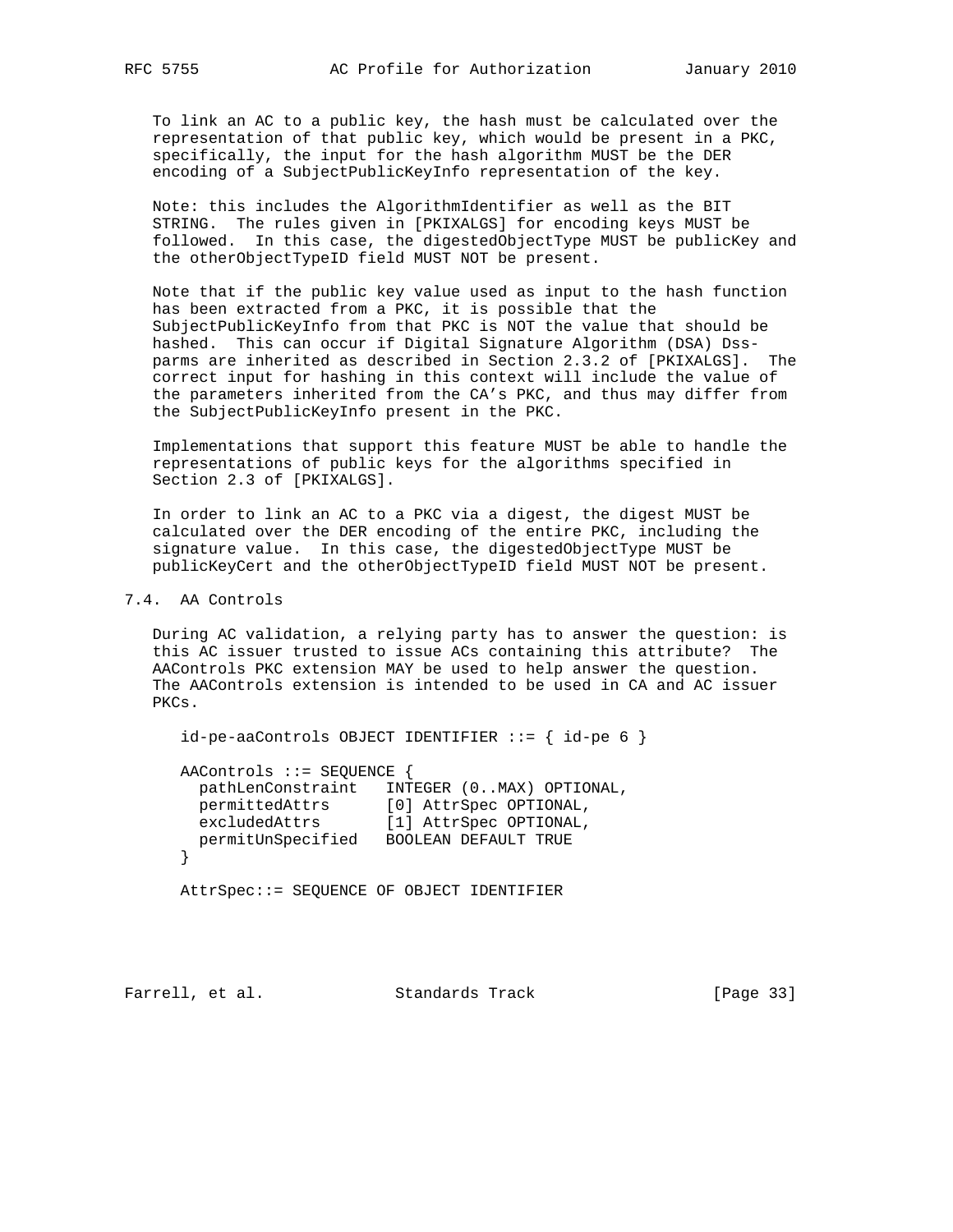To link an AC to a public key, the hash must be calculated over the representation of that public key, which would be present in a PKC, specifically, the input for the hash algorithm MUST be the DER encoding of a SubjectPublicKeyInfo representation of the key.

Note: this includes the AlgorithmIdentifier as well as the BIT STRING. The rules given in [PKIXALGS] for encoding keys MUST be followed. In this case, the digestedObjectType MUST be publicKey and the otherObjectTypeID field MUST NOT be present.

Note that if the public key value used as input to the hash function has been extracted from a PKC, it is possible that the SubjectPublicKeyInfo from that PKC is NOT the value that should be hashed. This can occur if Digital Signature Algorithm (DSA) Dss-parms are inherited as described in Section 2.3.2 of [PKIXALGS]. The correct input for hashing in this context will include the value of the parameters inherited from the CA's PKC, and thus may differ from the SubjectPublicKeyInfo present in the PKC.

Implementations that support this feature MUST be able to handle the representations of public keys for the algorithms specified in Section 2.3 of [PKIXALGS].

In order to link an AC to a PKC via a digest, the digest MUST be calculated over the DER encoding of the entire PKC, including the signature value. In this case, the digestedObjectType MUST be publicKeyCert and the otherObjectTypeID field MUST NOT be present.

## 7.4. AA Controls

During AC validation, a relying party has to answer the question: is this AC issuer trusted to issue ACs containing this attribute? The AAControls PKC extension MAY be used to help answer the question. The AAControls extension is intended to be used in CA and AC issuer PKCs.

```
id-pe-aaControls OBJECT IDENTIFIER ::= { id-pe 6 }

AAControls ::= SEQUENCE {
  pathLenConstraint   INTEGER (0..MAX) OPTIONAL,
  permittedAttrs      [0] AttrSpec OPTIONAL,
  excludedAttrs       [1] AttrSpec OPTIONAL,
  permitUnSpecified   BOOLEAN DEFAULT TRUE
}

AttrSpec::= SEQUENCE OF OBJECT IDENTIFIER
```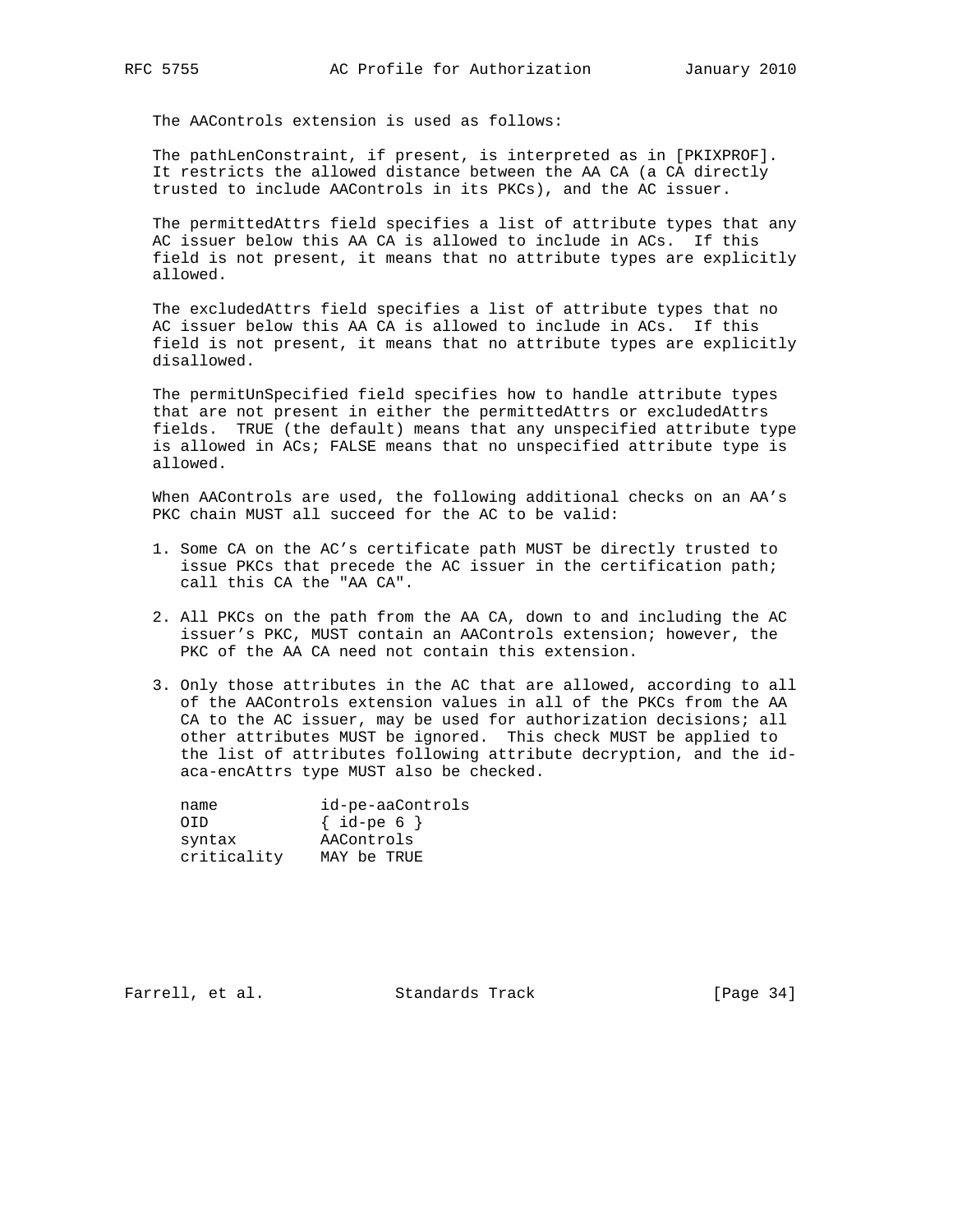The AAControls extension is used as follows:

The pathLenConstraint, if present, is interpreted as in [PKIXPROF]. It restricts the allowed distance between the AA CA (a CA directly trusted to include AAControls in its PKCs), and the AC issuer.

The permittedAttrs field specifies a list of attribute types that any AC issuer below this AA CA is allowed to include in ACs. If this field is not present, it means that no attribute types are explicitly allowed.

The excludedAttrs field specifies a list of attribute types that no AC issuer below this AA CA is allowed to include in ACs. If this field is not present, it means that no attribute types are explicitly disallowed.

The permitUnSpecified field specifies how to handle attribute types that are not present in either the permittedAttrs or excludedAttrs fields. TRUE (the default) means that any unspecified attribute type is allowed in ACs; FALSE means that no unspecified attribute type is allowed.

When AAControls are used, the following additional checks on an AA's PKC chain MUST all succeed for the AC to be valid:

1. Some CA on the AC's certificate path MUST be directly trusted to issue PKCs that precede the AC issuer in the certification path; call this CA the "AA CA".

2. All PKCs on the path from the AA CA, down to and including the AC issuer's PKC, MUST contain an AAControls extension; however, the PKC of the AA CA need not contain this extension.

3. Only those attributes in the AC that are allowed, according to all of the AAControls extension values in all of the PKCs from the AA CA to the AC issuer, may be used for authorization decisions; all other attributes MUST be ignored. This check MUST be applied to the list of attributes following attribute decryption, and the id-aca-encAttrs type MUST also be checked.

```
name           id-pe-aaControls
OID            { id-pe 6 }
syntax         AAControls
criticality    MAY be TRUE
```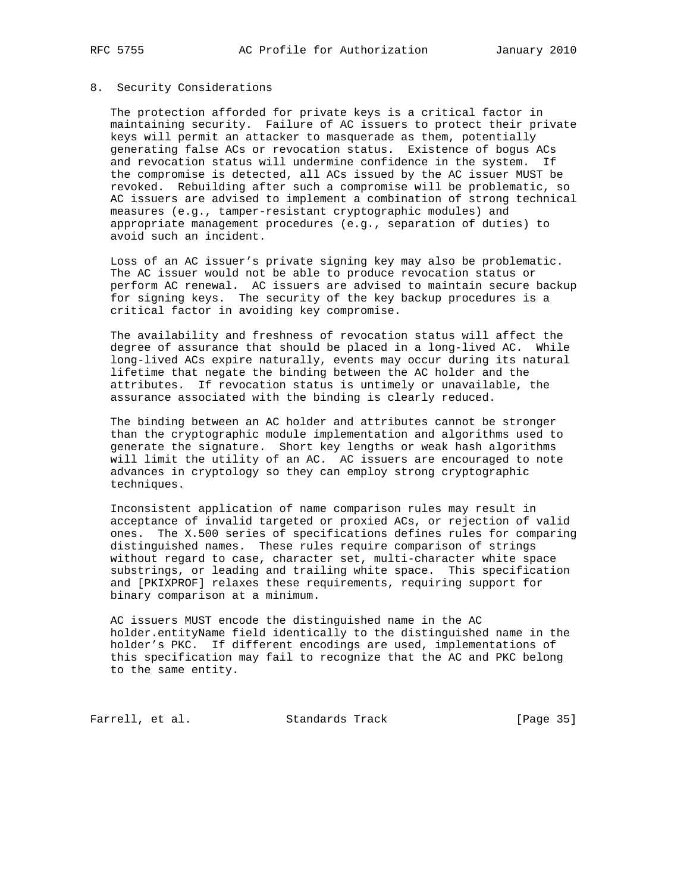## 8. Security Considerations

The protection afforded for private keys is a critical factor in maintaining security. Failure of AC issuers to protect their private keys will permit an attacker to masquerade as them, potentially generating false ACs or revocation status. Existence of bogus ACs and revocation status will undermine confidence in the system. If the compromise is detected, all ACs issued by the AC issuer MUST be revoked. Rebuilding after such a compromise will be problematic, so AC issuers are advised to implement a combination of strong technical measures (e.g., tamper-resistant cryptographic modules) and appropriate management procedures (e.g., separation of duties) to avoid such an incident.

Loss of an AC issuer's private signing key may also be problematic. The AC issuer would not be able to produce revocation status or perform AC renewal. AC issuers are advised to maintain secure backup for signing keys. The security of the key backup procedures is a critical factor in avoiding key compromise.

The availability and freshness of revocation status will affect the degree of assurance that should be placed in a long-lived AC. While long-lived ACs expire naturally, events may occur during its natural lifetime that negate the binding between the AC holder and the attributes. If revocation status is untimely or unavailable, the assurance associated with the binding is clearly reduced.

The binding between an AC holder and attributes cannot be stronger than the cryptographic module implementation and algorithms used to generate the signature. Short key lengths or weak hash algorithms will limit the utility of an AC. AC issuers are encouraged to note advances in cryptology so they can employ strong cryptographic techniques.

Inconsistent application of name comparison rules may result in acceptance of invalid targeted or proxied ACs, or rejection of valid ones. The X.500 series of specifications defines rules for comparing distinguished names. These rules require comparison of strings without regard to case, character set, multi-character white space substrings, or leading and trailing white space. This specification and [PKIXPROF] relaxes these requirements, requiring support for binary comparison at a minimum.

AC issuers MUST encode the distinguished name in the AC holder.entityName field identically to the distinguished name in the holder's PKC. If different encodings are used, implementations of this specification may fail to recognize that the AC and PKC belong to the same entity.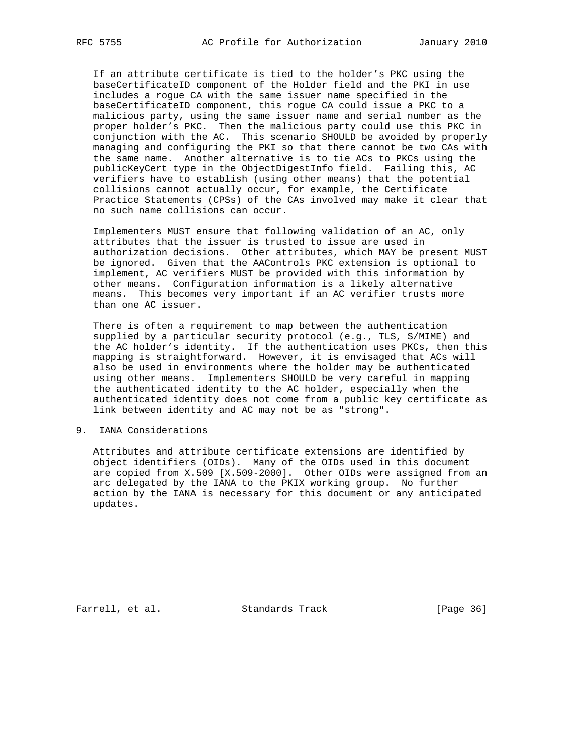If an attribute certificate is tied to the holder's PKC using the baseCertificateID component of the Holder field and the PKI in use includes a rogue CA with the same issuer name specified in the baseCertificateID component, this rogue CA could issue a PKC to a malicious party, using the same issuer name and serial number as the proper holder's PKC. Then the malicious party could use this PKC in conjunction with the AC. This scenario SHOULD be avoided by properly managing and configuring the PKI so that there cannot be two CAs with the same name. Another alternative is to tie ACs to PKCs using the publicKeyCert type in the ObjectDigestInfo field. Failing this, AC verifiers have to establish (using other means) that the potential collisions cannot actually occur, for example, the Certificate Practice Statements (CPSs) of the CAs involved may make it clear that no such name collisions can occur.

Implementers MUST ensure that following validation of an AC, only attributes that the issuer is trusted to issue are used in authorization decisions. Other attributes, which MAY be present MUST be ignored. Given that the AAControls PKC extension is optional to implement, AC verifiers MUST be provided with this information by other means. Configuration information is a likely alternative means. This becomes very important if an AC verifier trusts more than one AC issuer.

There is often a requirement to map between the authentication supplied by a particular security protocol (e.g., TLS, S/MIME) and the AC holder's identity. If the authentication uses PKCs, then this mapping is straightforward. However, it is envisaged that ACs will also be used in environments where the holder may be authenticated using other means. Implementers SHOULD be very careful in mapping the authenticated identity to the AC holder, especially when the authenticated identity does not come from a public key certificate as link between identity and AC may not be as "strong".

# 9. IANA Considerations

Attributes and attribute certificate extensions are identified by object identifiers (OIDs). Many of the OIDs used in this document are copied from X.509 [X.509-2000]. Other OIDs were assigned from an arc delegated by the IANA to the PKIX working group. No further action by the IANA is necessary for this document or any anticipated updates.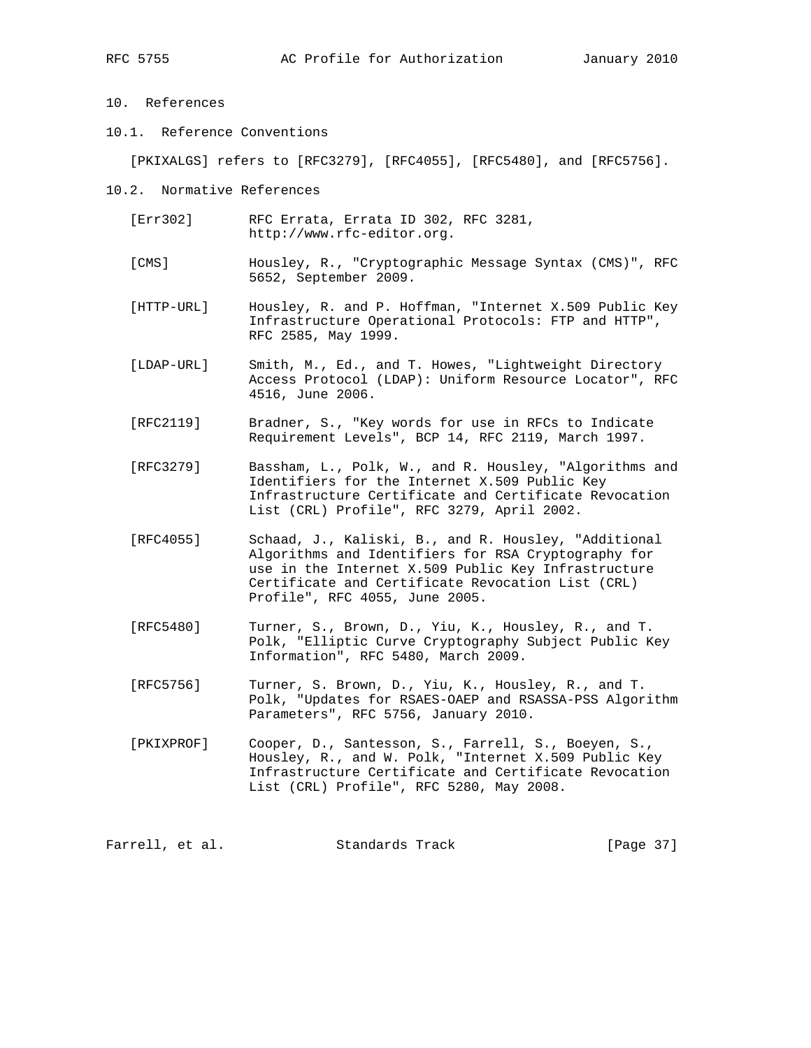## 10. References

### 10.1. Reference Conventions

[PKIXALGS] refers to [RFC3279], [RFC4055], [RFC5480], and [RFC5756].

### 10.2. Normative References

[Err302] RFC Errata, Errata ID 302, RFC 3281, http://www.rfc-editor.org.

[CMS] Housley, R., "Cryptographic Message Syntax (CMS)", RFC 5652, September 2009.

[HTTP-URL] Housley, R. and P. Hoffman, "Internet X.509 Public Key Infrastructure Operational Protocols: FTP and HTTP", RFC 2585, May 1999.

[LDAP-URL] Smith, M., Ed., and T. Howes, "Lightweight Directory Access Protocol (LDAP): Uniform Resource Locator", RFC 4516, June 2006.

[RFC2119] Bradner, S., "Key words for use in RFCs to Indicate Requirement Levels", BCP 14, RFC 2119, March 1997.

[RFC3279] Bassham, L., Polk, W., and R. Housley, "Algorithms and Identifiers for the Internet X.509 Public Key Infrastructure Certificate and Certificate Revocation List (CRL) Profile", RFC 3279, April 2002.

[RFC4055] Schaad, J., Kaliski, B., and R. Housley, "Additional Algorithms and Identifiers for RSA Cryptography for use in the Internet X.509 Public Key Infrastructure Certificate and Certificate Revocation List (CRL) Profile", RFC 4055, June 2005.

[RFC5480] Turner, S., Brown, D., Yiu, K., Housley, R., and T. Polk, "Elliptic Curve Cryptography Subject Public Key Information", RFC 5480, March 2009.

[RFC5756] Turner, S. Brown, D., Yiu, K., Housley, R., and T. Polk, "Updates for RSAES-OAEP and RSASSA-PSS Algorithm Parameters", RFC 5756, January 2010.

[PKIXPROF] Cooper, D., Santesson, S., Farrell, S., Boeyen, S., Housley, R., and W. Polk, "Internet X.509 Public Key Infrastructure Certificate and Certificate Revocation List (CRL) Profile", RFC 5280, May 2008.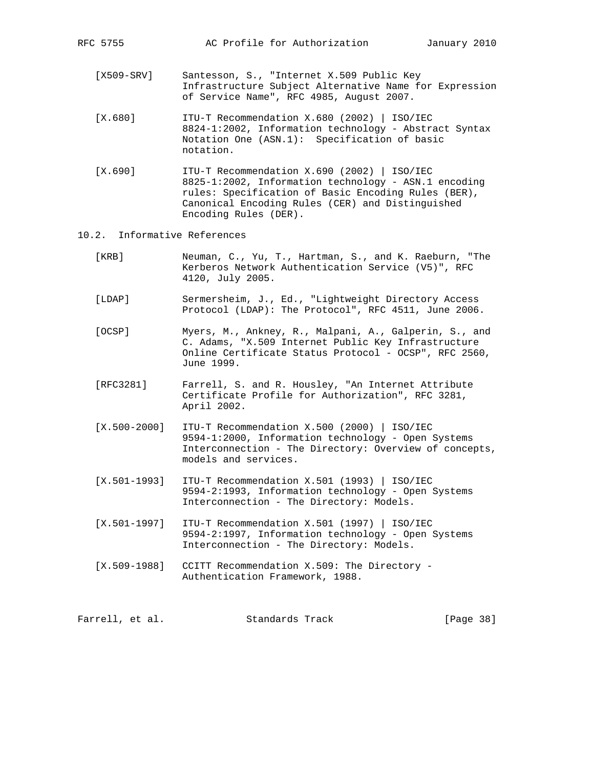[X509-SRV] Santesson, S., "Internet X.509 Public Key Infrastructure Subject Alternative Name for Expression of Service Name", RFC 4985, August 2007.

[X.680] ITU-T Recommendation X.680 (2002) | ISO/IEC 8824-1:2002, Information technology - Abstract Syntax Notation One (ASN.1): Specification of basic notation.

[X.690] ITU-T Recommendation X.690 (2002) | ISO/IEC 8825-1:2002, Information technology - ASN.1 encoding rules: Specification of Basic Encoding Rules (BER), Canonical Encoding Rules (CER) and Distinguished Encoding Rules (DER).

## 10.2. Informative References

[KRB] Neuman, C., Yu, T., Hartman, S., and K. Raeburn, "The Kerberos Network Authentication Service (V5)", RFC 4120, July 2005.

[LDAP] Sermersheim, J., Ed., "Lightweight Directory Access Protocol (LDAP): The Protocol", RFC 4511, June 2006.

[OCSP] Myers, M., Ankney, R., Malpani, A., Galperin, S., and C. Adams, "X.509 Internet Public Key Infrastructure Online Certificate Status Protocol - OCSP", RFC 2560, June 1999.

[RFC3281] Farrell, S. and R. Housley, "An Internet Attribute Certificate Profile for Authorization", RFC 3281, April 2002.

[X.500-2000] ITU-T Recommendation X.500 (2000) | ISO/IEC 9594-1:2000, Information technology - Open Systems Interconnection - The Directory: Overview of concepts, models and services.

[X.501-1993] ITU-T Recommendation X.501 (1993) | ISO/IEC 9594-2:1993, Information technology - Open Systems Interconnection - The Directory: Models.

[X.501-1997] ITU-T Recommendation X.501 (1997) | ISO/IEC 9594-2:1997, Information technology - Open Systems Interconnection - The Directory: Models.

[X.509-1988] CCITT Recommendation X.509: The Directory - Authentication Framework, 1988.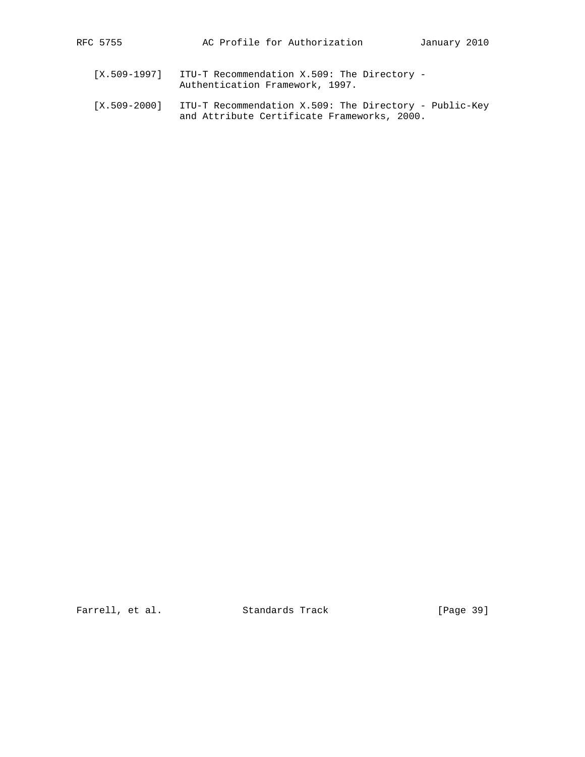[X.509-1997] ITU-T Recommendation X.509: The Directory - Authentication Framework, 1997.

[X.509-2000] ITU-T Recommendation X.509: The Directory - Public-Key and Attribute Certificate Frameworks, 2000.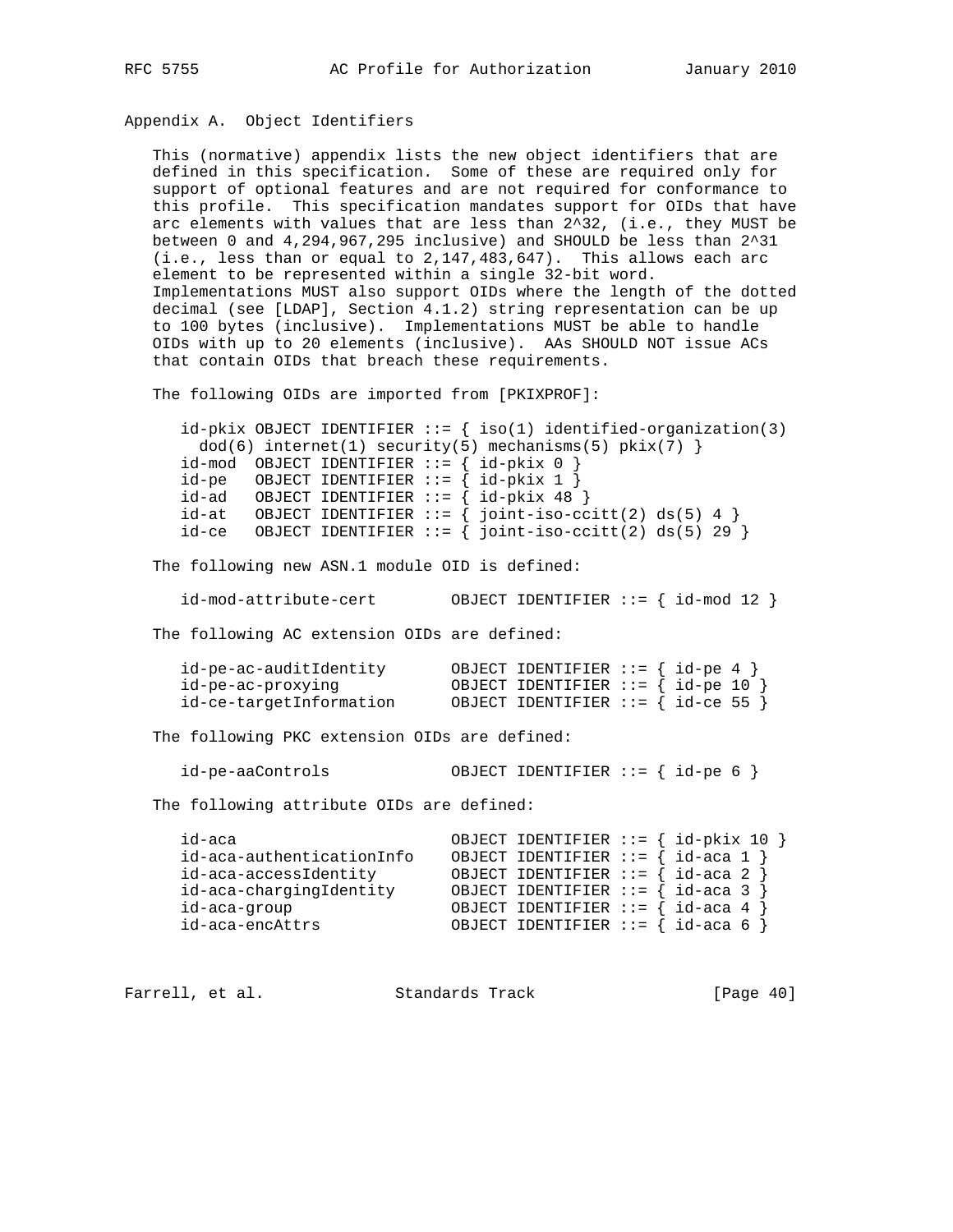## Appendix A. Object Identifiers

This (normative) appendix lists the new object identifiers that are defined in this specification. Some of these are required only for support of optional features and are not required for conformance to this profile. This specification mandates support for OIDs that have arc elements with values that are less than 2^32, (i.e., they MUST be between 0 and 4,294,967,295 inclusive) and SHOULD be less than 2^31 (i.e., less than or equal to 2,147,483,647). This allows each arc element to be represented within a single 32-bit word. Implementations MUST also support OIDs where the length of the dotted decimal (see [LDAP], Section 4.1.2) string representation can be up to 100 bytes (inclusive). Implementations MUST be able to handle OIDs with up to 20 elements (inclusive). AAs SHOULD NOT issue ACs that contain OIDs that breach these requirements.

The following OIDs are imported from [PKIXPROF]:

```
id-pkix OBJECT IDENTIFIER ::= { iso(1) identified-organization(3)
  dod(6) internet(1) security(5) mechanisms(5) pkix(7) }
id-mod  OBJECT IDENTIFIER ::= { id-pkix 0 }
id-pe   OBJECT IDENTIFIER ::= { id-pkix 1 }
id-ad   OBJECT IDENTIFIER ::= { id-pkix 48 }
id-at   OBJECT IDENTIFIER ::= { joint-iso-ccitt(2) ds(5) 4 }
id-ce   OBJECT IDENTIFIER ::= { joint-iso-ccitt(2) ds(5) 29 }
```

The following new ASN.1 module OID is defined:

```
id-mod-attribute-cert        OBJECT IDENTIFIER ::= { id-mod 12 }
```

The following AC extension OIDs are defined:

```
id-pe-ac-auditIdentity       OBJECT IDENTIFIER ::= { id-pe 4 }
id-pe-ac-proxying            OBJECT IDENTIFIER ::= { id-pe 10 }
id-ce-targetInformation      OBJECT IDENTIFIER ::= { id-ce 55 }
```

The following PKC extension OIDs are defined:

```
id-pe-aaControls             OBJECT IDENTIFIER ::= { id-pe 6 }
```

The following attribute OIDs are defined:

```
id-aca                       OBJECT IDENTIFIER ::= { id-pkix 10 }
id-aca-authenticationInfo    OBJECT IDENTIFIER ::= { id-aca 1 }
id-aca-accessIdentity        OBJECT IDENTIFIER ::= { id-aca 2 }
id-aca-chargingIdentity      OBJECT IDENTIFIER ::= { id-aca 3 }
id-aca-group                 OBJECT IDENTIFIER ::= { id-aca 4 }
id-aca-encAttrs              OBJECT IDENTIFIER ::= { id-aca 6 }
```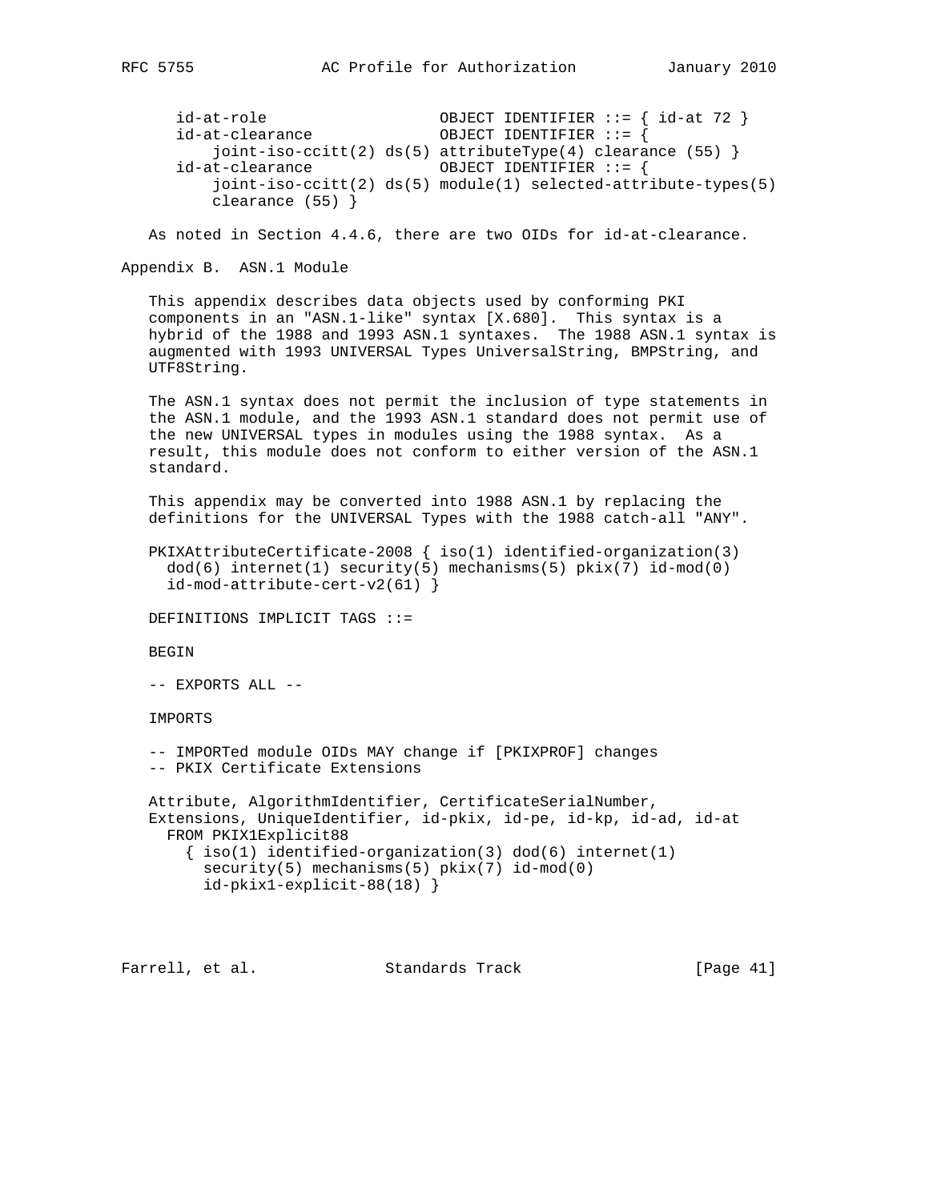```
   id-at-role                   OBJECT IDENTIFIER ::= { id-at 72 }
   id-at-clearance              OBJECT IDENTIFIER ::= {
       joint-iso-ccitt(2) ds(5) attributeType(4) clearance (55) }
   id-at-clearance              OBJECT IDENTIFIER ::= {
       joint-iso-ccitt(2) ds(5) module(1) selected-attribute-types(5)
       clearance (55) }
```

As noted in Section 4.4.6, there are two OIDs for id-at-clearance.

## Appendix B. ASN.1 Module

This appendix describes data objects used by conforming PKI components in an "ASN.1-like" syntax [X.680]. This syntax is a hybrid of the 1988 and 1993 ASN.1 syntaxes. The 1988 ASN.1 syntax is augmented with 1993 UNIVERSAL Types UniversalString, BMPString, and UTF8String.

The ASN.1 syntax does not permit the inclusion of type statements in the ASN.1 module, and the 1993 ASN.1 standard does not permit use of the new UNIVERSAL types in modules using the 1988 syntax. As a result, this module does not conform to either version of the ASN.1 standard.

This appendix may be converted into 1988 ASN.1 by replacing the definitions for the UNIVERSAL Types with the 1988 catch-all "ANY".

```
PKIXAttributeCertificate-2008 { iso(1) identified-organization(3)
  dod(6) internet(1) security(5) mechanisms(5) pkix(7) id-mod(0)
  id-mod-attribute-cert-v2(61) }

DEFINITIONS IMPLICIT TAGS ::=

BEGIN

-- EXPORTS ALL --

IMPORTS

-- IMPORTed module OIDs MAY change if [PKIXPROF] changes
-- PKIX Certificate Extensions

Attribute, AlgorithmIdentifier, CertificateSerialNumber,
Extensions, UniqueIdentifier, id-pkix, id-pe, id-kp, id-ad, id-at
  FROM PKIX1Explicit88
    { iso(1) identified-organization(3) dod(6) internet(1)
      security(5) mechanisms(5) pkix(7) id-mod(0)
      id-pkix1-explicit-88(18) }
```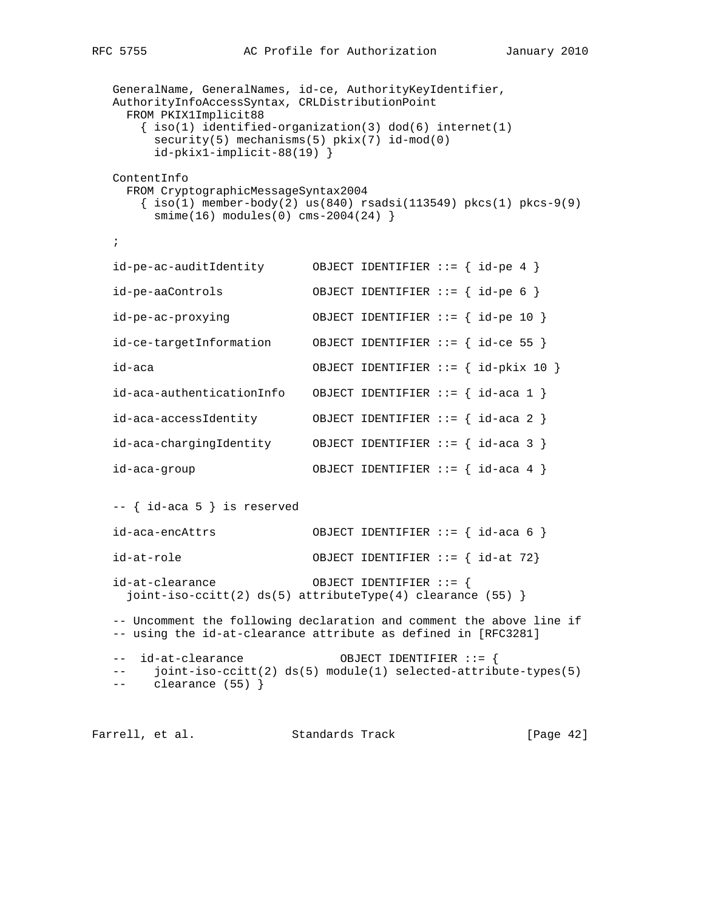```
   GeneralName, GeneralNames, id-ce, AuthorityKeyIdentifier,
   AuthorityInfoAccessSyntax, CRLDistributionPoint
     FROM PKIX1Implicit88
       { iso(1) identified-organization(3) dod(6) internet(1)
         security(5) mechanisms(5) pkix(7) id-mod(0)
         id-pkix1-implicit-88(19) }

   ContentInfo
     FROM CryptographicMessageSyntax2004
       { iso(1) member-body(2) us(840) rsadsi(113549) pkcs(1) pkcs-9(9)
         smime(16) modules(0) cms-2004(24) }

   ;

   id-pe-ac-auditIdentity       OBJECT IDENTIFIER ::= { id-pe 4 }

   id-pe-aaControls             OBJECT IDENTIFIER ::= { id-pe 6 }

   id-pe-ac-proxying            OBJECT IDENTIFIER ::= { id-pe 10 }

   id-ce-targetInformation      OBJECT IDENTIFIER ::= { id-ce 55 }

   id-aca                       OBJECT IDENTIFIER ::= { id-pkix 10 }

   id-aca-authenticationInfo    OBJECT IDENTIFIER ::= { id-aca 1 }

   id-aca-accessIdentity        OBJECT IDENTIFIER ::= { id-aca 2 }

   id-aca-chargingIdentity      OBJECT IDENTIFIER ::= { id-aca 3 }

   id-aca-group                 OBJECT IDENTIFIER ::= { id-aca 4 }


   -- { id-aca 5 } is reserved

   id-aca-encAttrs              OBJECT IDENTIFIER ::= { id-aca 6 }

   id-at-role                   OBJECT IDENTIFIER ::= { id-at 72}

   id-at-clearance              OBJECT IDENTIFIER ::= {
     joint-iso-ccitt(2) ds(5) attributeType(4) clearance (55) }

   -- Uncomment the following declaration and comment the above line if
   -- using the id-at-clearance attribute as defined in [RFC3281]

   --  id-at-clearance              OBJECT IDENTIFIER ::= {
   --     joint-iso-ccitt(2) ds(5) module(1) selected-attribute-types(5)
   --     clearance (55) }
```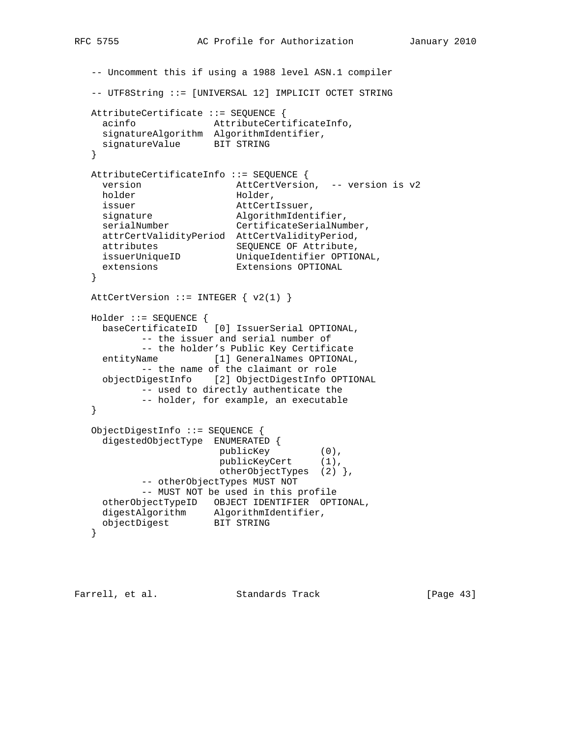```
-- Uncomment this if using a 1988 level ASN.1 compiler

-- UTF8String ::= [UNIVERSAL 12] IMPLICIT OCTET STRING

AttributeCertificate ::= SEQUENCE {
  acinfo              AttributeCertificateInfo,
  signatureAlgorithm  AlgorithmIdentifier,
  signatureValue      BIT STRING
}

AttributeCertificateInfo ::= SEQUENCE {
  version                AttCertVersion,  -- version is v2
  holder                 Holder,
  issuer                 AttCertIssuer,
  signature              AlgorithmIdentifier,
  serialNumber           CertificateSerialNumber,
  attrCertValidityPeriod AttCertValidityPeriod,
  attributes             SEQUENCE OF Attribute,
  issuerUniqueID         UniqueIdentifier OPTIONAL,
  extensions             Extensions OPTIONAL
}

AttCertVersion ::= INTEGER { v2(1) }

Holder ::= SEQUENCE {
  baseCertificateID   [0] IssuerSerial OPTIONAL,
         -- the issuer and serial number of
         -- the holder's Public Key Certificate
  entityName          [1] GeneralNames OPTIONAL,
         -- the name of the claimant or role
  objectDigestInfo    [2] ObjectDigestInfo OPTIONAL
         -- used to directly authenticate the
         -- holder, for example, an executable
}

ObjectDigestInfo ::= SEQUENCE {
  digestedObjectType  ENUMERATED {
                       publicKey         (0),
                       publicKeyCert     (1),
                       otherObjectTypes  (2) },
         -- otherObjectTypes MUST NOT
         -- MUST NOT be used in this profile
  otherObjectTypeID   OBJECT IDENTIFIER  OPTIONAL,
  digestAlgorithm     AlgorithmIdentifier,
  objectDigest        BIT STRING
}
```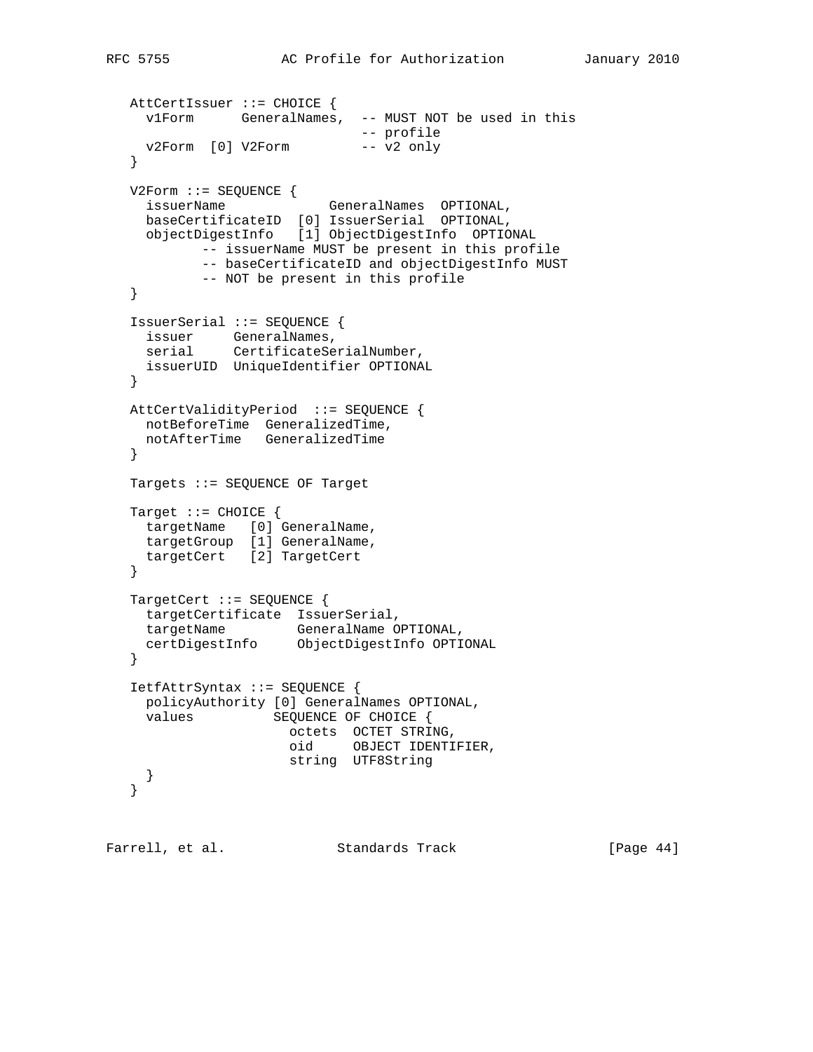```
AttCertIssuer ::= CHOICE {
  v1Form      GeneralNames,  -- MUST NOT be used in this
                             -- profile
  v2Form  [0] V2Form         -- v2 only
}

V2Form ::= SEQUENCE {
  issuerName             GeneralNames  OPTIONAL,
  baseCertificateID  [0] IssuerSerial  OPTIONAL,
  objectDigestInfo   [1] ObjectDigestInfo  OPTIONAL
         -- issuerName MUST be present in this profile
         -- baseCertificateID and objectDigestInfo MUST
         -- NOT be present in this profile
}

IssuerSerial ::= SEQUENCE {
  issuer     GeneralNames,
  serial     CertificateSerialNumber,
  issuerUID  UniqueIdentifier OPTIONAL
}

AttCertValidityPeriod  ::= SEQUENCE {
  notBeforeTime  GeneralizedTime,
  notAfterTime   GeneralizedTime
}

Targets ::= SEQUENCE OF Target

Target ::= CHOICE {
  targetName   [0] GeneralName,
  targetGroup  [1] GeneralName,
  targetCert   [2] TargetCert
}

TargetCert ::= SEQUENCE {
  targetCertificate  IssuerSerial,
  targetName         GeneralName OPTIONAL,
  certDigestInfo     ObjectDigestInfo OPTIONAL
}

IetfAttrSyntax ::= SEQUENCE {
  policyAuthority [0] GeneralNames OPTIONAL,
  values          SEQUENCE OF CHOICE {
                    octets  OCTET STRING,
                    oid     OBJECT IDENTIFIER,
                    string  UTF8String
  }
}
```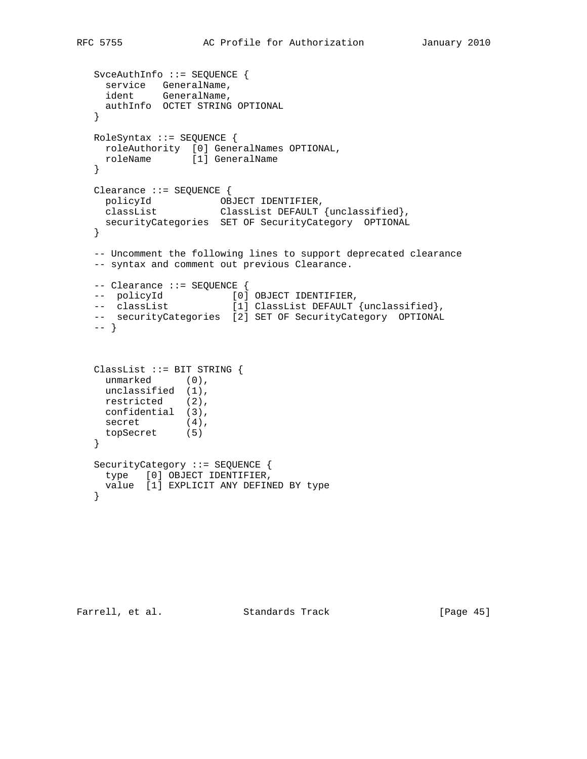```
   SvceAuthInfo ::= SEQUENCE {
     service   GeneralName,
     ident     GeneralName,
     authInfo  OCTET STRING OPTIONAL
   }

   RoleSyntax ::= SEQUENCE {
     roleAuthority  [0] GeneralNames OPTIONAL,
     roleName       [1] GeneralName
   }

   Clearance ::= SEQUENCE {
     policyId            OBJECT IDENTIFIER,
     classList           ClassList DEFAULT {unclassified},
     securityCategories  SET OF SecurityCategory  OPTIONAL
   }

   -- Uncomment the following lines to support deprecated clearance
   -- syntax and comment out previous Clearance.

   -- Clearance ::= SEQUENCE {
   --  policyId            [0] OBJECT IDENTIFIER,
   --  classList           [1] ClassList DEFAULT {unclassified},
   --  securityCategories  [2] SET OF SecurityCategory  OPTIONAL
   -- }



   ClassList ::= BIT STRING {
     unmarked      (0),
     unclassified  (1),
     restricted    (2),
     confidential  (3),
     secret        (4),
     topSecret     (5)
   }

   SecurityCategory ::= SEQUENCE {
     type   [0] OBJECT IDENTIFIER,
     value  [1] EXPLICIT ANY DEFINED BY type
   }
```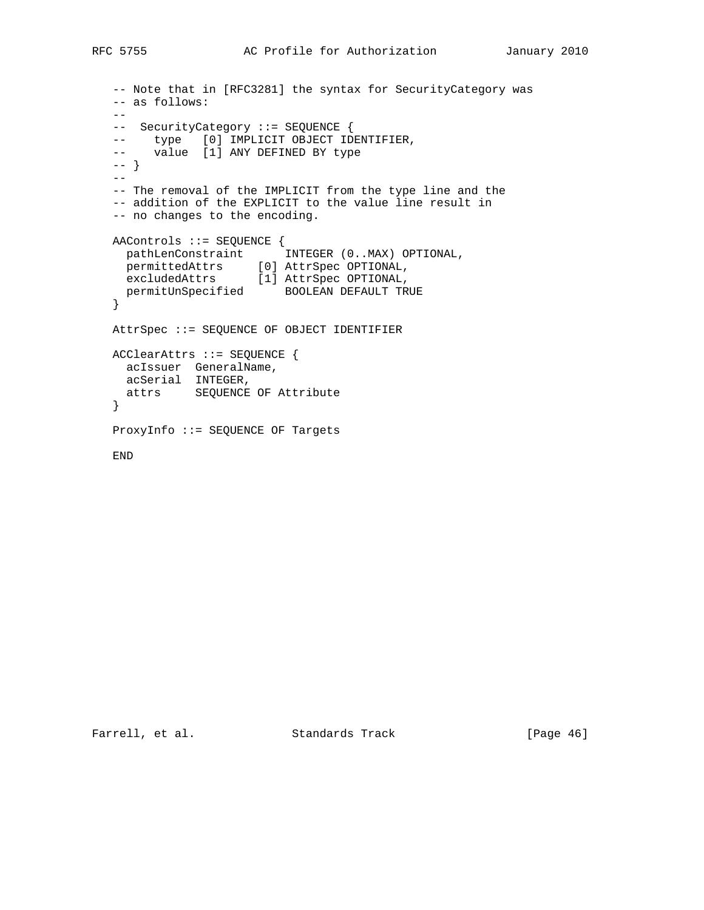```
   -- Note that in [RFC3281] the syntax for SecurityCategory was
   -- as follows:
   --
   --  SecurityCategory ::= SEQUENCE {
   --     type   [0] IMPLICIT OBJECT IDENTIFIER,
   --     value  [1] ANY DEFINED BY type
   -- }
   --
   -- The removal of the IMPLICIT from the type line and the
   -- addition of the EXPLICIT to the value line result in
   -- no changes to the encoding.

   AAControls ::= SEQUENCE {
     pathLenConstraint      INTEGER (0..MAX) OPTIONAL,
     permittedAttrs     [0] AttrSpec OPTIONAL,
     excludedAttrs      [1] AttrSpec OPTIONAL,
     permitUnSpecified      BOOLEAN DEFAULT TRUE
   }

   AttrSpec ::= SEQUENCE OF OBJECT IDENTIFIER

   ACClearAttrs ::= SEQUENCE {
     acIssuer  GeneralName,
     acSerial  INTEGER,
     attrs     SEQUENCE OF Attribute
   }

   ProxyInfo ::= SEQUENCE OF Targets

   END
```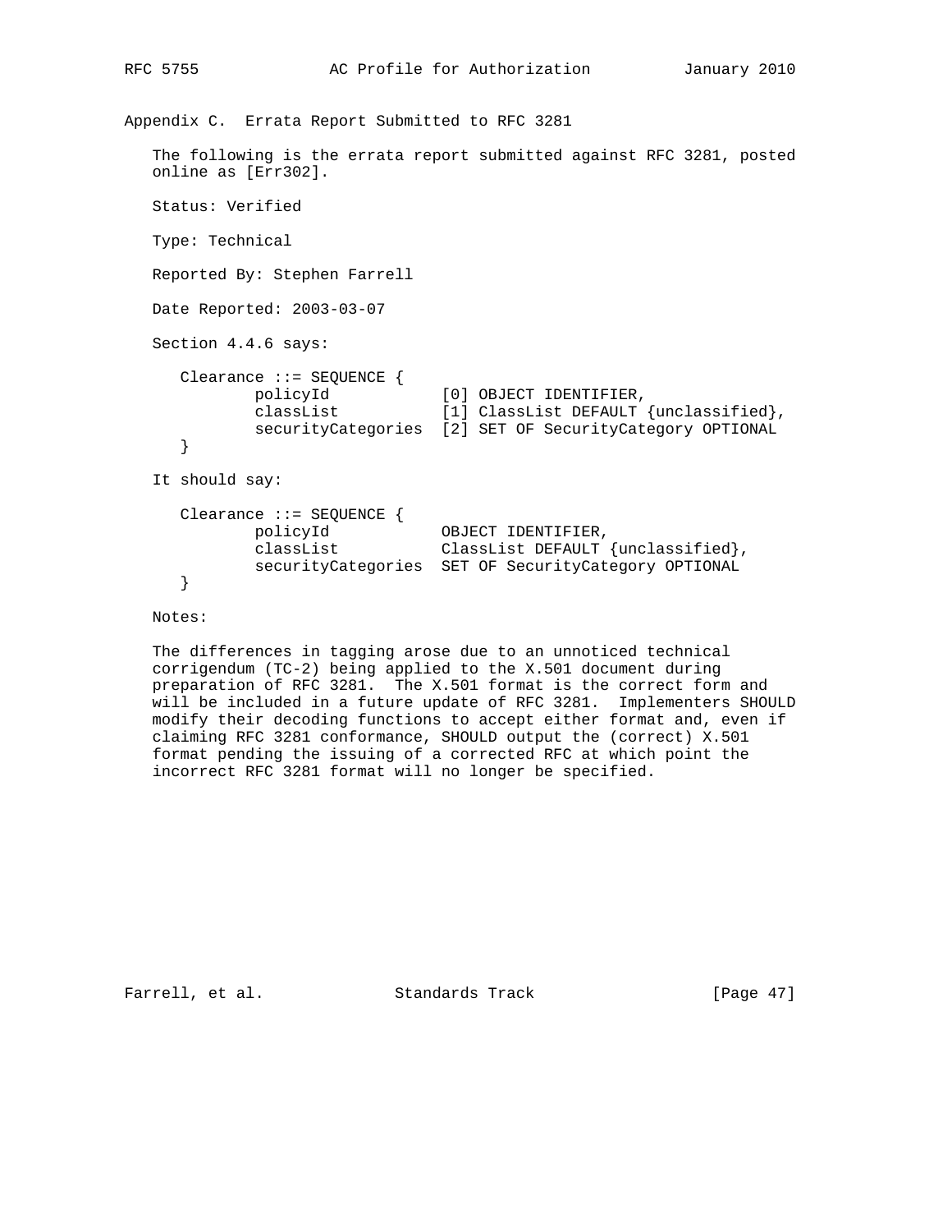## Appendix C. Errata Report Submitted to RFC 3281

The following is the errata report submitted against RFC 3281, posted online as [Err302].

Status: Verified

Type: Technical

Reported By: Stephen Farrell

Date Reported: 2003-03-07

Section 4.4.6 says:

```
Clearance ::= SEQUENCE {
        policyId            [0] OBJECT IDENTIFIER,
        classList           [1] ClassList DEFAULT {unclassified},
        securityCategories  [2] SET OF SecurityCategory OPTIONAL
}
```

It should say:

```
Clearance ::= SEQUENCE {
        policyId            OBJECT IDENTIFIER,
        classList           ClassList DEFAULT {unclassified},
        securityCategories  SET OF SecurityCategory OPTIONAL
}
```

Notes:

The differences in tagging arose due to an unnoticed technical corrigendum (TC-2) being applied to the X.501 document during preparation of RFC 3281. The X.501 format is the correct form and will be included in a future update of RFC 3281. Implementers SHOULD modify their decoding functions to accept either format and, even if claiming RFC 3281 conformance, SHOULD output the (correct) X.501 format pending the issuing of a corrected RFC at which point the incorrect RFC 3281 format will no longer be specified.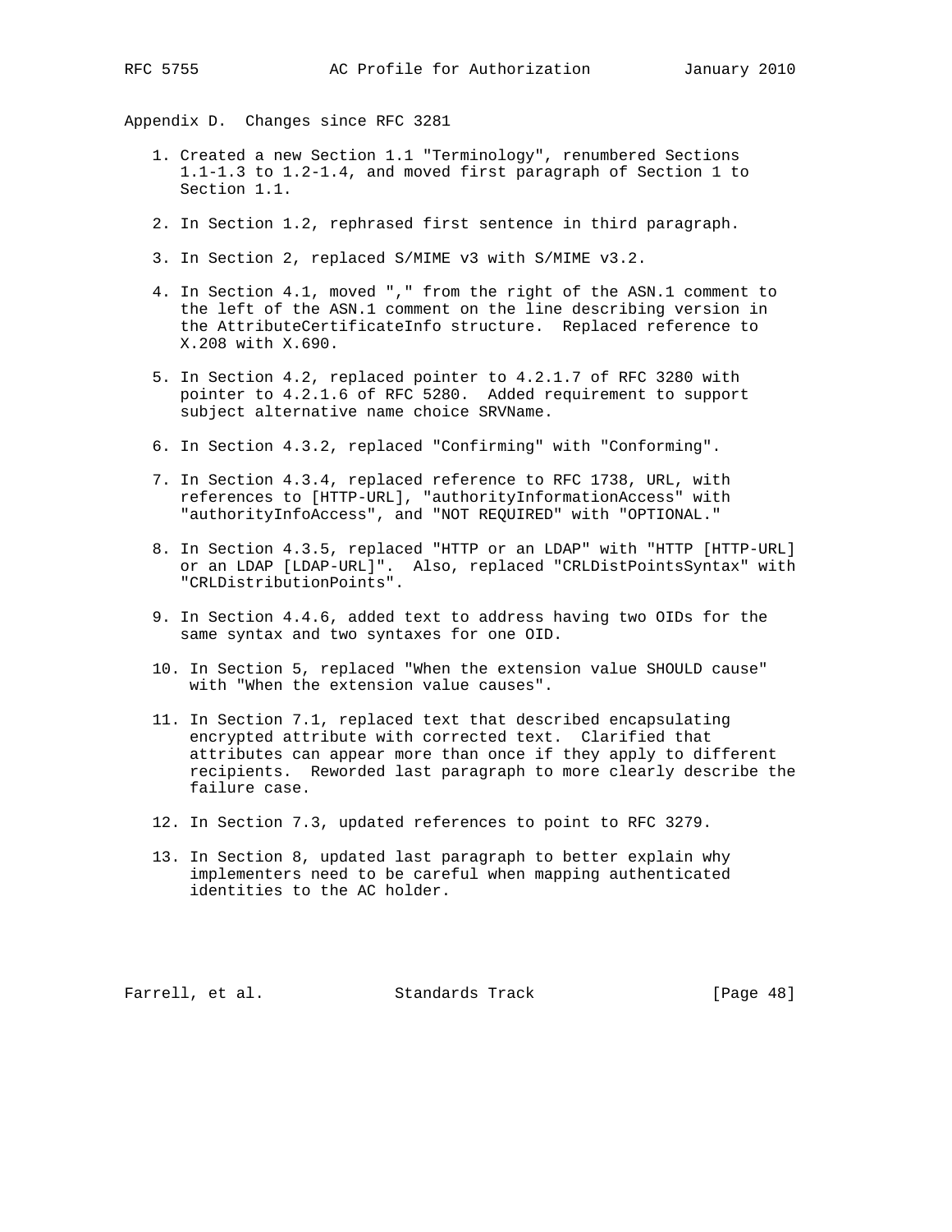## Appendix D. Changes since RFC 3281

1. Created a new Section 1.1 "Terminology", renumbered Sections 1.1-1.3 to 1.2-1.4, and moved first paragraph of Section 1 to Section 1.1.

2. In Section 1.2, rephrased first sentence in third paragraph.

3. In Section 2, replaced S/MIME v3 with S/MIME v3.2.

4. In Section 4.1, moved "," from the right of the ASN.1 comment to the left of the ASN.1 comment on the line describing version in the AttributeCertificateInfo structure. Replaced reference to X.208 with X.690.

5. In Section 4.2, replaced pointer to 4.2.1.7 of RFC 3280 with pointer to 4.2.1.6 of RFC 5280. Added requirement to support subject alternative name choice SRVName.

6. In Section 4.3.2, replaced "Confirming" with "Conforming".

7. In Section 4.3.4, replaced reference to RFC 1738, URL, with references to [HTTP-URL], "authorityInformationAccess" with "authorityInfoAccess", and "NOT REQUIRED" with "OPTIONAL."

8. In Section 4.3.5, replaced "HTTP or an LDAP" with "HTTP [HTTP-URL] or an LDAP [LDAP-URL]". Also, replaced "CRLDistPointsSyntax" with "CRLDistributionPoints".

9. In Section 4.4.6, added text to address having two OIDs for the same syntax and two syntaxes for one OID.

10. In Section 5, replaced "When the extension value SHOULD cause" with "When the extension value causes".

11. In Section 7.1, replaced text that described encapsulating encrypted attribute with corrected text. Clarified that attributes can appear more than once if they apply to different recipients. Reworded last paragraph to more clearly describe the failure case.

12. In Section 7.3, updated references to point to RFC 3279.

13. In Section 8, updated last paragraph to better explain why implementers need to be careful when mapping authenticated identities to the AC holder.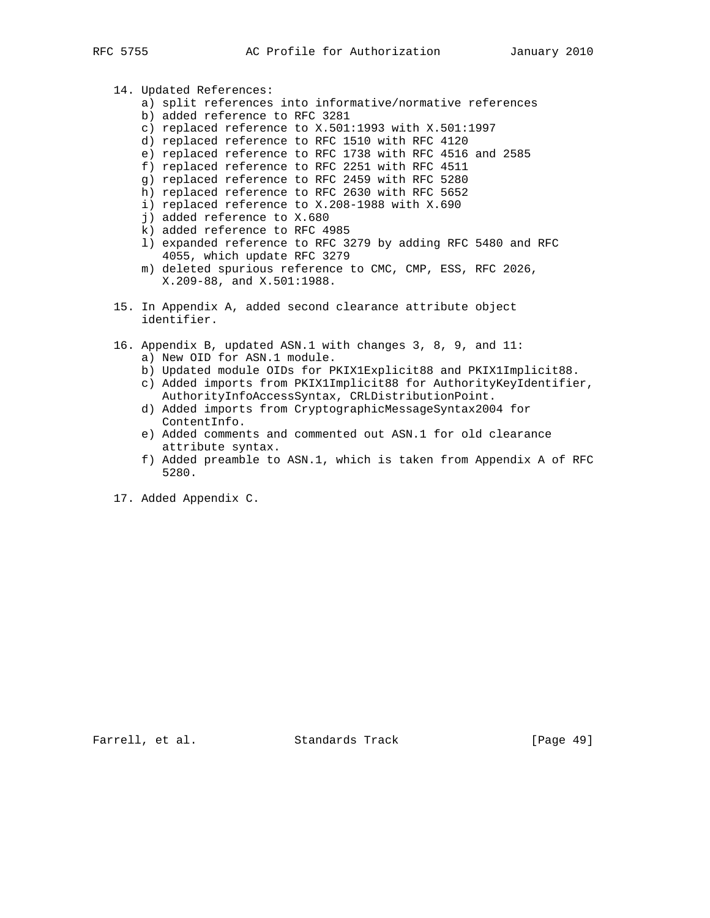14. Updated References:
    a) split references into informative/normative references
    b) added reference to RFC 3281
    c) replaced reference to X.501:1993 with X.501:1997
    d) replaced reference to RFC 1510 with RFC 4120
    e) replaced reference to RFC 1738 with RFC 4516 and 2585
    f) replaced reference to RFC 2251 with RFC 4511
    g) replaced reference to RFC 2459 with RFC 5280
    h) replaced reference to RFC 2630 with RFC 5652
    i) replaced reference to X.208-1988 with X.690
    j) added reference to X.680
    k) added reference to RFC 4985
    l) expanded reference to RFC 3279 by adding RFC 5480 and RFC 4055, which update RFC 3279
    m) deleted spurious reference to CMC, CMP, ESS, RFC 2026, X.209-88, and X.501:1988.

15. In Appendix A, added second clearance attribute object identifier.

16. Appendix B, updated ASN.1 with changes 3, 8, 9, and 11:
    a) New OID for ASN.1 module.
    b) Updated module OIDs for PKIX1Explicit88 and PKIX1Implicit88.
    c) Added imports from PKIX1Implicit88 for AuthorityKeyIdentifier, AuthorityInfoAccessSyntax, CRLDistributionPoint.
    d) Added imports from CryptographicMessageSyntax2004 for ContentInfo.
    e) Added comments and commented out ASN.1 for old clearance attribute syntax.
    f) Added preamble to ASN.1, which is taken from Appendix A of RFC 5280.

17. Added Appendix C.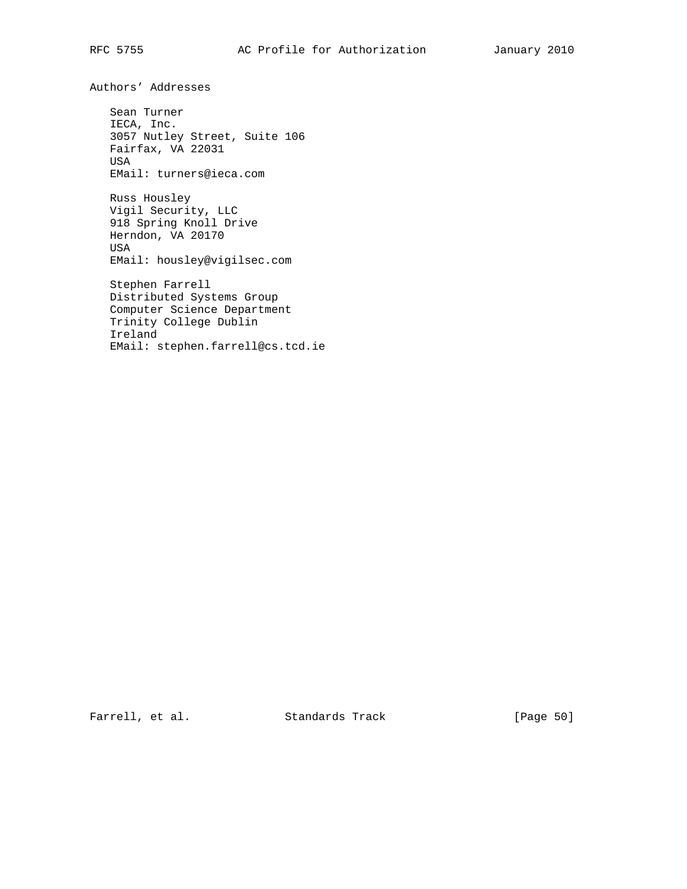## Authors' Addresses

Sean Turner
IECA, Inc.
3057 Nutley Street, Suite 106
Fairfax, VA 22031
USA
EMail: turners@ieca.com

Russ Housley
Vigil Security, LLC
918 Spring Knoll Drive
Herndon, VA 20170
USA
EMail: housley@vigilsec.com

Stephen Farrell
Distributed Systems Group
Computer Science Department
Trinity College Dublin
Ireland
EMail: stephen.farrell@cs.tcd.ie